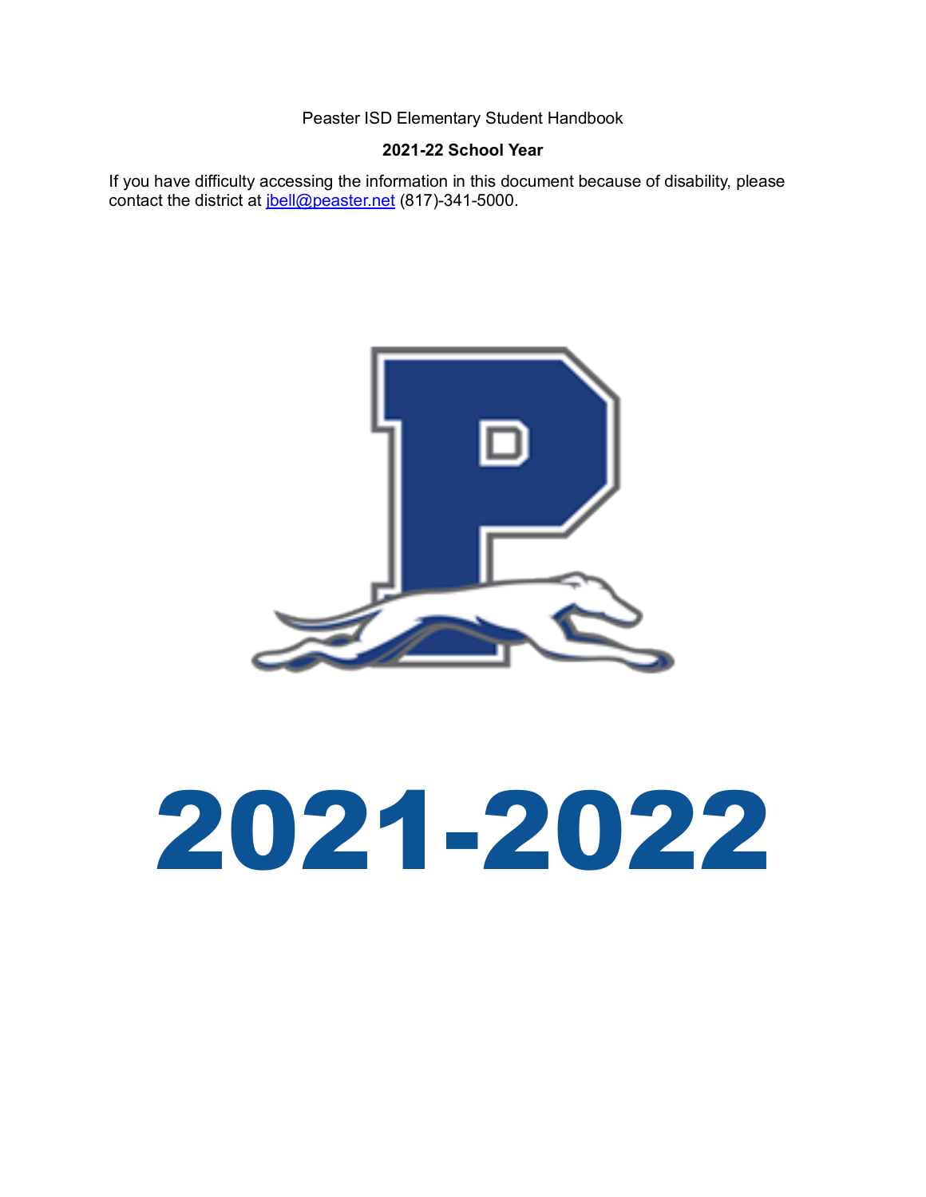Peaster ISD Elementary Student Handbook

**2021-22 School Year**

If you have difficulty accessing the information in this document because of disability, please contact the district at jbell@peaster.net (817)-341-5000.

# 2021-2022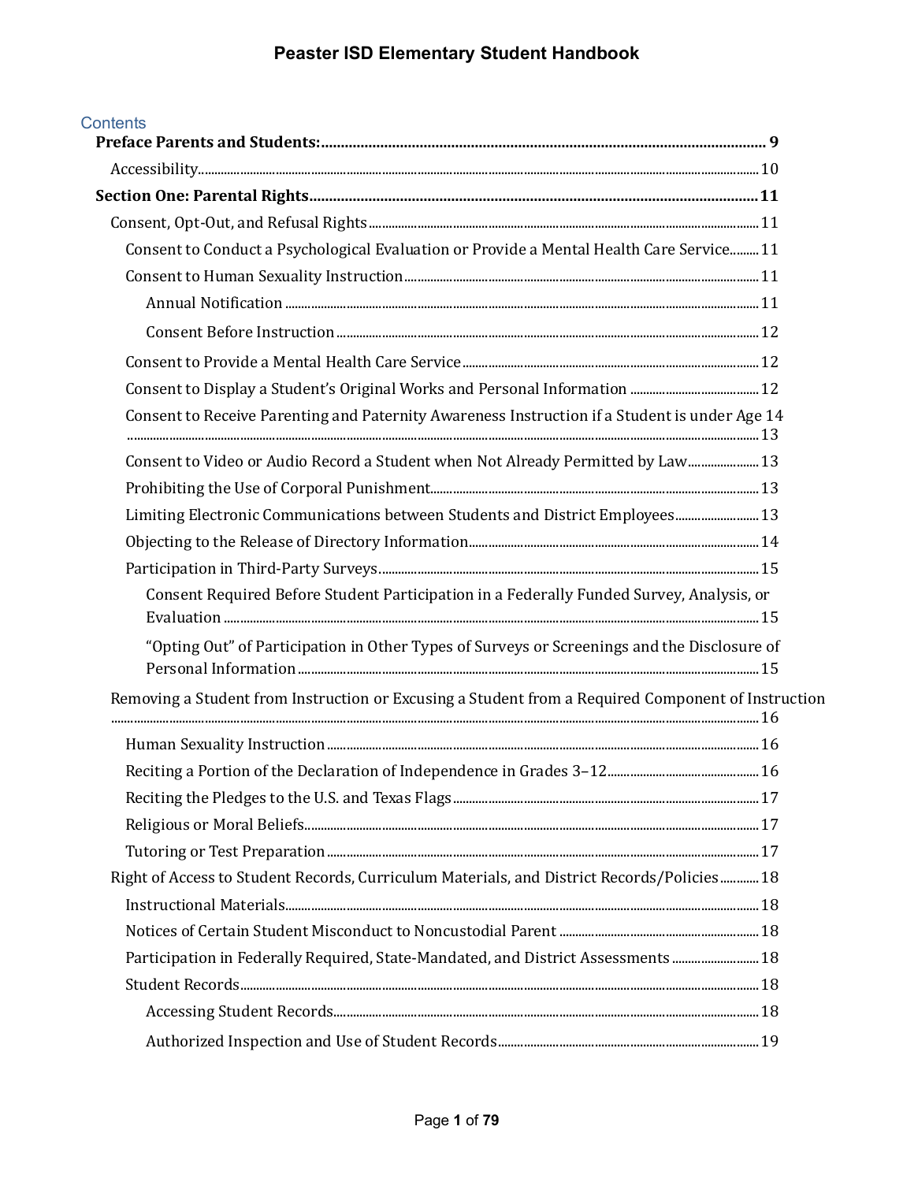# Peaster ISD Elementary Student Handbook

## Contents

- **Preface Parents and Students: 9**
  - Accessibility 10
- **Section One: Parental Rights 11**
  - Consent, Opt-Out, and Refusal Rights 11
    - Consent to Conduct a Psychological Evaluation or Provide a Mental Health Care Service 11
    - Consent to Human Sexuality Instruction 11
      - Annual Notification 11
      - Consent Before Instruction 12
    - Consent to Provide a Mental Health Care Service 12
    - Consent to Display a Student's Original Works and Personal Information 12
    - Consent to Receive Parenting and Paternity Awareness Instruction if a Student is under Age 14 13
    - Consent to Video or Audio Record a Student when Not Already Permitted by Law 13
    - Prohibiting the Use of Corporal Punishment 13
    - Limiting Electronic Communications between Students and District Employees 13
    - Objecting to the Release of Directory Information 14
    - Participation in Third-Party Surveys 15
      - Consent Required Before Student Participation in a Federally Funded Survey, Analysis, or Evaluation 15
      - "Opting Out" of Participation in Other Types of Surveys or Screenings and the Disclosure of Personal Information 15
  - Removing a Student from Instruction or Excusing a Student from a Required Component of Instruction 16
    - Human Sexuality Instruction 16
    - Reciting a Portion of the Declaration of Independence in Grades 3–12 16
    - Reciting the Pledges to the U.S. and Texas Flags 17
    - Religious or Moral Beliefs 17
    - Tutoring or Test Preparation 17
  - Right of Access to Student Records, Curriculum Materials, and District Records/Policies 18
    - Instructional Materials 18
    - Notices of Certain Student Misconduct to Noncustodial Parent 18
    - Participation in Federally Required, State-Mandated, and District Assessments 18
    - Student Records 18
      - Accessing Student Records 18
      - Authorized Inspection and Use of Student Records 19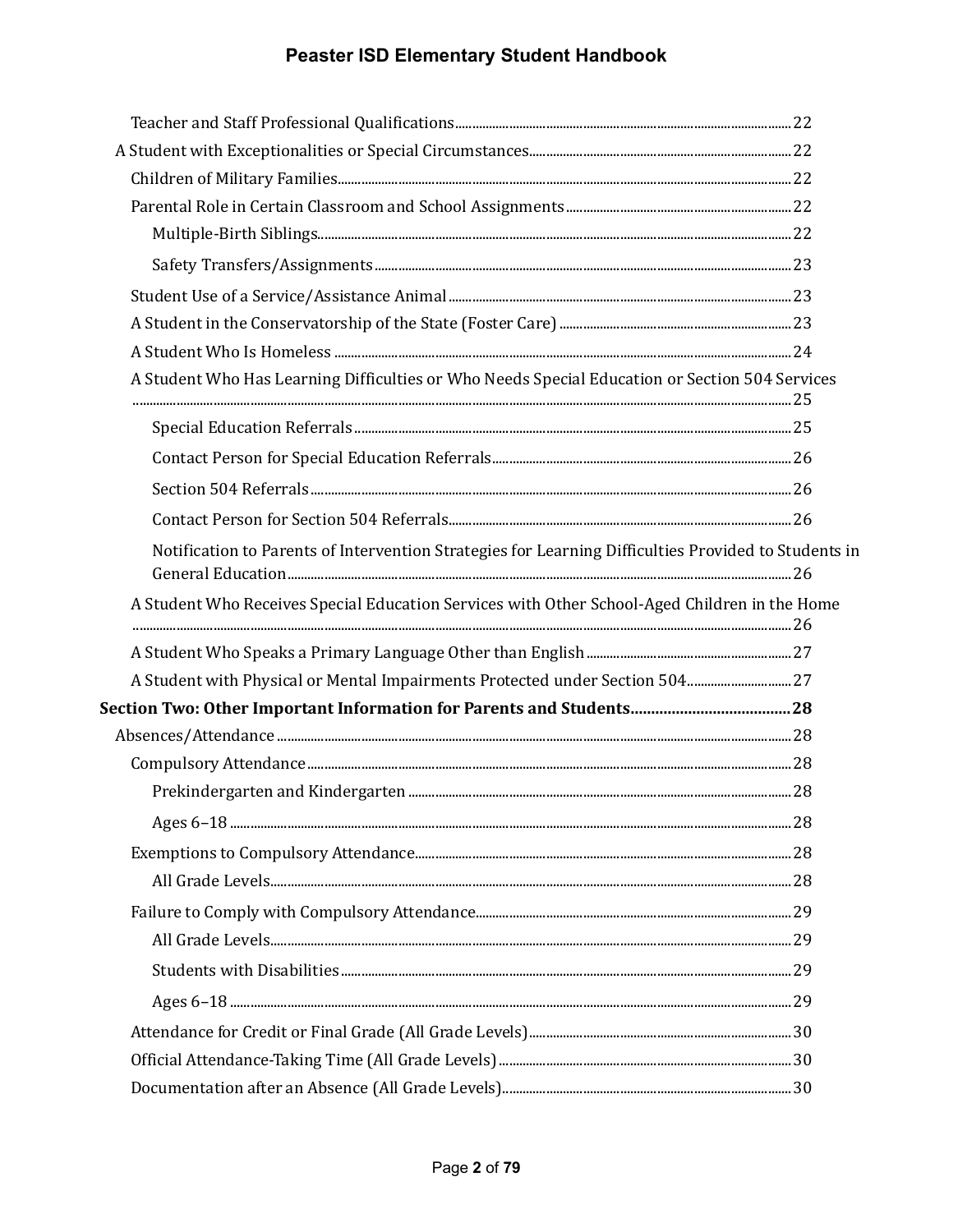Teacher and Staff Professional Qualifications ..................................................................... 22

A Student with Exceptionalities or Special Circumstances ..................................................... 22

Children of Military Families ....................................................................................................... 22

Parental Role in Certain Classroom and School Assignments ................................................. 22

Multiple-Birth Siblings ................................................................................................................ 22

Safety Transfers/Assignments ................................................................................................... 23

Student Use of a Service/Assistance Animal ............................................................................ 23

A Student in the Conservatorship of the State (Foster Care) ................................................... 23

A Student Who Is Homeless ....................................................................................................... 24

A Student Who Has Learning Difficulties or Who Needs Special Education or Section 504 Services ..................................................................................................................................... 25

Special Education Referrals ........................................................................................................ 25

Contact Person for Special Education Referrals ...................................................................... 26

Section 504 Referrals .................................................................................................................. 26

Contact Person for Section 504 Referrals ................................................................................. 26

Notification to Parents of Intervention Strategies for Learning Difficulties Provided to Students in General Education ....................................................................................................................... 26

A Student Who Receives Special Education Services with Other School-Aged Children in the Home ......................................................................................................................................... 26

A Student Who Speaks a Primary Language Other than English ............................................ 27

A Student with Physical or Mental Impairments Protected under Section 504 ..................... 27

**Section Two: Other Important Information for Parents and Students ....................................... 28**

Absences/Attendance ................................................................................................................. 28

Compulsory Attendance ............................................................................................................. 28

Prekindergarten and Kindergarten ............................................................................................ 28

Ages 6–18 .................................................................................................................................... 28

Exemptions to Compulsory Attendance .................................................................................... 28

All Grade Levels .......................................................................................................................... 28

Failure to Comply with Compulsory Attendance ...................................................................... 29

All Grade Levels .......................................................................................................................... 29

Students with Disabilities ........................................................................................................... 29

Ages 6–18 .................................................................................................................................... 29

Attendance for Credit or Final Grade (All Grade Levels) ......................................................... 30

Official Attendance-Taking Time (All Grade Levels) ................................................................. 30

Documentation after an Absence (All Grade Levels) ............................................................... 30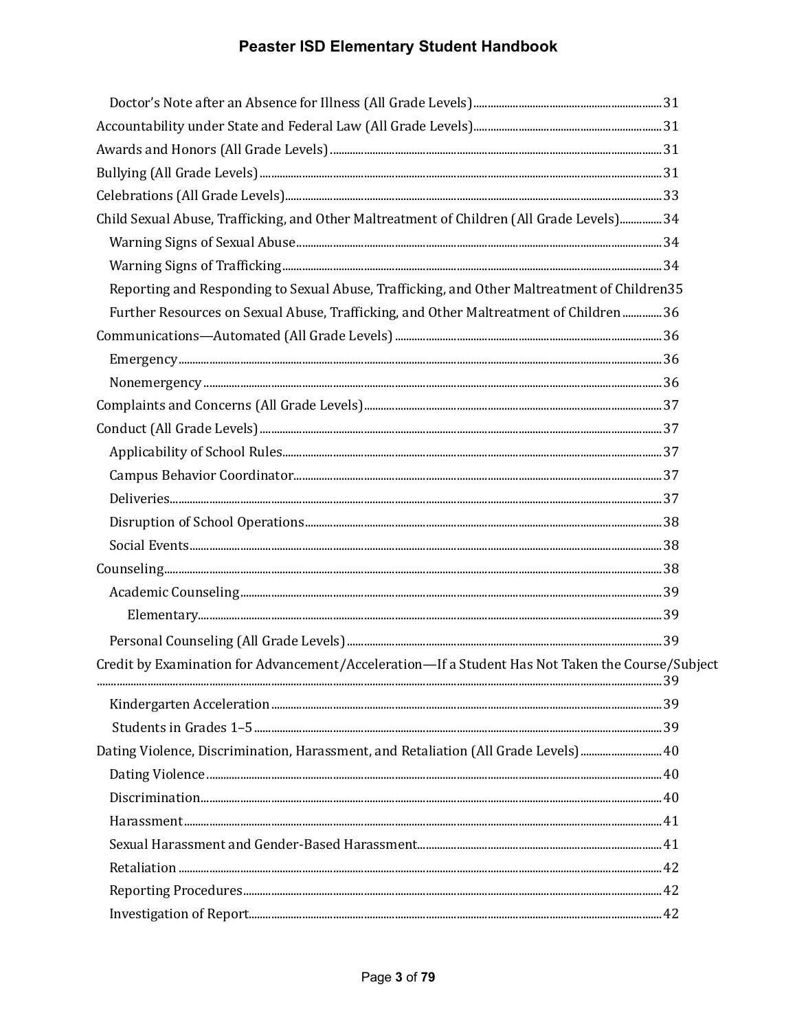Doctor's Note after an Absence for Illness (All Grade Levels) ... 31

Accountability under State and Federal Law (All Grade Levels) ... 31

Awards and Honors (All Grade Levels) ... 31

Bullying (All Grade Levels) ... 31

Celebrations (All Grade Levels) ... 33

Child Sexual Abuse, Trafficking, and Other Maltreatment of Children (All Grade Levels) ... 34

- Warning Signs of Sexual Abuse ... 34
- Warning Signs of Trafficking ... 34
- Reporting and Responding to Sexual Abuse, Trafficking, and Other Maltreatment of Children 35
- Further Resources on Sexual Abuse, Trafficking, and Other Maltreatment of Children ... 36

Communications—Automated (All Grade Levels) ... 36

- Emergency ... 36
- Nonemergency ... 36

Complaints and Concerns (All Grade Levels) ... 37

Conduct (All Grade Levels) ... 37

- Applicability of School Rules ... 37
- Campus Behavior Coordinator ... 37
- Deliveries ... 37
- Disruption of School Operations ... 38
- Social Events ... 38

Counseling ... 38

- Academic Counseling ... 39
  - Elementary ... 39
- Personal Counseling (All Grade Levels) ... 39

Credit by Examination for Advancement/Acceleration—If a Student Has Not Taken the Course/Subject ... 39

- Kindergarten Acceleration ... 39
- Students in Grades 1–5 ... 39

Dating Violence, Discrimination, Harassment, and Retaliation (All Grade Levels) ... 40

- Dating Violence ... 40
- Discrimination ... 40
- Harassment ... 41
- Sexual Harassment and Gender-Based Harassment ... 41
- Retaliation ... 42
- Reporting Procedures ... 42
- Investigation of Report ... 42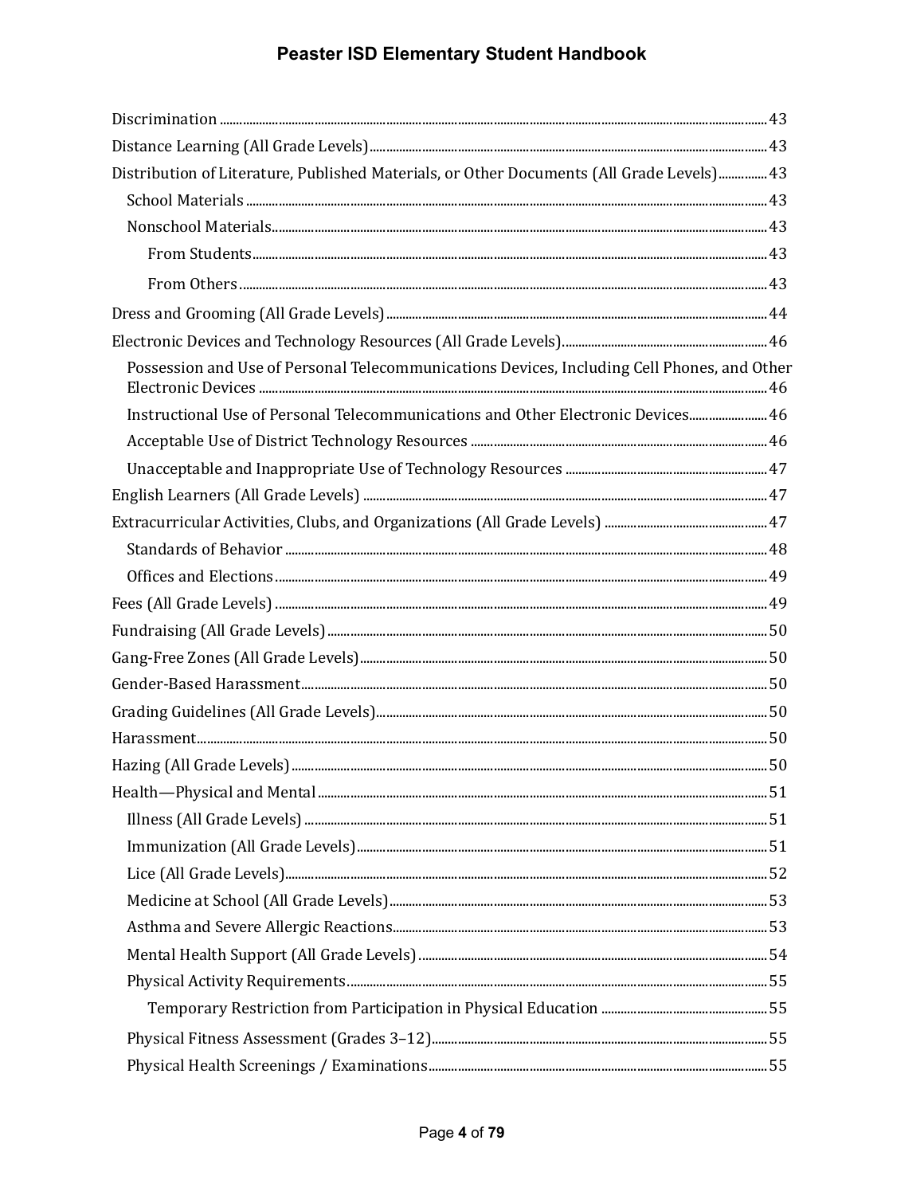Discrimination ........ 43

Distance Learning (All Grade Levels) ........ 43

Distribution of Literature, Published Materials, or Other Documents (All Grade Levels) ........ 43

- School Materials ........ 43
- Nonschool Materials ........ 43
  - From Students ........ 43
  - From Others ........ 43

Dress and Grooming (All Grade Levels) ........ 44

Electronic Devices and Technology Resources (All Grade Levels) ........ 46

- Possession and Use of Personal Telecommunications Devices, Including Cell Phones, and Other Electronic Devices ........ 46
- Instructional Use of Personal Telecommunications and Other Electronic Devices ........ 46
- Acceptable Use of District Technology Resources ........ 46
- Unacceptable and Inappropriate Use of Technology Resources ........ 47

English Learners (All Grade Levels) ........ 47

Extracurricular Activities, Clubs, and Organizations (All Grade Levels) ........ 47

- Standards of Behavior ........ 48
- Offices and Elections ........ 49

Fees (All Grade Levels) ........ 49

Fundraising (All Grade Levels) ........ 50

Gang-Free Zones (All Grade Levels) ........ 50

Gender-Based Harassment ........ 50

Grading Guidelines (All Grade Levels) ........ 50

Harassment ........ 50

Hazing (All Grade Levels) ........ 50

Health—Physical and Mental ........ 51

- Illness (All Grade Levels) ........ 51
- Immunization (All Grade Levels) ........ 51
- Lice (All Grade Levels) ........ 52
- Medicine at School (All Grade Levels) ........ 53
- Asthma and Severe Allergic Reactions ........ 53
- Mental Health Support (All Grade Levels) ........ 54
- Physical Activity Requirements ........ 55
  - Temporary Restriction from Participation in Physical Education ........ 55
- Physical Fitness Assessment (Grades 3–12) ........ 55
- Physical Health Screenings / Examinations ........ 55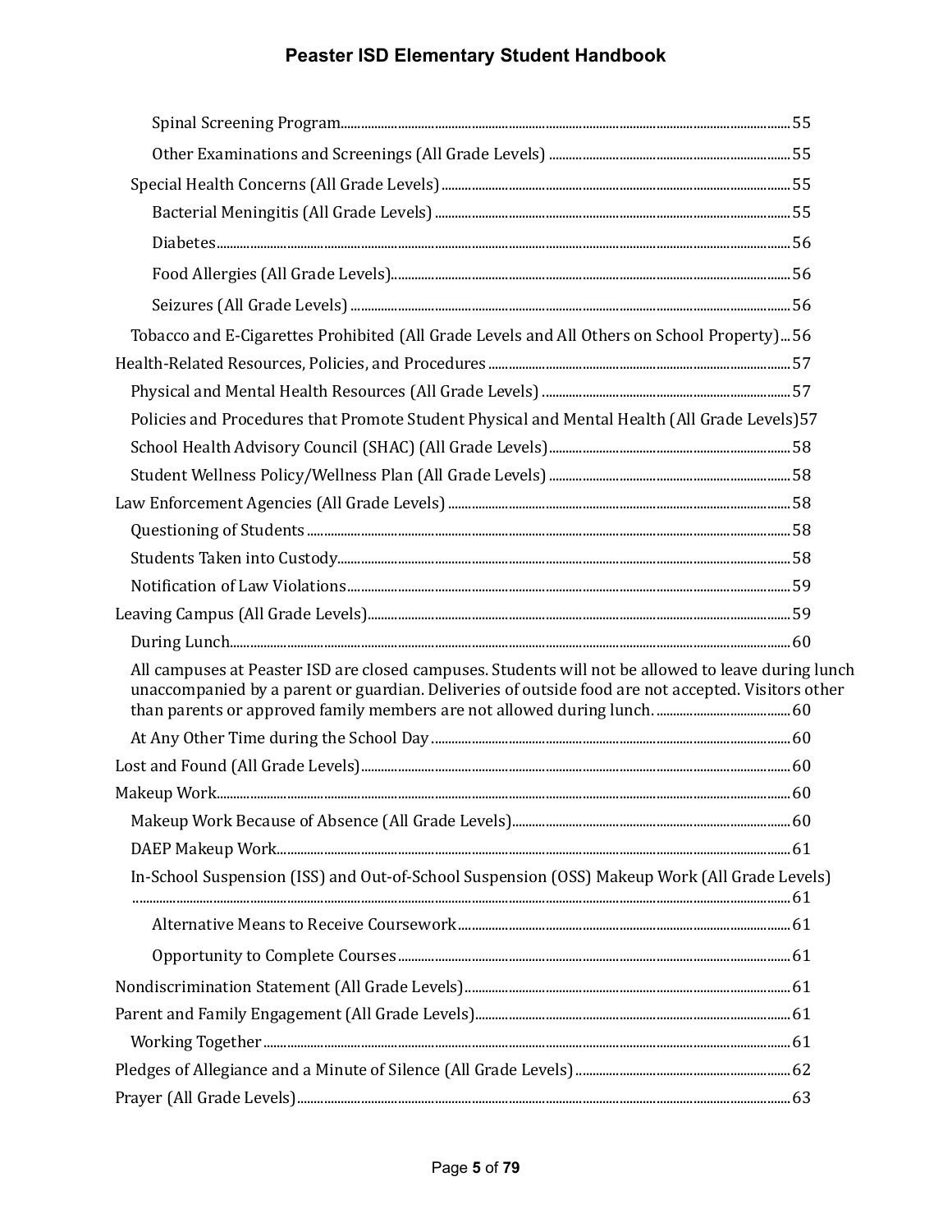- Spinal Screening Program....55
- Other Examinations and Screenings (All Grade Levels) ....55
- Special Health Concerns (All Grade Levels)....55
  - Bacterial Meningitis (All Grade Levels) ....55
  - Diabetes....56
  - Food Allergies (All Grade Levels)....56
  - Seizures (All Grade Levels) ....56
- Tobacco and E-Cigarettes Prohibited (All Grade Levels and All Others on School Property)...56

Health-Related Resources, Policies, and Procedures ....57

- Physical and Mental Health Resources (All Grade Levels) ....57
- Policies and Procedures that Promote Student Physical and Mental Health (All Grade Levels)57
- School Health Advisory Council (SHAC) (All Grade Levels)....58
- Student Wellness Policy/Wellness Plan (All Grade Levels) ....58

Law Enforcement Agencies (All Grade Levels) ....58

- Questioning of Students ....58
- Students Taken into Custody....58
- Notification of Law Violations....59

Leaving Campus (All Grade Levels)....59

- During Lunch....60
- All campuses at Peaster ISD are closed campuses. Students will not be allowed to leave during lunch unaccompanied by a parent or guardian. Deliveries of outside food are not accepted. Visitors other than parents or approved family members are not allowed during lunch. ....60
- At Any Other Time during the School Day ....60

Lost and Found (All Grade Levels)....60

Makeup Work....60

- Makeup Work Because of Absence (All Grade Levels)....60
- DAEP Makeup Work....61
- In-School Suspension (ISS) and Out-of-School Suspension (OSS) Makeup Work (All Grade Levels) ....61
  - Alternative Means to Receive Coursework....61
  - Opportunity to Complete Courses....61

Nondiscrimination Statement (All Grade Levels)....61

Parent and Family Engagement (All Grade Levels)....61

- Working Together ....61

Pledges of Allegiance and a Minute of Silence (All Grade Levels) ....62

Prayer (All Grade Levels)....63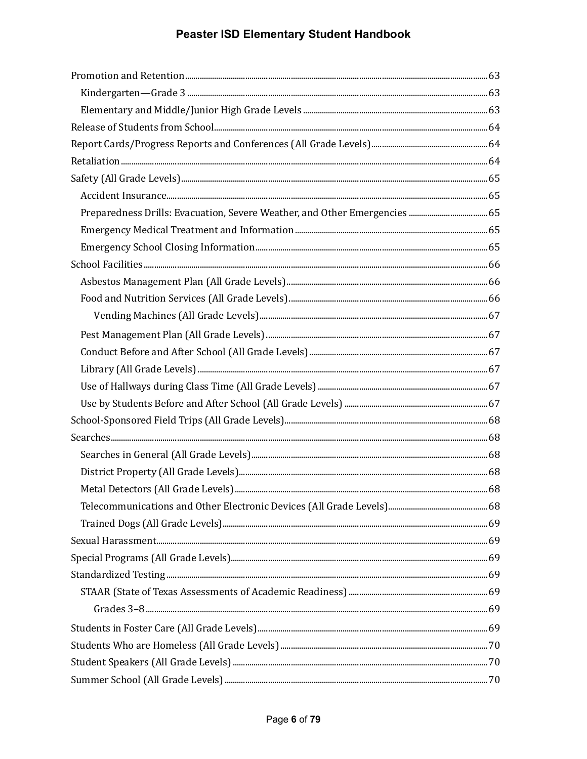- Promotion and Retention ........ 63
  - Kindergarten—Grade 3 ........ 63
  - Elementary and Middle/Junior High Grade Levels ........ 63
- Release of Students from School ........ 64
- Report Cards/Progress Reports and Conferences (All Grade Levels) ........ 64
- Retaliation ........ 64
- Safety (All Grade Levels) ........ 65
  - Accident Insurance ........ 65
  - Preparedness Drills: Evacuation, Severe Weather, and Other Emergencies ........ 65
  - Emergency Medical Treatment and Information ........ 65
  - Emergency School Closing Information ........ 65
- School Facilities ........ 66
  - Asbestos Management Plan (All Grade Levels) ........ 66
  - Food and Nutrition Services (All Grade Levels) ........ 66
    - Vending Machines (All Grade Levels) ........ 67
  - Pest Management Plan (All Grade Levels) ........ 67
  - Conduct Before and After School (All Grade Levels) ........ 67
  - Library (All Grade Levels) ........ 67
  - Use of Hallways during Class Time (All Grade Levels) ........ 67
  - Use by Students Before and After School (All Grade Levels) ........ 67
- School-Sponsored Field Trips (All Grade Levels) ........ 68
- Searches ........ 68
  - Searches in General (All Grade Levels) ........ 68
  - District Property (All Grade Levels) ........ 68
  - Metal Detectors (All Grade Levels) ........ 68
  - Telecommunications and Other Electronic Devices (All Grade Levels) ........ 68
  - Trained Dogs (All Grade Levels) ........ 69
- Sexual Harassment ........ 69
- Special Programs (All Grade Levels) ........ 69
- Standardized Testing ........ 69
  - STAAR (State of Texas Assessments of Academic Readiness) ........ 69
    - Grades 3–8 ........ 69
- Students in Foster Care (All Grade Levels) ........ 69
- Students Who are Homeless (All Grade Levels) ........ 70
- Student Speakers (All Grade Levels) ........ 70
- Summer School (All Grade Levels) ........ 70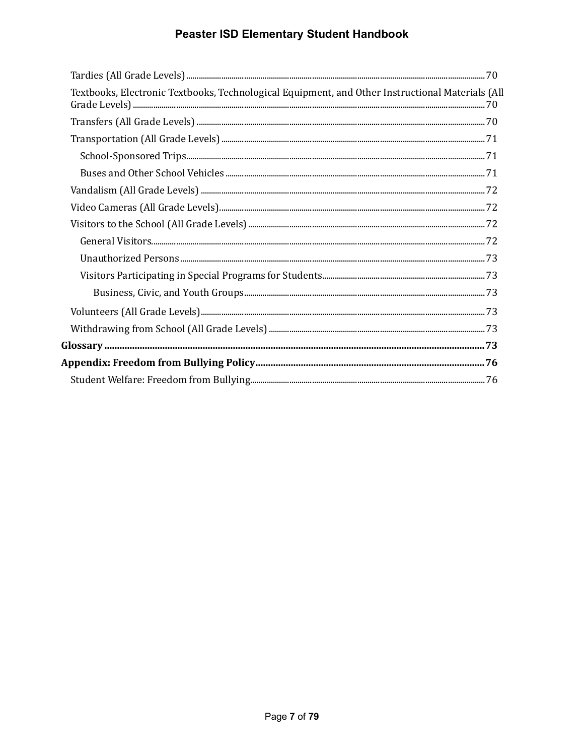- Tardies (All Grade Levels) ... 70
- Textbooks, Electronic Textbooks, Technological Equipment, and Other Instructional Materials (All Grade Levels) ... 70
- Transfers (All Grade Levels) ... 70
- Transportation (All Grade Levels) ... 71
  - School-Sponsored Trips ... 71
  - Buses and Other School Vehicles ... 71
- Vandalism (All Grade Levels) ... 72
- Video Cameras (All Grade Levels) ... 72
- Visitors to the School (All Grade Levels) ... 72
  - General Visitors ... 72
  - Unauthorized Persons ... 73
  - Visitors Participating in Special Programs for Students ... 73
    - Business, Civic, and Youth Groups ... 73
- Volunteers (All Grade Levels) ... 73
- Withdrawing from School (All Grade Levels) ... 73

**Glossary ... 73**

**Appendix: Freedom from Bullying Policy ... 76**

- Student Welfare: Freedom from Bullying ... 76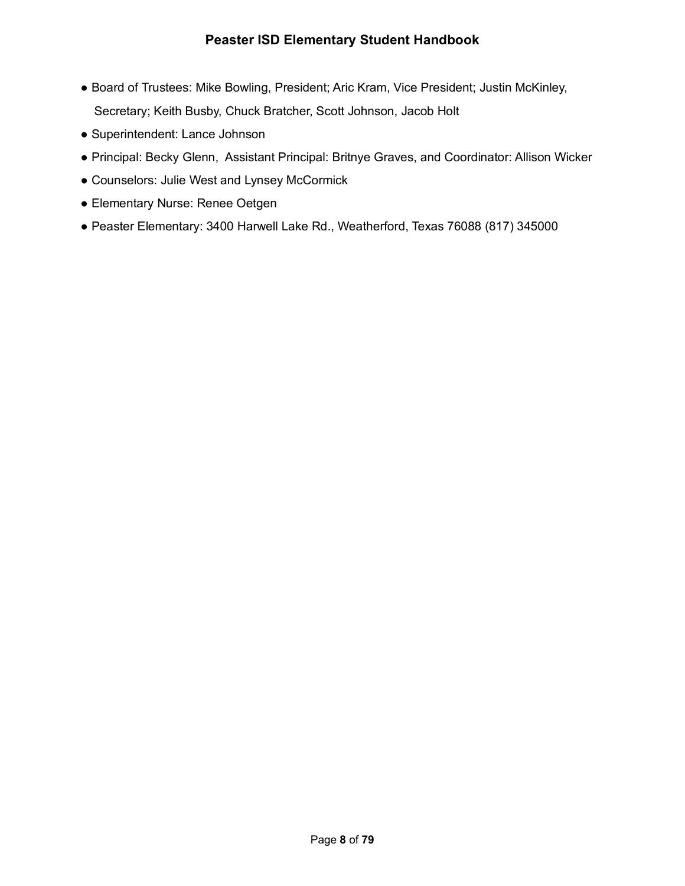- Board of Trustees: Mike Bowling, President; Aric Kram, Vice President; Justin McKinley, Secretary; Keith Busby, Chuck Bratcher, Scott Johnson, Jacob Holt
- Superintendent: Lance Johnson
- Principal: Becky Glenn, Assistant Principal: Britnye Graves, and Coordinator: Allison Wicker
- Counselors: Julie West and Lynsey McCormick
- Elementary Nurse: Renee Oetgen
- Peaster Elementary: 3400 Harwell Lake Rd., Weatherford, Texas 76088 (817) 345000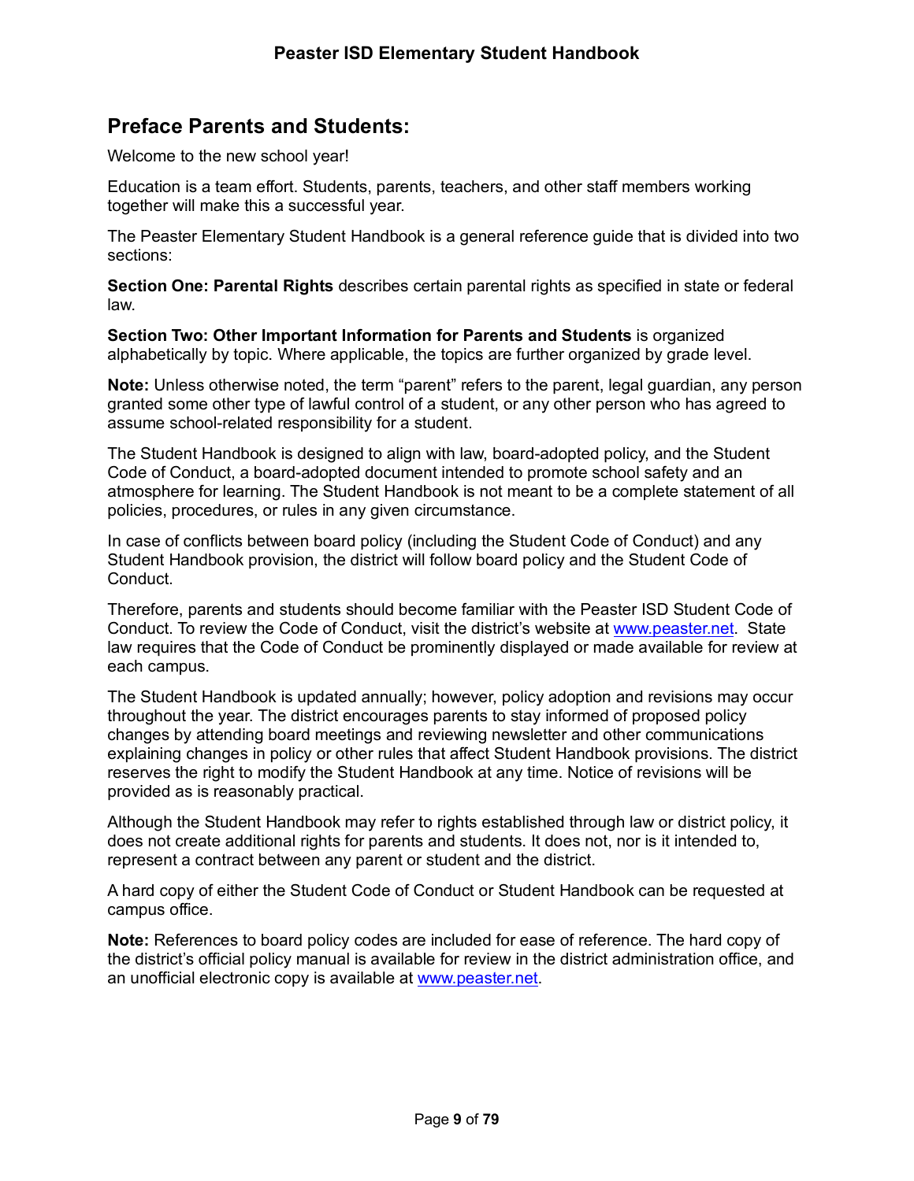## Preface Parents and Students:

Welcome to the new school year!

Education is a team effort. Students, parents, teachers, and other staff members working together will make this a successful year.

The Peaster Elementary Student Handbook is a general reference guide that is divided into two sections:

**Section One: Parental Rights** describes certain parental rights as specified in state or federal law.

**Section Two: Other Important Information for Parents and Students** is organized alphabetically by topic. Where applicable, the topics are further organized by grade level.

**Note:** Unless otherwise noted, the term “parent” refers to the parent, legal guardian, any person granted some other type of lawful control of a student, or any other person who has agreed to assume school-related responsibility for a student.

The Student Handbook is designed to align with law, board-adopted policy, and the Student Code of Conduct, a board-adopted document intended to promote school safety and an atmosphere for learning. The Student Handbook is not meant to be a complete statement of all policies, procedures, or rules in any given circumstance.

In case of conflicts between board policy (including the Student Code of Conduct) and any Student Handbook provision, the district will follow board policy and the Student Code of Conduct.

Therefore, parents and students should become familiar with the Peaster ISD Student Code of Conduct. To review the Code of Conduct, visit the district’s website at [www.peaster.net](http://www.peaster.net). State law requires that the Code of Conduct be prominently displayed or made available for review at each campus.

The Student Handbook is updated annually; however, policy adoption and revisions may occur throughout the year. The district encourages parents to stay informed of proposed policy changes by attending board meetings and reviewing newsletter and other communications explaining changes in policy or other rules that affect Student Handbook provisions. The district reserves the right to modify the Student Handbook at any time. Notice of revisions will be provided as is reasonably practical.

Although the Student Handbook may refer to rights established through law or district policy, it does not create additional rights for parents and students. It does not, nor is it intended to, represent a contract between any parent or student and the district.

A hard copy of either the Student Code of Conduct or Student Handbook can be requested at campus office.

**Note:** References to board policy codes are included for ease of reference. The hard copy of the district’s official policy manual is available for review in the district administration office, and an unofficial electronic copy is available at [www.peaster.net](http://www.peaster.net).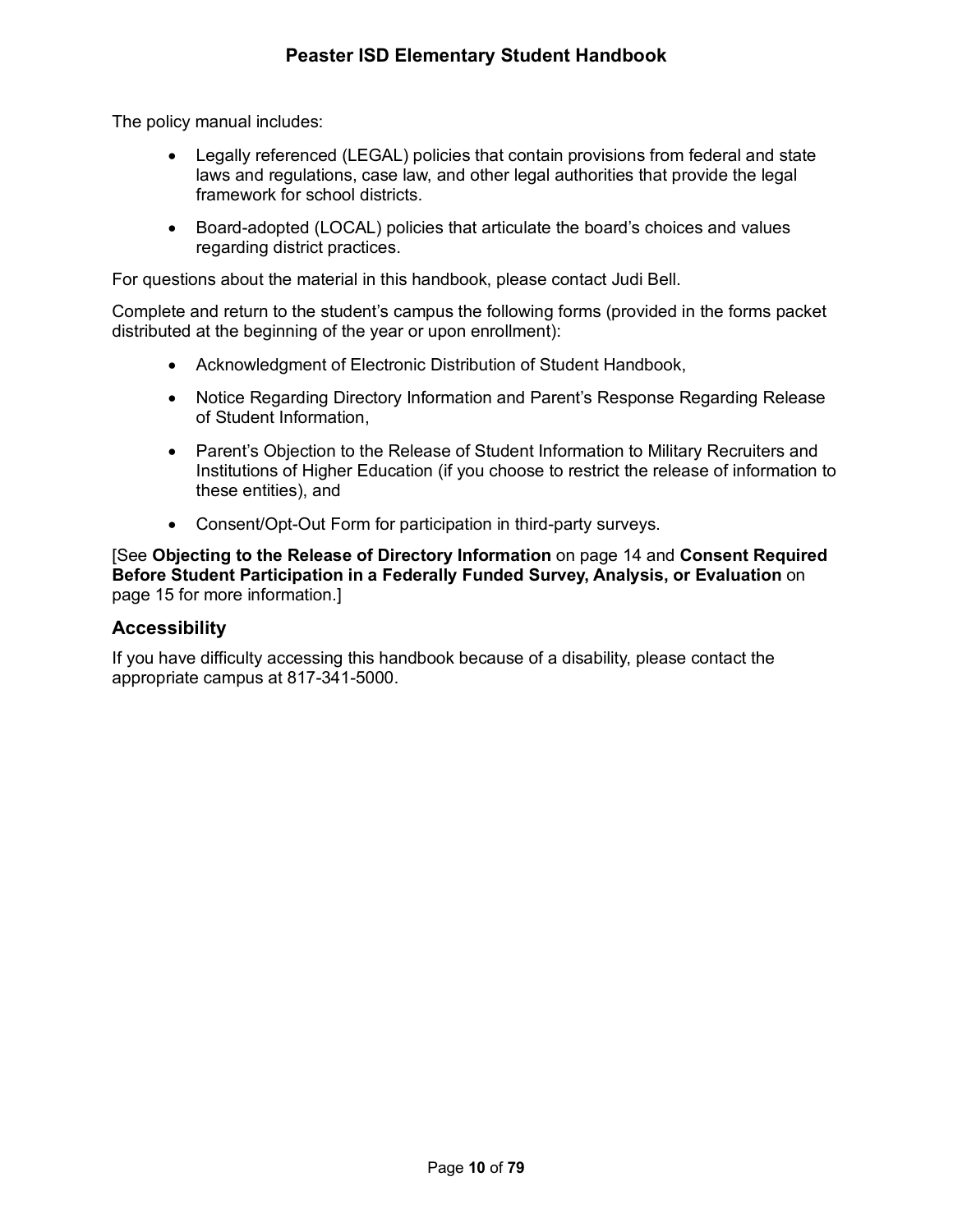The policy manual includes:

- Legally referenced (LEGAL) policies that contain provisions from federal and state laws and regulations, case law, and other legal authorities that provide the legal framework for school districts.
- Board-adopted (LOCAL) policies that articulate the board's choices and values regarding district practices.

For questions about the material in this handbook, please contact Judi Bell.

Complete and return to the student's campus the following forms (provided in the forms packet distributed at the beginning of the year or upon enrollment):

- Acknowledgment of Electronic Distribution of Student Handbook,
- Notice Regarding Directory Information and Parent's Response Regarding Release of Student Information,
- Parent's Objection to the Release of Student Information to Military Recruiters and Institutions of Higher Education (if you choose to restrict the release of information to these entities), and
- Consent/Opt-Out Form for participation in third-party surveys.

[See **Objecting to the Release of Directory Information** on page 14 and **Consent Required Before Student Participation in a Federally Funded Survey, Analysis, or Evaluation** on page 15 for more information.]

## Accessibility

If you have difficulty accessing this handbook because of a disability, please contact the appropriate campus at 817-341-5000.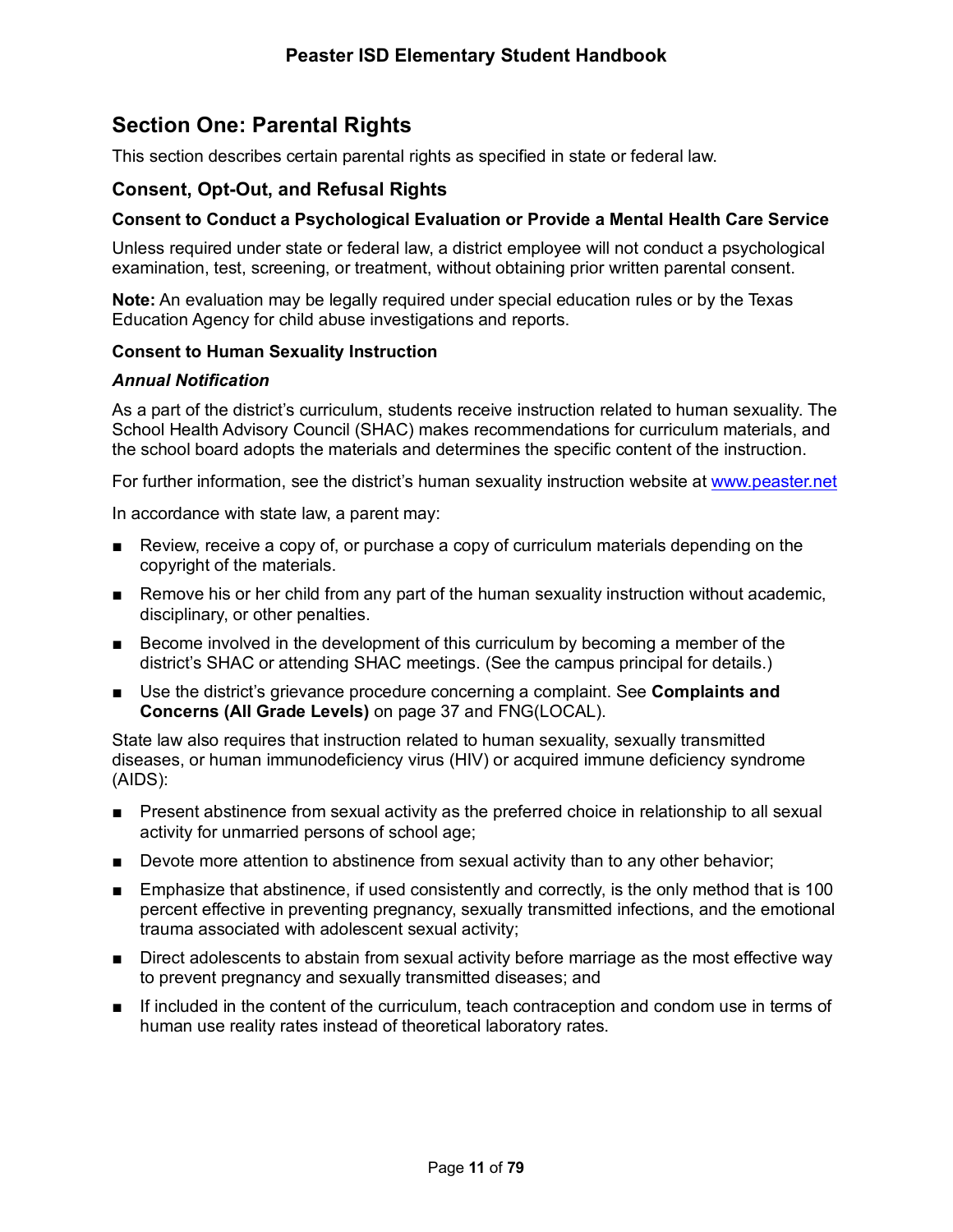# Section One: Parental Rights

This section describes certain parental rights as specified in state or federal law.

## Consent, Opt-Out, and Refusal Rights

### Consent to Conduct a Psychological Evaluation or Provide a Mental Health Care Service

Unless required under state or federal law, a district employee will not conduct a psychological examination, test, screening, or treatment, without obtaining prior written parental consent.

**Note:** An evaluation may be legally required under special education rules or by the Texas Education Agency for child abuse investigations and reports.

### Consent to Human Sexuality Instruction

#### *Annual Notification*

As a part of the district's curriculum, students receive instruction related to human sexuality. The School Health Advisory Council (SHAC) makes recommendations for curriculum materials, and the school board adopts the materials and determines the specific content of the instruction.

For further information, see the district's human sexuality instruction website at [www.peaster.net](http://www.peaster.net)

In accordance with state law, a parent may:

- Review, receive a copy of, or purchase a copy of curriculum materials depending on the copyright of the materials.
- Remove his or her child from any part of the human sexuality instruction without academic, disciplinary, or other penalties.
- Become involved in the development of this curriculum by becoming a member of the district's SHAC or attending SHAC meetings. (See the campus principal for details.)
- Use the district's grievance procedure concerning a complaint. See **Complaints and Concerns (All Grade Levels)** on page 37 and FNG(LOCAL).

State law also requires that instruction related to human sexuality, sexually transmitted diseases, or human immunodeficiency virus (HIV) or acquired immune deficiency syndrome (AIDS):

- Present abstinence from sexual activity as the preferred choice in relationship to all sexual activity for unmarried persons of school age;
- Devote more attention to abstinence from sexual activity than to any other behavior;
- Emphasize that abstinence, if used consistently and correctly, is the only method that is 100 percent effective in preventing pregnancy, sexually transmitted infections, and the emotional trauma associated with adolescent sexual activity;
- Direct adolescents to abstain from sexual activity before marriage as the most effective way to prevent pregnancy and sexually transmitted diseases; and
- If included in the content of the curriculum, teach contraception and condom use in terms of human use reality rates instead of theoretical laboratory rates.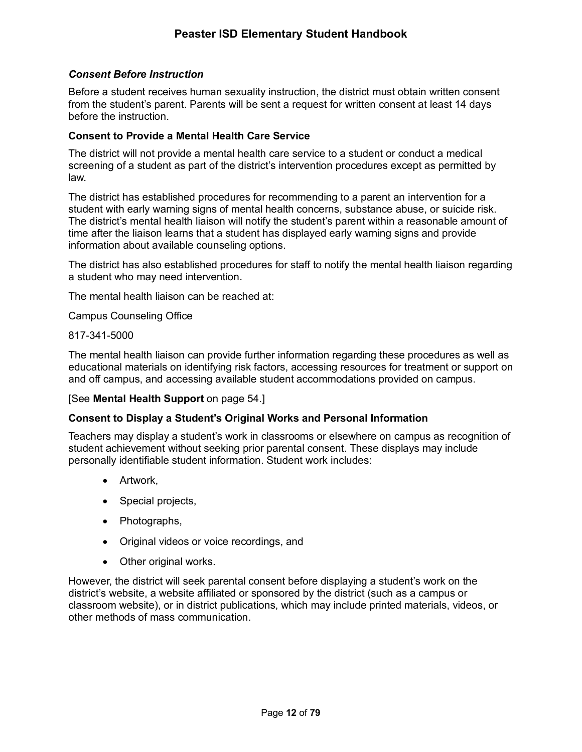#### *Consent Before Instruction*

Before a student receives human sexuality instruction, the district must obtain written consent from the student's parent. Parents will be sent a request for written consent at least 14 days before the instruction.

### Consent to Provide a Mental Health Care Service

The district will not provide a mental health care service to a student or conduct a medical screening of a student as part of the district's intervention procedures except as permitted by law.

The district has established procedures for recommending to a parent an intervention for a student with early warning signs of mental health concerns, substance abuse, or suicide risk. The district's mental health liaison will notify the student's parent within a reasonable amount of time after the liaison learns that a student has displayed early warning signs and provide information about available counseling options.

The district has also established procedures for staff to notify the mental health liaison regarding a student who may need intervention.

The mental health liaison can be reached at:

Campus Counseling Office

817-341-5000

The mental health liaison can provide further information regarding these procedures as well as educational materials on identifying risk factors, accessing resources for treatment or support on and off campus, and accessing available student accommodations provided on campus.

[See **Mental Health Support** on page 54.]

### Consent to Display a Student's Original Works and Personal Information

Teachers may display a student's work in classrooms or elsewhere on campus as recognition of student achievement without seeking prior parental consent. These displays may include personally identifiable student information. Student work includes:

- Artwork,
- Special projects,
- Photographs,
- Original videos or voice recordings, and
- Other original works.

However, the district will seek parental consent before displaying a student's work on the district's website, a website affiliated or sponsored by the district (such as a campus or classroom website), or in district publications, which may include printed materials, videos, or other methods of mass communication.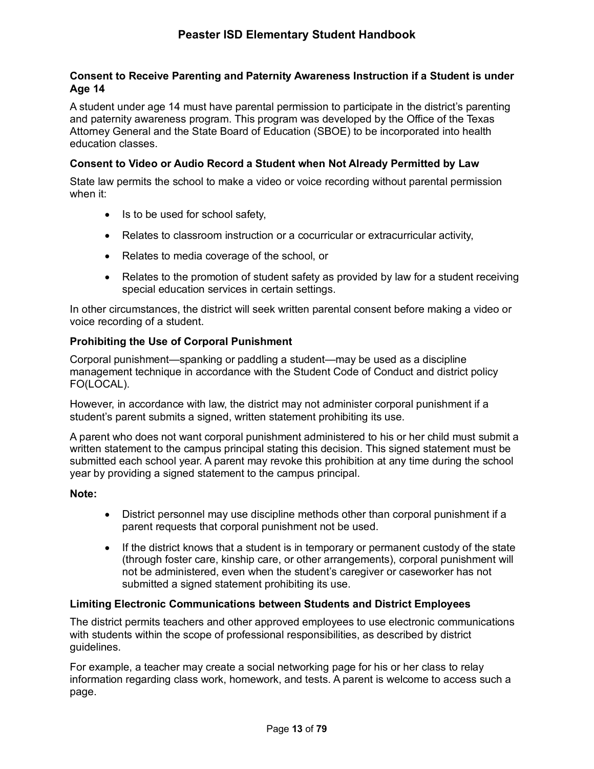### Consent to Receive Parenting and Paternity Awareness Instruction if a Student is under Age 14

A student under age 14 must have parental permission to participate in the district's parenting and paternity awareness program. This program was developed by the Office of the Texas Attorney General and the State Board of Education (SBOE) to be incorporated into health education classes.

### Consent to Video or Audio Record a Student when Not Already Permitted by Law

State law permits the school to make a video or voice recording without parental permission when it:

- Is to be used for school safety,
- Relates to classroom instruction or a cocurricular or extracurricular activity,
- Relates to media coverage of the school, or
- Relates to the promotion of student safety as provided by law for a student receiving special education services in certain settings.

In other circumstances, the district will seek written parental consent before making a video or voice recording of a student.

### Prohibiting the Use of Corporal Punishment

Corporal punishment—spanking or paddling a student—may be used as a discipline management technique in accordance with the Student Code of Conduct and district policy FO(LOCAL).

However, in accordance with law, the district may not administer corporal punishment if a student's parent submits a signed, written statement prohibiting its use.

A parent who does not want corporal punishment administered to his or her child must submit a written statement to the campus principal stating this decision. This signed statement must be submitted each school year. A parent may revoke this prohibition at any time during the school year by providing a signed statement to the campus principal.

**Note:**

- District personnel may use discipline methods other than corporal punishment if a parent requests that corporal punishment not be used.
- If the district knows that a student is in temporary or permanent custody of the state (through foster care, kinship care, or other arrangements), corporal punishment will not be administered, even when the student's caregiver or caseworker has not submitted a signed statement prohibiting its use.

### Limiting Electronic Communications between Students and District Employees

The district permits teachers and other approved employees to use electronic communications with students within the scope of professional responsibilities, as described by district guidelines.

For example, a teacher may create a social networking page for his or her class to relay information regarding class work, homework, and tests. A parent is welcome to access such a page.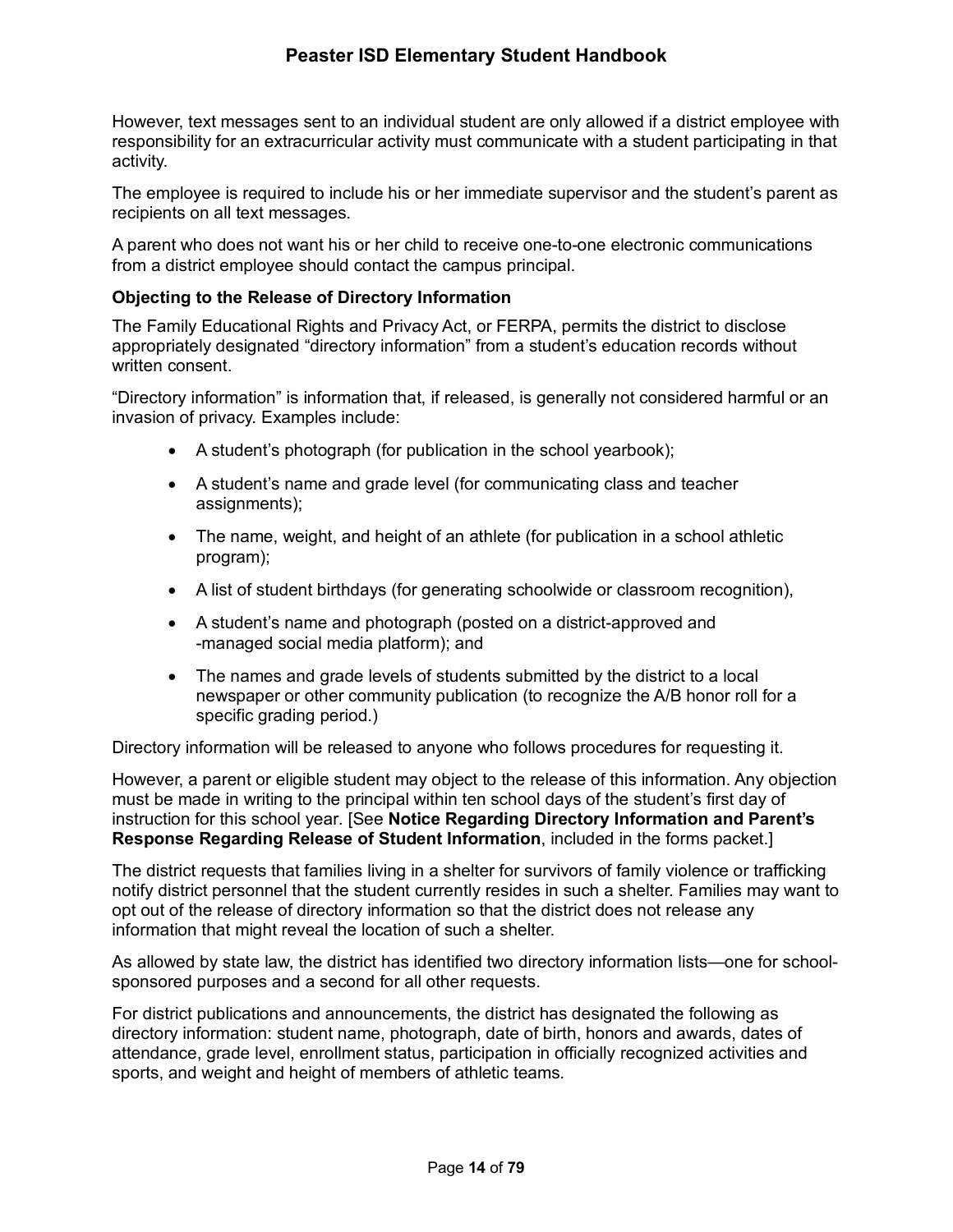However, text messages sent to an individual student are only allowed if a district employee with responsibility for an extracurricular activity must communicate with a student participating in that activity.

The employee is required to include his or her immediate supervisor and the student's parent as recipients on all text messages.

A parent who does not want his or her child to receive one-to-one electronic communications from a district employee should contact the campus principal.

### Objecting to the Release of Directory Information

The Family Educational Rights and Privacy Act, or FERPA, permits the district to disclose appropriately designated "directory information" from a student's education records without written consent.

"Directory information" is information that, if released, is generally not considered harmful or an invasion of privacy. Examples include:

- A student's photograph (for publication in the school yearbook);
- A student's name and grade level (for communicating class and teacher assignments);
- The name, weight, and height of an athlete (for publication in a school athletic program);
- A list of student birthdays (for generating schoolwide or classroom recognition),
- A student's name and photograph (posted on a district-approved and -managed social media platform); and
- The names and grade levels of students submitted by the district to a local newspaper or other community publication (to recognize the A/B honor roll for a specific grading period.)

Directory information will be released to anyone who follows procedures for requesting it.

However, a parent or eligible student may object to the release of this information. Any objection must be made in writing to the principal within ten school days of the student's first day of instruction for this school year. [See **Notice Regarding Directory Information and Parent's Response Regarding Release of Student Information**, included in the forms packet.]

The district requests that families living in a shelter for survivors of family violence or trafficking notify district personnel that the student currently resides in such a shelter. Families may want to opt out of the release of directory information so that the district does not release any information that might reveal the location of such a shelter.

As allowed by state law, the district has identified two directory information lists—one for school-sponsored purposes and a second for all other requests.

For district publications and announcements, the district has designated the following as directory information: student name, photograph, date of birth, honors and awards, dates of attendance, grade level, enrollment status, participation in officially recognized activities and sports, and weight and height of members of athletic teams.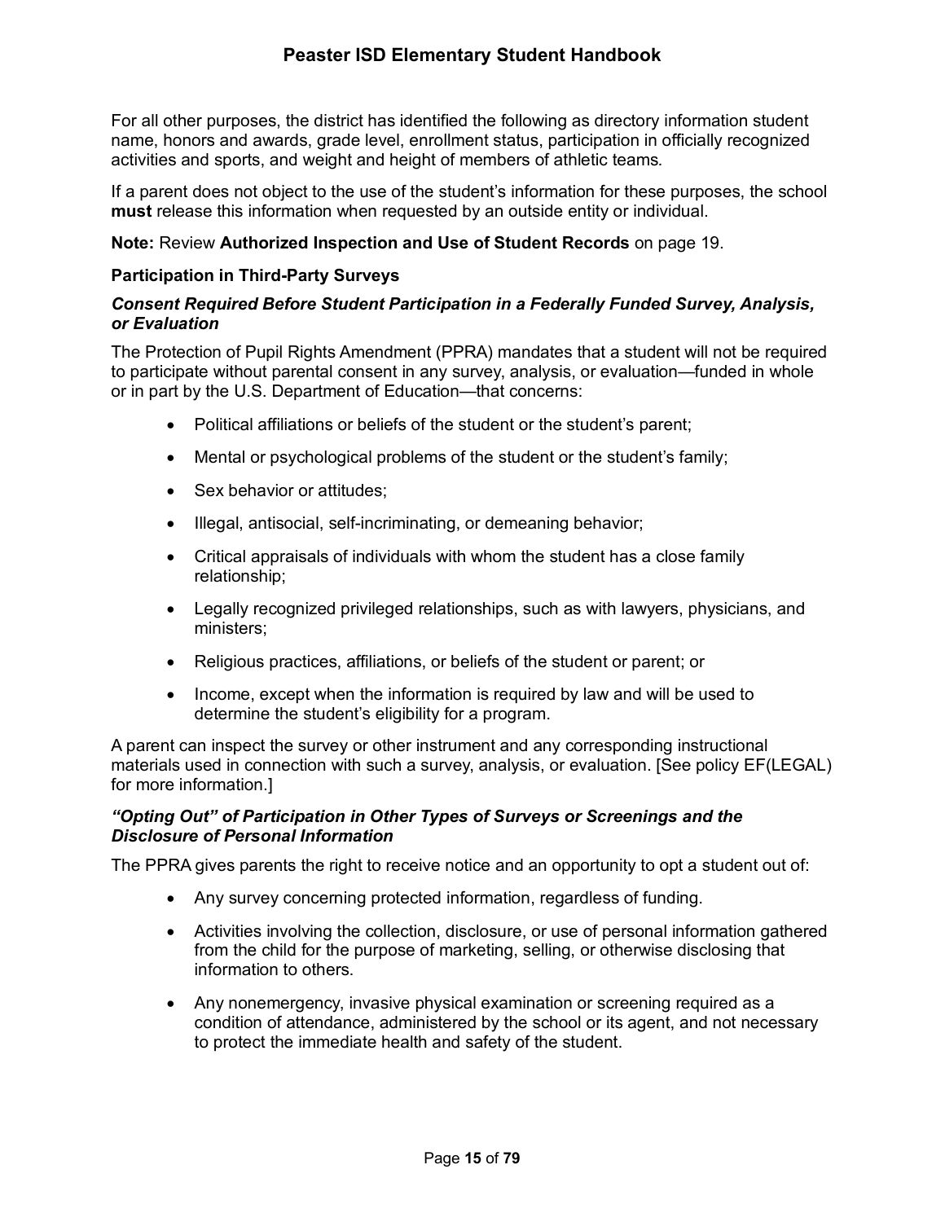For all other purposes, the district has identified the following as directory information student name, honors and awards, grade level, enrollment status, participation in officially recognized activities and sports, and weight and height of members of athletic teams.

If a parent does not object to the use of the student's information for these purposes, the school **must** release this information when requested by an outside entity or individual.

**Note:** Review **Authorized Inspection and Use of Student Records** on page 19.

### Participation in Third-Party Surveys

#### *Consent Required Before Student Participation in a Federally Funded Survey, Analysis, or Evaluation*

The Protection of Pupil Rights Amendment (PPRA) mandates that a student will not be required to participate without parental consent in any survey, analysis, or evaluation—funded in whole or in part by the U.S. Department of Education—that concerns:

- Political affiliations or beliefs of the student or the student's parent;
- Mental or psychological problems of the student or the student's family;
- Sex behavior or attitudes;
- Illegal, antisocial, self-incriminating, or demeaning behavior;
- Critical appraisals of individuals with whom the student has a close family relationship;
- Legally recognized privileged relationships, such as with lawyers, physicians, and ministers;
- Religious practices, affiliations, or beliefs of the student or parent; or
- Income, except when the information is required by law and will be used to determine the student's eligibility for a program.

A parent can inspect the survey or other instrument and any corresponding instructional materials used in connection with such a survey, analysis, or evaluation. [See policy EF(LEGAL) for more information.]

#### *"Opting Out" of Participation in Other Types of Surveys or Screenings and the Disclosure of Personal Information*

The PPRA gives parents the right to receive notice and an opportunity to opt a student out of:

- Any survey concerning protected information, regardless of funding.
- Activities involving the collection, disclosure, or use of personal information gathered from the child for the purpose of marketing, selling, or otherwise disclosing that information to others.
- Any nonemergency, invasive physical examination or screening required as a condition of attendance, administered by the school or its agent, and not necessary to protect the immediate health and safety of the student.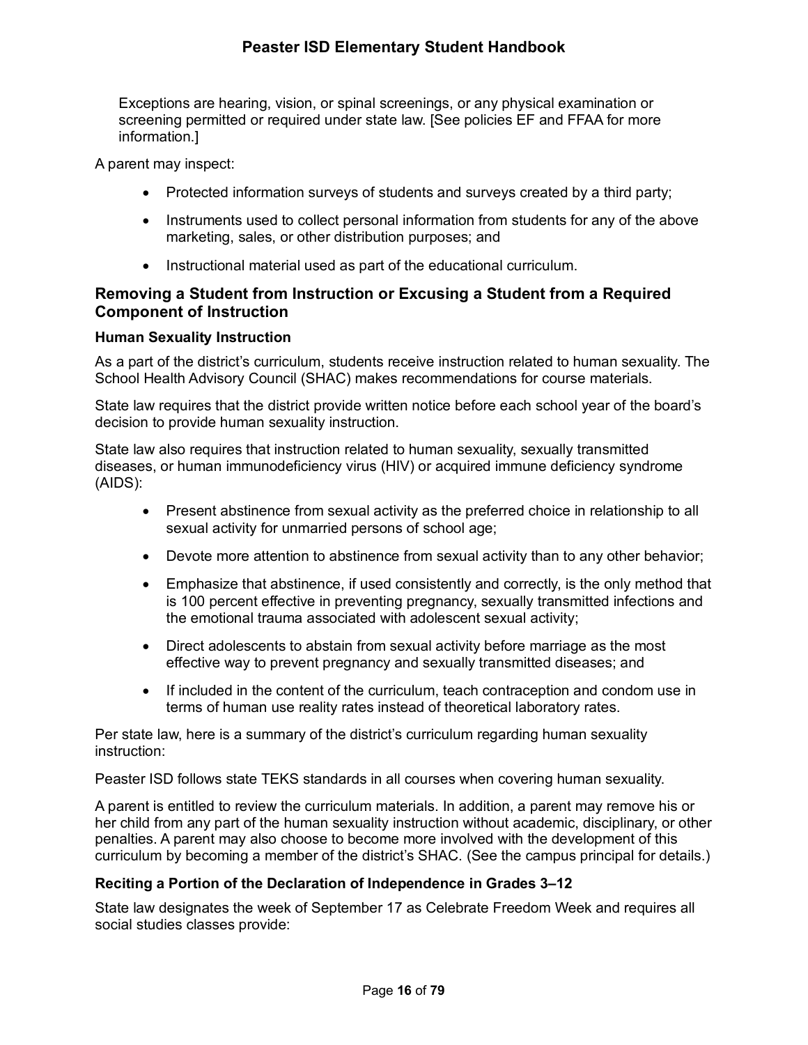Exceptions are hearing, vision, or spinal screenings, or any physical examination or screening permitted or required under state law. [See policies EF and FFAA for more information.]

A parent may inspect:

- Protected information surveys of students and surveys created by a third party;
- Instruments used to collect personal information from students for any of the above marketing, sales, or other distribution purposes; and
- Instructional material used as part of the educational curriculum.

## Removing a Student from Instruction or Excusing a Student from a Required Component of Instruction

### Human Sexuality Instruction

As a part of the district's curriculum, students receive instruction related to human sexuality. The School Health Advisory Council (SHAC) makes recommendations for course materials.

State law requires that the district provide written notice before each school year of the board's decision to provide human sexuality instruction.

State law also requires that instruction related to human sexuality, sexually transmitted diseases, or human immunodeficiency virus (HIV) or acquired immune deficiency syndrome (AIDS):

- Present abstinence from sexual activity as the preferred choice in relationship to all sexual activity for unmarried persons of school age;
- Devote more attention to abstinence from sexual activity than to any other behavior;
- Emphasize that abstinence, if used consistently and correctly, is the only method that is 100 percent effective in preventing pregnancy, sexually transmitted infections and the emotional trauma associated with adolescent sexual activity;
- Direct adolescents to abstain from sexual activity before marriage as the most effective way to prevent pregnancy and sexually transmitted diseases; and
- If included in the content of the curriculum, teach contraception and condom use in terms of human use reality rates instead of theoretical laboratory rates.

Per state law, here is a summary of the district's curriculum regarding human sexuality instruction:

Peaster ISD follows state TEKS standards in all courses when covering human sexuality.

A parent is entitled to review the curriculum materials. In addition, a parent may remove his or her child from any part of the human sexuality instruction without academic, disciplinary, or other penalties. A parent may also choose to become more involved with the development of this curriculum by becoming a member of the district's SHAC. (See the campus principal for details.)

### Reciting a Portion of the Declaration of Independence in Grades 3–12

State law designates the week of September 17 as Celebrate Freedom Week and requires all social studies classes provide: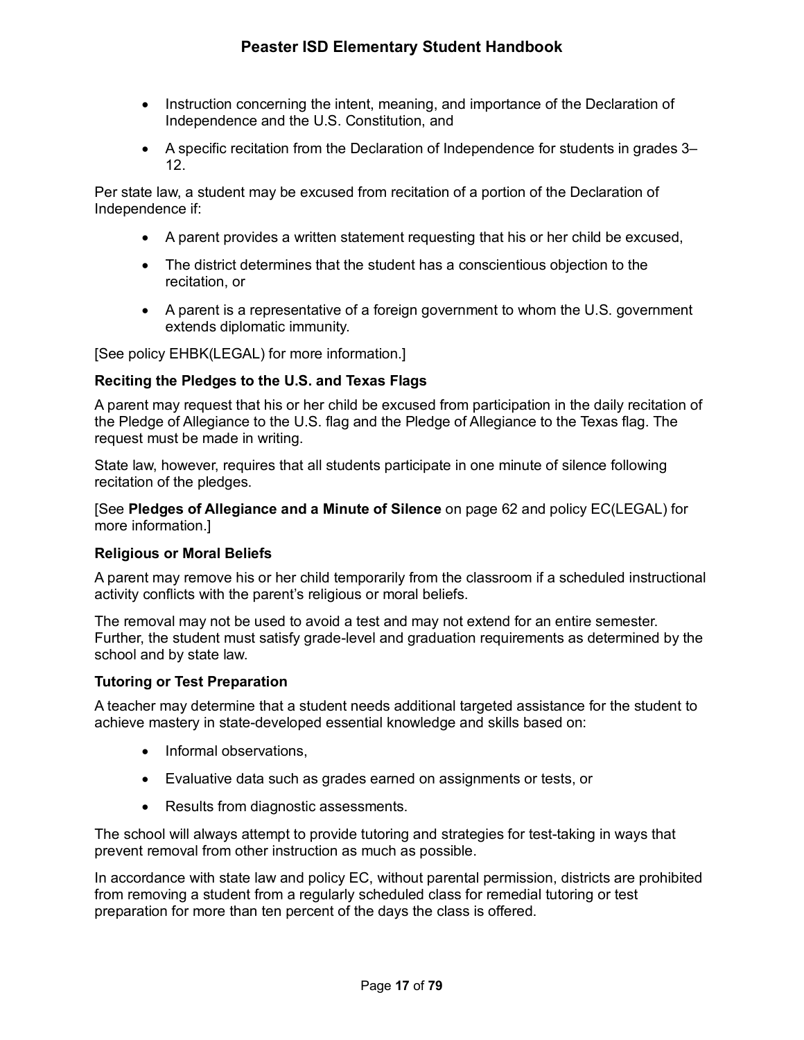- Instruction concerning the intent, meaning, and importance of the Declaration of Independence and the U.S. Constitution, and
- A specific recitation from the Declaration of Independence for students in grades 3–12.

Per state law, a student may be excused from recitation of a portion of the Declaration of Independence if:

- A parent provides a written statement requesting that his or her child be excused,
- The district determines that the student has a conscientious objection to the recitation, or
- A parent is a representative of a foreign government to whom the U.S. government extends diplomatic immunity.

[See policy EHBK(LEGAL) for more information.]

**Reciting the Pledges to the U.S. and Texas Flags**

A parent may request that his or her child be excused from participation in the daily recitation of the Pledge of Allegiance to the U.S. flag and the Pledge of Allegiance to the Texas flag. The request must be made in writing.

State law, however, requires that all students participate in one minute of silence following recitation of the pledges.

[See **Pledges of Allegiance and a Minute of Silence** on page 62 and policy EC(LEGAL) for more information.]

**Religious or Moral Beliefs**

A parent may remove his or her child temporarily from the classroom if a scheduled instructional activity conflicts with the parent's religious or moral beliefs.

The removal may not be used to avoid a test and may not extend for an entire semester. Further, the student must satisfy grade-level and graduation requirements as determined by the school and by state law.

**Tutoring or Test Preparation**

A teacher may determine that a student needs additional targeted assistance for the student to achieve mastery in state-developed essential knowledge and skills based on:

- Informal observations,
- Evaluative data such as grades earned on assignments or tests, or
- Results from diagnostic assessments.

The school will always attempt to provide tutoring and strategies for test-taking in ways that prevent removal from other instruction as much as possible.

In accordance with state law and policy EC, without parental permission, districts are prohibited from removing a student from a regularly scheduled class for remedial tutoring or test preparation for more than ten percent of the days the class is offered.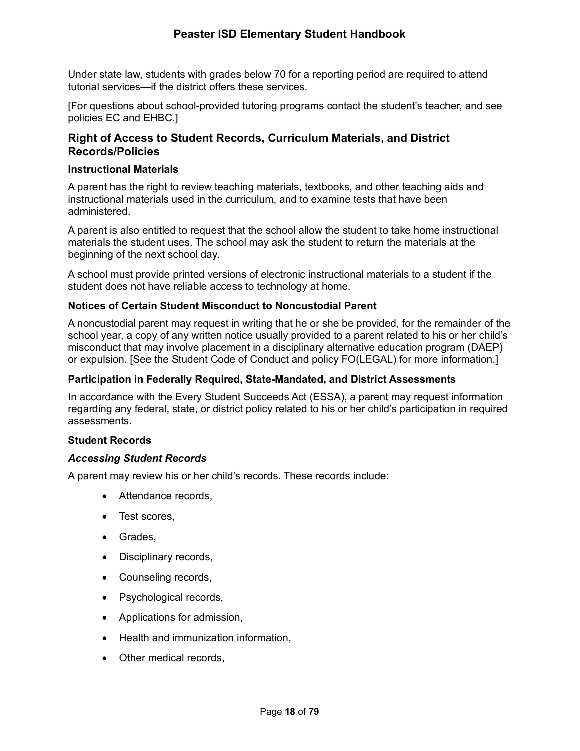Under state law, students with grades below 70 for a reporting period are required to attend tutorial services—if the district offers these services.

[For questions about school-provided tutoring programs contact the student's teacher, and see policies EC and EHBC.]

## Right of Access to Student Records, Curriculum Materials, and District Records/Policies

### Instructional Materials

A parent has the right to review teaching materials, textbooks, and other teaching aids and instructional materials used in the curriculum, and to examine tests that have been administered.

A parent is also entitled to request that the school allow the student to take home instructional materials the student uses. The school may ask the student to return the materials at the beginning of the next school day.

A school must provide printed versions of electronic instructional materials to a student if the student does not have reliable access to technology at home.

### Notices of Certain Student Misconduct to Noncustodial Parent

A noncustodial parent may request in writing that he or she be provided, for the remainder of the school year, a copy of any written notice usually provided to a parent related to his or her child's misconduct that may involve placement in a disciplinary alternative education program (DAEP) or expulsion. [See the Student Code of Conduct and policy FO(LEGAL) for more information.]

### Participation in Federally Required, State-Mandated, and District Assessments

In accordance with the Every Student Succeeds Act (ESSA), a parent may request information regarding any federal, state, or district policy related to his or her child's participation in required assessments.

### Student Records

#### *Accessing Student Records*

A parent may review his or her child's records. These records include:

- Attendance records,
- Test scores,
- Grades,
- Disciplinary records,
- Counseling records,
- Psychological records,
- Applications for admission,
- Health and immunization information,
- Other medical records,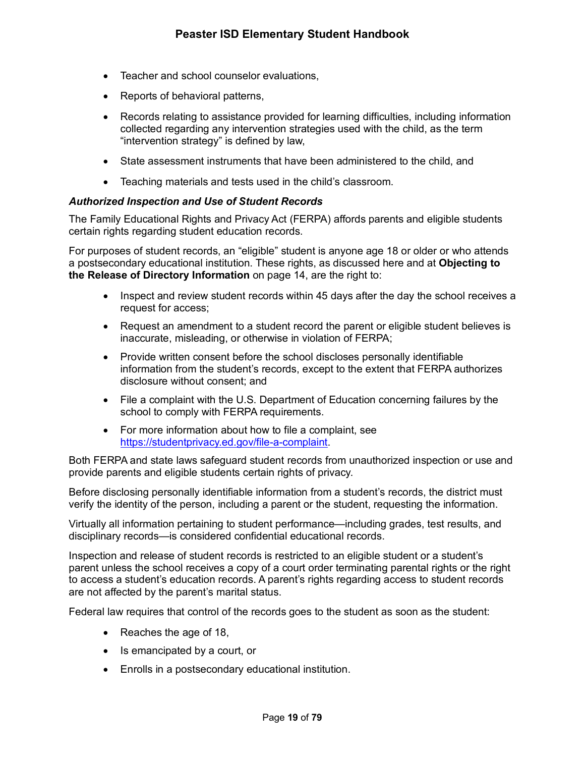- Teacher and school counselor evaluations,
- Reports of behavioral patterns,
- Records relating to assistance provided for learning difficulties, including information collected regarding any intervention strategies used with the child, as the term "intervention strategy" is defined by law,
- State assessment instruments that have been administered to the child, and
- Teaching materials and tests used in the child's classroom.

***Authorized Inspection and Use of Student Records***

The Family Educational Rights and Privacy Act (FERPA) affords parents and eligible students certain rights regarding student education records.

For purposes of student records, an "eligible" student is anyone age 18 or older or who attends a postsecondary educational institution. These rights, as discussed here and at **Objecting to the Release of Directory Information** on page 14, are the right to:

- Inspect and review student records within 45 days after the day the school receives a request for access;
- Request an amendment to a student record the parent or eligible student believes is inaccurate, misleading, or otherwise in violation of FERPA;
- Provide written consent before the school discloses personally identifiable information from the student's records, except to the extent that FERPA authorizes disclosure without consent; and
- File a complaint with the U.S. Department of Education concerning failures by the school to comply with FERPA requirements.
- For more information about how to file a complaint, see [https://studentprivacy.ed.gov/file-a-complaint](https://studentprivacy.ed.gov/file-a-complaint).

Both FERPA and state laws safeguard student records from unauthorized inspection or use and provide parents and eligible students certain rights of privacy.

Before disclosing personally identifiable information from a student's records, the district must verify the identity of the person, including a parent or the student, requesting the information.

Virtually all information pertaining to student performance—including grades, test results, and disciplinary records—is considered confidential educational records.

Inspection and release of student records is restricted to an eligible student or a student's parent unless the school receives a copy of a court order terminating parental rights or the right to access a student's education records. A parent's rights regarding access to student records are not affected by the parent's marital status.

Federal law requires that control of the records goes to the student as soon as the student:

- Reaches the age of 18,
- Is emancipated by a court, or
- Enrolls in a postsecondary educational institution.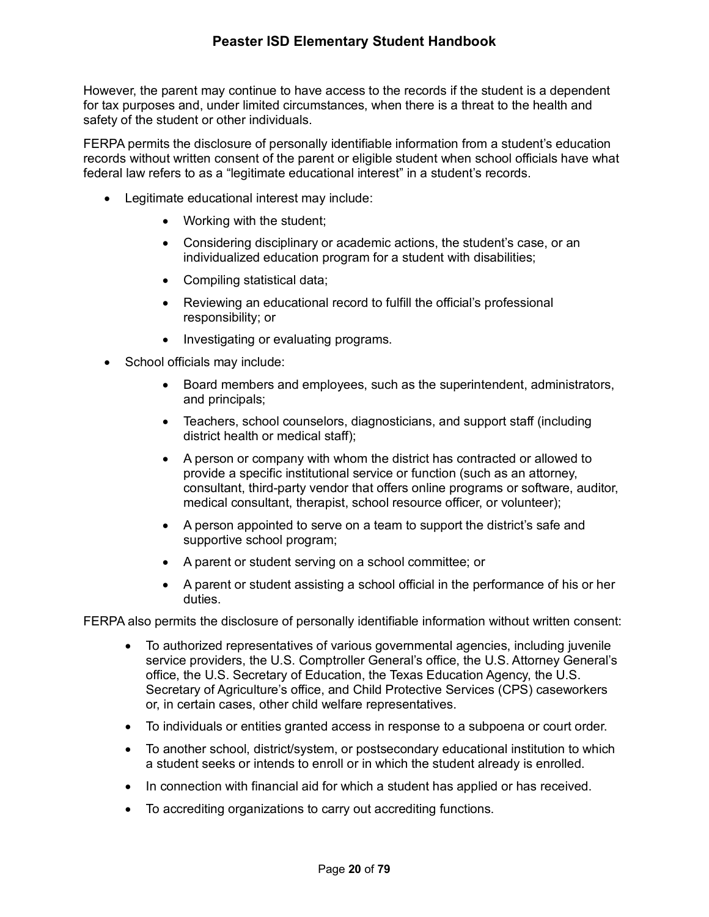However, the parent may continue to have access to the records if the student is a dependent for tax purposes and, under limited circumstances, when there is a threat to the health and safety of the student or other individuals.

FERPA permits the disclosure of personally identifiable information from a student's education records without written consent of the parent or eligible student when school officials have what federal law refers to as a "legitimate educational interest" in a student's records.

- Legitimate educational interest may include:
  - Working with the student;
  - Considering disciplinary or academic actions, the student's case, or an individualized education program for a student with disabilities;
  - Compiling statistical data;
  - Reviewing an educational record to fulfill the official's professional responsibility; or
  - Investigating or evaluating programs.
- School officials may include:
  - Board members and employees, such as the superintendent, administrators, and principals;
  - Teachers, school counselors, diagnosticians, and support staff (including district health or medical staff);
  - A person or company with whom the district has contracted or allowed to provide a specific institutional service or function (such as an attorney, consultant, third-party vendor that offers online programs or software, auditor, medical consultant, therapist, school resource officer, or volunteer);
  - A person appointed to serve on a team to support the district's safe and supportive school program;
  - A parent or student serving on a school committee; or
  - A parent or student assisting a school official in the performance of his or her duties.

FERPA also permits the disclosure of personally identifiable information without written consent:

- To authorized representatives of various governmental agencies, including juvenile service providers, the U.S. Comptroller General's office, the U.S. Attorney General's office, the U.S. Secretary of Education, the Texas Education Agency, the U.S. Secretary of Agriculture's office, and Child Protective Services (CPS) caseworkers or, in certain cases, other child welfare representatives.
- To individuals or entities granted access in response to a subpoena or court order.
- To another school, district/system, or postsecondary educational institution to which a student seeks or intends to enroll or in which the student already is enrolled.
- In connection with financial aid for which a student has applied or has received.
- To accrediting organizations to carry out accrediting functions.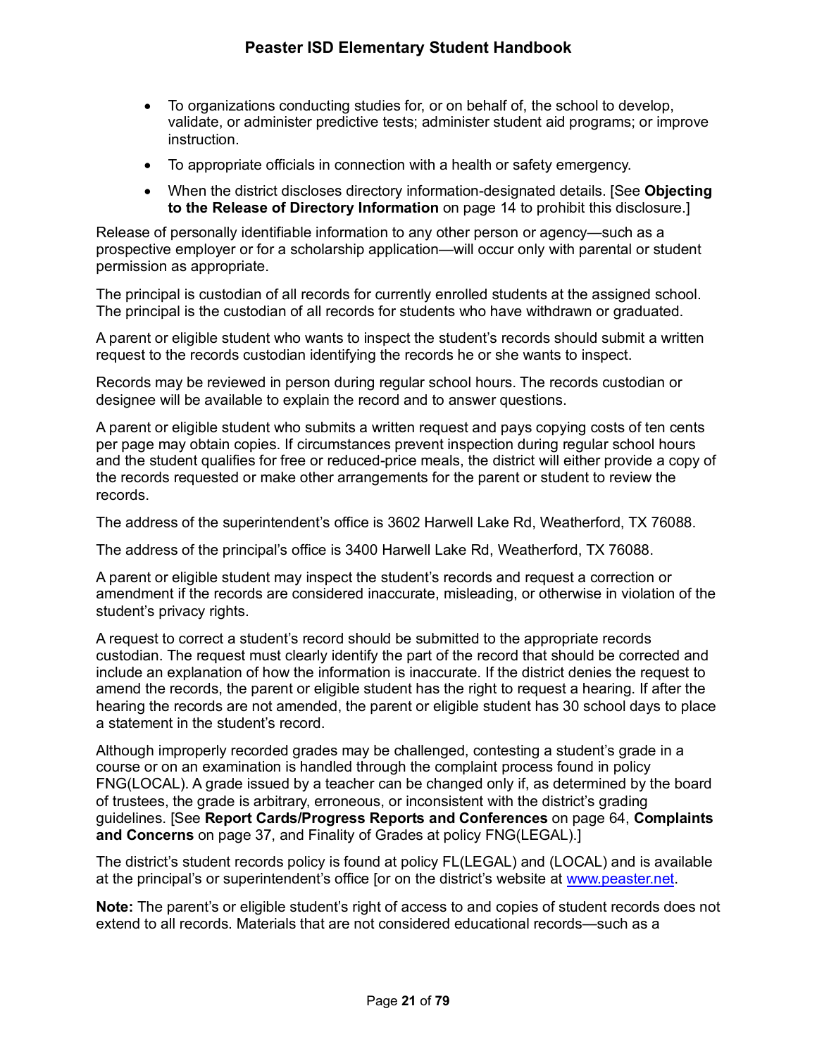- To organizations conducting studies for, or on behalf of, the school to develop, validate, or administer predictive tests; administer student aid programs; or improve instruction.
- To appropriate officials in connection with a health or safety emergency.
- When the district discloses directory information-designated details. [See **Objecting to the Release of Directory Information** on page 14 to prohibit this disclosure.]

Release of personally identifiable information to any other person or agency—such as a prospective employer or for a scholarship application—will occur only with parental or student permission as appropriate.

The principal is custodian of all records for currently enrolled students at the assigned school. The principal is the custodian of all records for students who have withdrawn or graduated.

A parent or eligible student who wants to inspect the student's records should submit a written request to the records custodian identifying the records he or she wants to inspect.

Records may be reviewed in person during regular school hours. The records custodian or designee will be available to explain the record and to answer questions.

A parent or eligible student who submits a written request and pays copying costs of ten cents per page may obtain copies. If circumstances prevent inspection during regular school hours and the student qualifies for free or reduced-price meals, the district will either provide a copy of the records requested or make other arrangements for the parent or student to review the records.

The address of the superintendent's office is 3602 Harwell Lake Rd, Weatherford, TX 76088.

The address of the principal's office is 3400 Harwell Lake Rd, Weatherford, TX 76088.

A parent or eligible student may inspect the student's records and request a correction or amendment if the records are considered inaccurate, misleading, or otherwise in violation of the student's privacy rights.

A request to correct a student's record should be submitted to the appropriate records custodian. The request must clearly identify the part of the record that should be corrected and include an explanation of how the information is inaccurate. If the district denies the request to amend the records, the parent or eligible student has the right to request a hearing. If after the hearing the records are not amended, the parent or eligible student has 30 school days to place a statement in the student's record.

Although improperly recorded grades may be challenged, contesting a student's grade in a course or on an examination is handled through the complaint process found in policy FNG(LOCAL). A grade issued by a teacher can be changed only if, as determined by the board of trustees, the grade is arbitrary, erroneous, or inconsistent with the district's grading guidelines. [See **Report Cards/Progress Reports and Conferences** on page 64, **Complaints and Concerns** on page 37, and Finality of Grades at policy FNG(LEGAL).]

The district's student records policy is found at policy FL(LEGAL) and (LOCAL) and is available at the principal's or superintendent's office [or on the district's website at www.peaster.net.

**Note:** The parent's or eligible student's right of access to and copies of student records does not extend to all records. Materials that are not considered educational records—such as a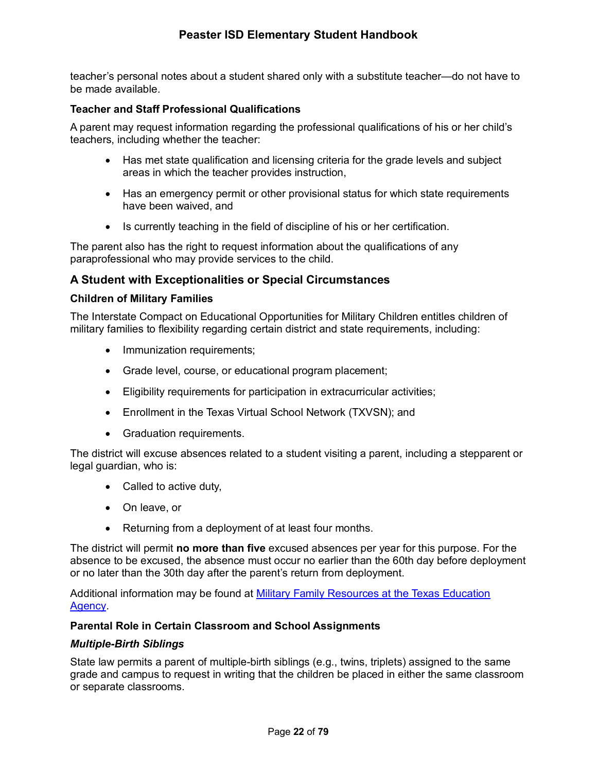teacher's personal notes about a student shared only with a substitute teacher—do not have to be made available.

### Teacher and Staff Professional Qualifications

A parent may request information regarding the professional qualifications of his or her child's teachers, including whether the teacher:

- Has met state qualification and licensing criteria for the grade levels and subject areas in which the teacher provides instruction,
- Has an emergency permit or other provisional status for which state requirements have been waived, and
- Is currently teaching in the field of discipline of his or her certification.

The parent also has the right to request information about the qualifications of any paraprofessional who may provide services to the child.

## A Student with Exceptionalities or Special Circumstances

### Children of Military Families

The Interstate Compact on Educational Opportunities for Military Children entitles children of military families to flexibility regarding certain district and state requirements, including:

- Immunization requirements;
- Grade level, course, or educational program placement;
- Eligibility requirements for participation in extracurricular activities;
- Enrollment in the Texas Virtual School Network (TXVSN); and
- Graduation requirements.

The district will excuse absences related to a student visiting a parent, including a stepparent or legal guardian, who is:

- Called to active duty,
- On leave, or
- Returning from a deployment of at least four months.

The district will permit **no more than five** excused absences per year for this purpose. For the absence to be excused, the absence must occur no earlier than the 60th day before deployment or no later than the 30th day after the parent's return from deployment.

Additional information may be found at Military Family Resources at the Texas Education Agency.

### Parental Role in Certain Classroom and School Assignments

#### *Multiple-Birth Siblings*

State law permits a parent of multiple-birth siblings (e.g., twins, triplets) assigned to the same grade and campus to request in writing that the children be placed in either the same classroom or separate classrooms.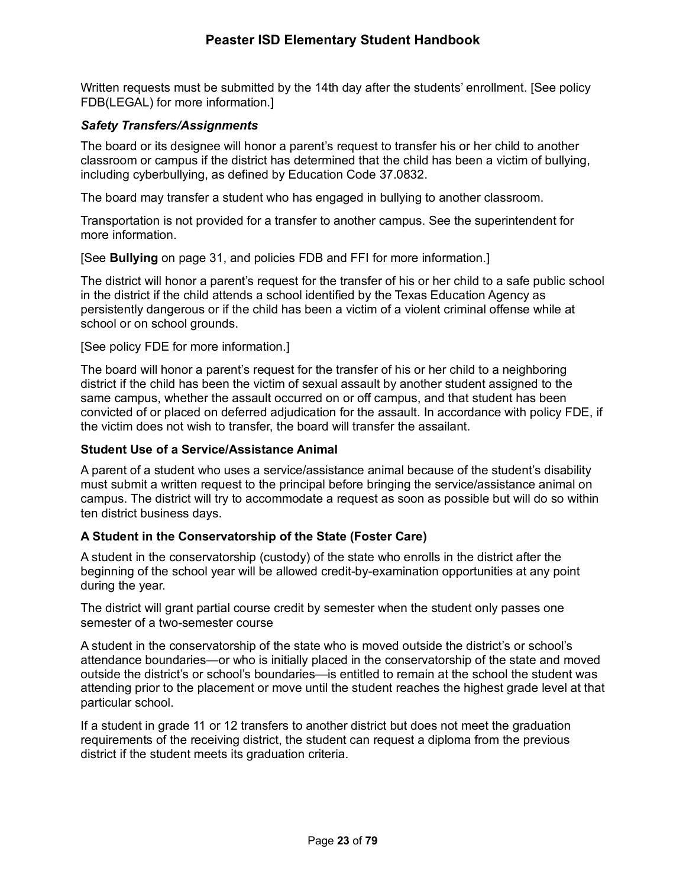Written requests must be submitted by the 14th day after the students' enrollment. [See policy FDB(LEGAL) for more information.]

#### *Safety Transfers/Assignments*

The board or its designee will honor a parent's request to transfer his or her child to another classroom or campus if the district has determined that the child has been a victim of bullying, including cyberbullying, as defined by Education Code 37.0832.

The board may transfer a student who has engaged in bullying to another classroom.

Transportation is not provided for a transfer to another campus. See the superintendent for more information.

[See **Bullying** on page 31, and policies FDB and FFI for more information.]

The district will honor a parent's request for the transfer of his or her child to a safe public school in the district if the child attends a school identified by the Texas Education Agency as persistently dangerous or if the child has been a victim of a violent criminal offense while at school or on school grounds.

[See policy FDE for more information.]

The board will honor a parent's request for the transfer of his or her child to a neighboring district if the child has been the victim of sexual assault by another student assigned to the same campus, whether the assault occurred on or off campus, and that student has been convicted of or placed on deferred adjudication for the assault. In accordance with policy FDE, if the victim does not wish to transfer, the board will transfer the assailant.

### Student Use of a Service/Assistance Animal

A parent of a student who uses a service/assistance animal because of the student's disability must submit a written request to the principal before bringing the service/assistance animal on campus. The district will try to accommodate a request as soon as possible but will do so within ten district business days.

### A Student in the Conservatorship of the State (Foster Care)

A student in the conservatorship (custody) of the state who enrolls in the district after the beginning of the school year will be allowed credit-by-examination opportunities at any point during the year.

The district will grant partial course credit by semester when the student only passes one semester of a two-semester course

A student in the conservatorship of the state who is moved outside the district's or school's attendance boundaries—or who is initially placed in the conservatorship of the state and moved outside the district's or school's boundaries—is entitled to remain at the school the student was attending prior to the placement or move until the student reaches the highest grade level at that particular school.

If a student in grade 11 or 12 transfers to another district but does not meet the graduation requirements of the receiving district, the student can request a diploma from the previous district if the student meets its graduation criteria.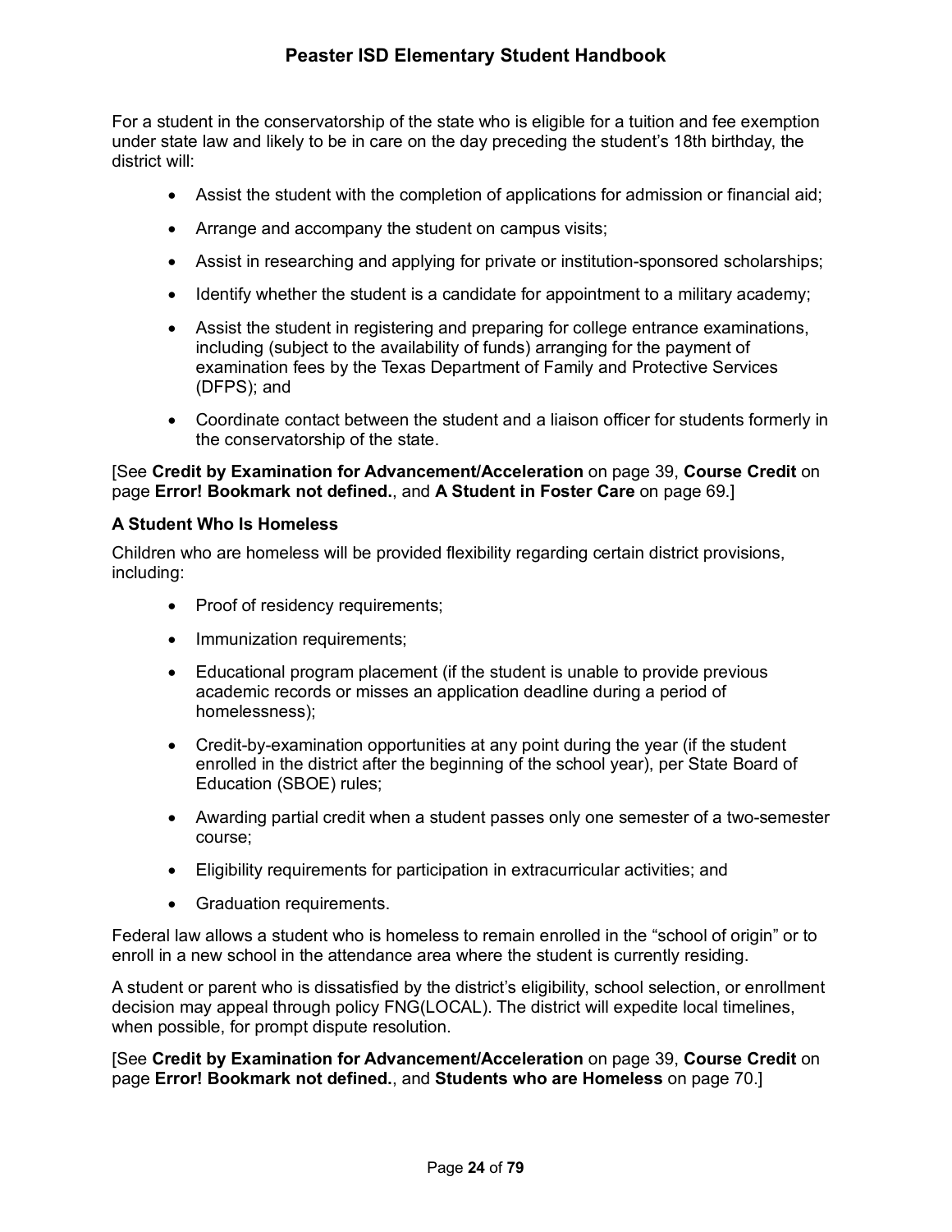For a student in the conservatorship of the state who is eligible for a tuition and fee exemption under state law and likely to be in care on the day preceding the student's 18th birthday, the district will:

- Assist the student with the completion of applications for admission or financial aid;
- Arrange and accompany the student on campus visits;
- Assist in researching and applying for private or institution-sponsored scholarships;
- Identify whether the student is a candidate for appointment to a military academy;
- Assist the student in registering and preparing for college entrance examinations, including (subject to the availability of funds) arranging for the payment of examination fees by the Texas Department of Family and Protective Services (DFPS); and
- Coordinate contact between the student and a liaison officer for students formerly in the conservatorship of the state.

[See **Credit by Examination for Advancement/Acceleration** on page 39, **Course Credit** on page **Error! Bookmark not defined.**, and **A Student in Foster Care** on page 69.]

### A Student Who Is Homeless

Children who are homeless will be provided flexibility regarding certain district provisions, including:

- Proof of residency requirements;
- Immunization requirements;
- Educational program placement (if the student is unable to provide previous academic records or misses an application deadline during a period of homelessness);
- Credit-by-examination opportunities at any point during the year (if the student enrolled in the district after the beginning of the school year), per State Board of Education (SBOE) rules;
- Awarding partial credit when a student passes only one semester of a two-semester course;
- Eligibility requirements for participation in extracurricular activities; and
- Graduation requirements.

Federal law allows a student who is homeless to remain enrolled in the "school of origin" or to enroll in a new school in the attendance area where the student is currently residing.

A student or parent who is dissatisfied by the district's eligibility, school selection, or enrollment decision may appeal through policy FNG(LOCAL). The district will expedite local timelines, when possible, for prompt dispute resolution.

[See **Credit by Examination for Advancement/Acceleration** on page 39, **Course Credit** on page **Error! Bookmark not defined.**, and **Students who are Homeless** on page 70.]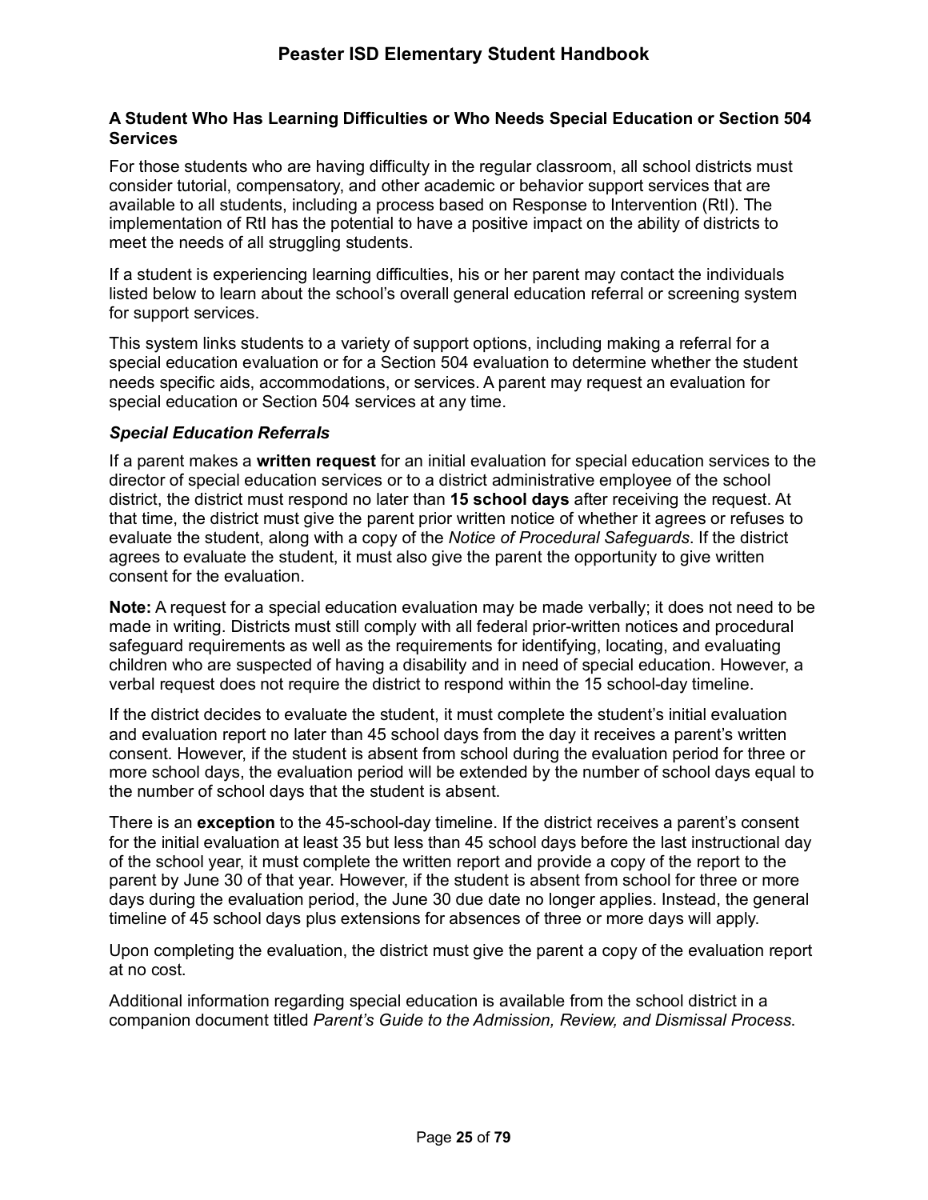### A Student Who Has Learning Difficulties or Who Needs Special Education or Section 504 Services

For those students who are having difficulty in the regular classroom, all school districts must consider tutorial, compensatory, and other academic or behavior support services that are available to all students, including a process based on Response to Intervention (RtI). The implementation of RtI has the potential to have a positive impact on the ability of districts to meet the needs of all struggling students.

If a student is experiencing learning difficulties, his or her parent may contact the individuals listed below to learn about the school's overall general education referral or screening system for support services.

This system links students to a variety of support options, including making a referral for a special education evaluation or for a Section 504 evaluation to determine whether the student needs specific aids, accommodations, or services. A parent may request an evaluation for special education or Section 504 services at any time.

#### *Special Education Referrals*

If a parent makes a **written request** for an initial evaluation for special education services to the director of special education services or to a district administrative employee of the school district, the district must respond no later than **15 school days** after receiving the request. At that time, the district must give the parent prior written notice of whether it agrees or refuses to evaluate the student, along with a copy of the *Notice of Procedural Safeguards*. If the district agrees to evaluate the student, it must also give the parent the opportunity to give written consent for the evaluation.

**Note:** A request for a special education evaluation may be made verbally; it does not need to be made in writing. Districts must still comply with all federal prior-written notices and procedural safeguard requirements as well as the requirements for identifying, locating, and evaluating children who are suspected of having a disability and in need of special education. However, a verbal request does not require the district to respond within the 15 school-day timeline.

If the district decides to evaluate the student, it must complete the student's initial evaluation and evaluation report no later than 45 school days from the day it receives a parent's written consent. However, if the student is absent from school during the evaluation period for three or more school days, the evaluation period will be extended by the number of school days equal to the number of school days that the student is absent.

There is an **exception** to the 45-school-day timeline. If the district receives a parent's consent for the initial evaluation at least 35 but less than 45 school days before the last instructional day of the school year, it must complete the written report and provide a copy of the report to the parent by June 30 of that year. However, if the student is absent from school for three or more days during the evaluation period, the June 30 due date no longer applies. Instead, the general timeline of 45 school days plus extensions for absences of three or more days will apply.

Upon completing the evaluation, the district must give the parent a copy of the evaluation report at no cost.

Additional information regarding special education is available from the school district in a companion document titled *Parent's Guide to the Admission, Review, and Dismissal Process*.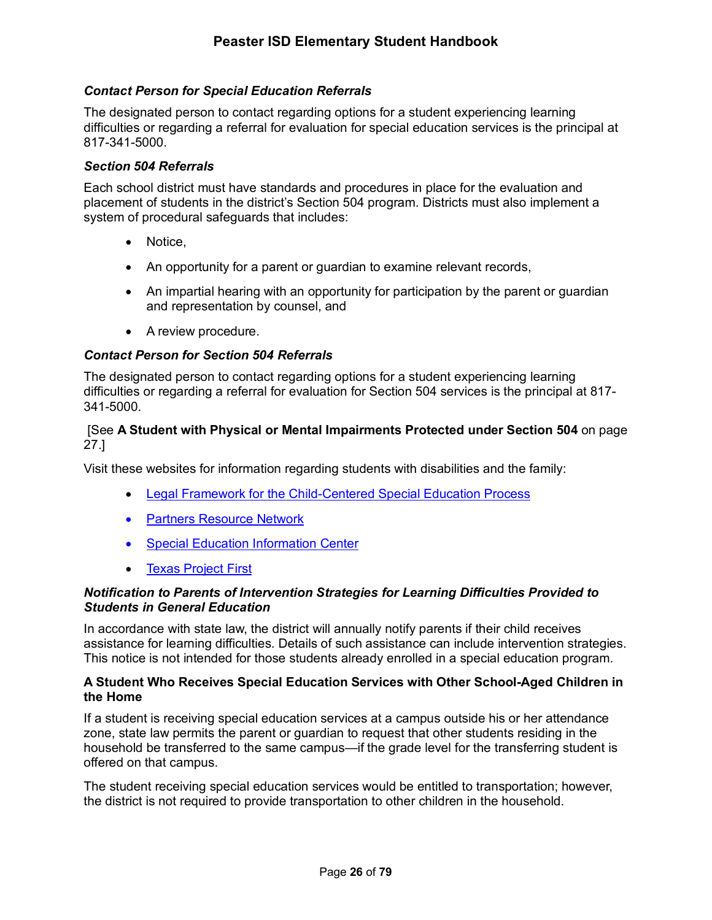#### *Contact Person for Special Education Referrals*

The designated person to contact regarding options for a student experiencing learning difficulties or regarding a referral for evaluation for special education services is the principal at 817-341-5000.

#### *Section 504 Referrals*

Each school district must have standards and procedures in place for the evaluation and placement of students in the district's Section 504 program. Districts must also implement a system of procedural safeguards that includes:

- Notice,
- An opportunity for a parent or guardian to examine relevant records,
- An impartial hearing with an opportunity for participation by the parent or guardian and representation by counsel, and
- A review procedure.

#### *Contact Person for Section 504 Referrals*

The designated person to contact regarding options for a student experiencing learning difficulties or regarding a referral for evaluation for Section 504 services is the principal at 817-341-5000.

[See **A Student with Physical or Mental Impairments Protected under Section 504** on page 27.]

Visit these websites for information regarding students with disabilities and the family:

- Legal Framework for the Child-Centered Special Education Process
- Partners Resource Network
- Special Education Information Center
- Texas Project First

#### *Notification to Parents of Intervention Strategies for Learning Difficulties Provided to Students in General Education*

In accordance with state law, the district will annually notify parents if their child receives assistance for learning difficulties. Details of such assistance can include intervention strategies. This notice is not intended for those students already enrolled in a special education program.

#### A Student Who Receives Special Education Services with Other School-Aged Children in the Home

If a student is receiving special education services at a campus outside his or her attendance zone, state law permits the parent or guardian to request that other students residing in the household be transferred to the same campus—if the grade level for the transferring student is offered on that campus.

The student receiving special education services would be entitled to transportation; however, the district is not required to provide transportation to other children in the household.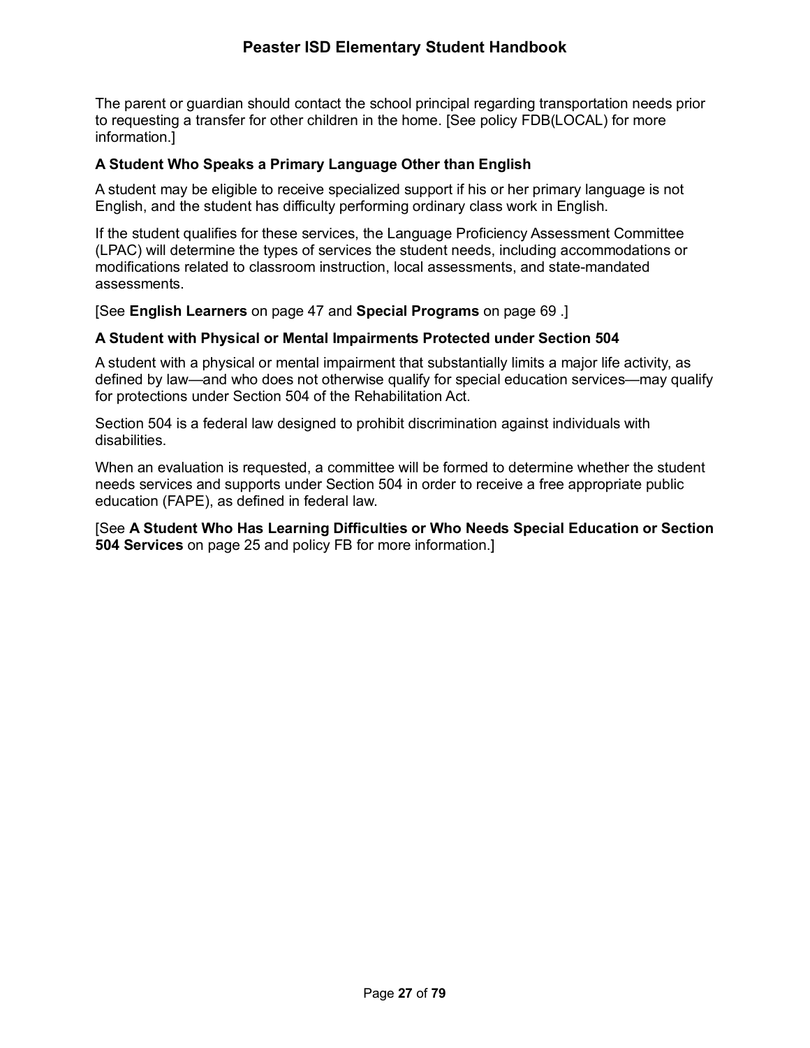The parent or guardian should contact the school principal regarding transportation needs prior to requesting a transfer for other children in the home. [See policy FDB(LOCAL) for more information.]

#### A Student Who Speaks a Primary Language Other than English

A student may be eligible to receive specialized support if his or her primary language is not English, and the student has difficulty performing ordinary class work in English.

If the student qualifies for these services, the Language Proficiency Assessment Committee (LPAC) will determine the types of services the student needs, including accommodations or modifications related to classroom instruction, local assessments, and state-mandated assessments.

[See **English Learners** on page 47 and **Special Programs** on page 69 .]

#### A Student with Physical or Mental Impairments Protected under Section 504

A student with a physical or mental impairment that substantially limits a major life activity, as defined by law—and who does not otherwise qualify for special education services—may qualify for protections under Section 504 of the Rehabilitation Act.

Section 504 is a federal law designed to prohibit discrimination against individuals with disabilities.

When an evaluation is requested, a committee will be formed to determine whether the student needs services and supports under Section 504 in order to receive a free appropriate public education (FAPE), as defined in federal law.

[See **A Student Who Has Learning Difficulties or Who Needs Special Education or Section 504 Services** on page 25 and policy FB for more information.]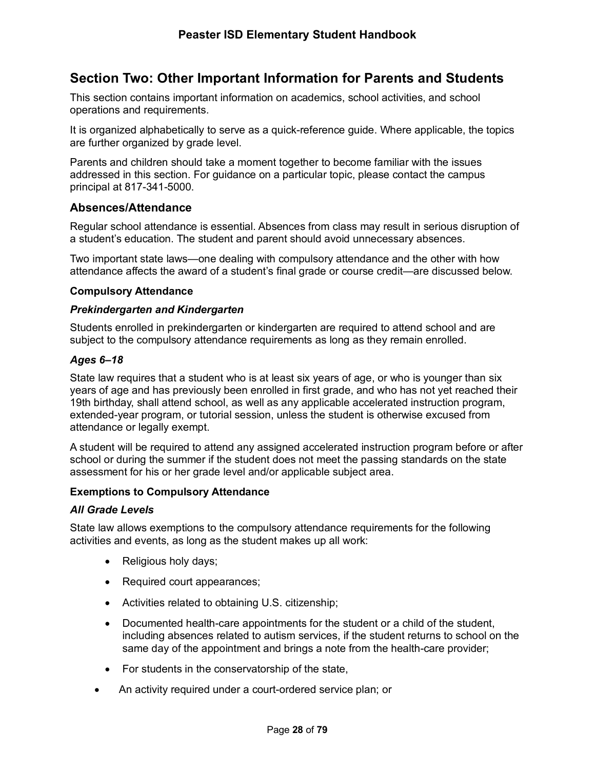## Section Two: Other Important Information for Parents and Students

This section contains important information on academics, school activities, and school operations and requirements.

It is organized alphabetically to serve as a quick-reference guide. Where applicable, the topics are further organized by grade level.

Parents and children should take a moment together to become familiar with the issues addressed in this section. For guidance on a particular topic, please contact the campus principal at 817-341-5000.

### Absences/Attendance

Regular school attendance is essential. Absences from class may result in serious disruption of a student's education. The student and parent should avoid unnecessary absences.

Two important state laws—one dealing with compulsory attendance and the other with how attendance affects the award of a student's final grade or course credit—are discussed below.

#### Compulsory Attendance

##### *Prekindergarten and Kindergarten*

Students enrolled in prekindergarten or kindergarten are required to attend school and are subject to the compulsory attendance requirements as long as they remain enrolled.

##### *Ages 6–18*

State law requires that a student who is at least six years of age, or who is younger than six years of age and has previously been enrolled in first grade, and who has not yet reached their 19th birthday, shall attend school, as well as any applicable accelerated instruction program, extended-year program, or tutorial session, unless the student is otherwise excused from attendance or legally exempt.

A student will be required to attend any assigned accelerated instruction program before or after school or during the summer if the student does not meet the passing standards on the state assessment for his or her grade level and/or applicable subject area.

#### Exemptions to Compulsory Attendance

##### *All Grade Levels*

State law allows exemptions to the compulsory attendance requirements for the following activities and events, as long as the student makes up all work:

- Religious holy days;
- Required court appearances;
- Activities related to obtaining U.S. citizenship;
- Documented health-care appointments for the student or a child of the student, including absences related to autism services, if the student returns to school on the same day of the appointment and brings a note from the health-care provider;
- For students in the conservatorship of the state,
- An activity required under a court-ordered service plan; or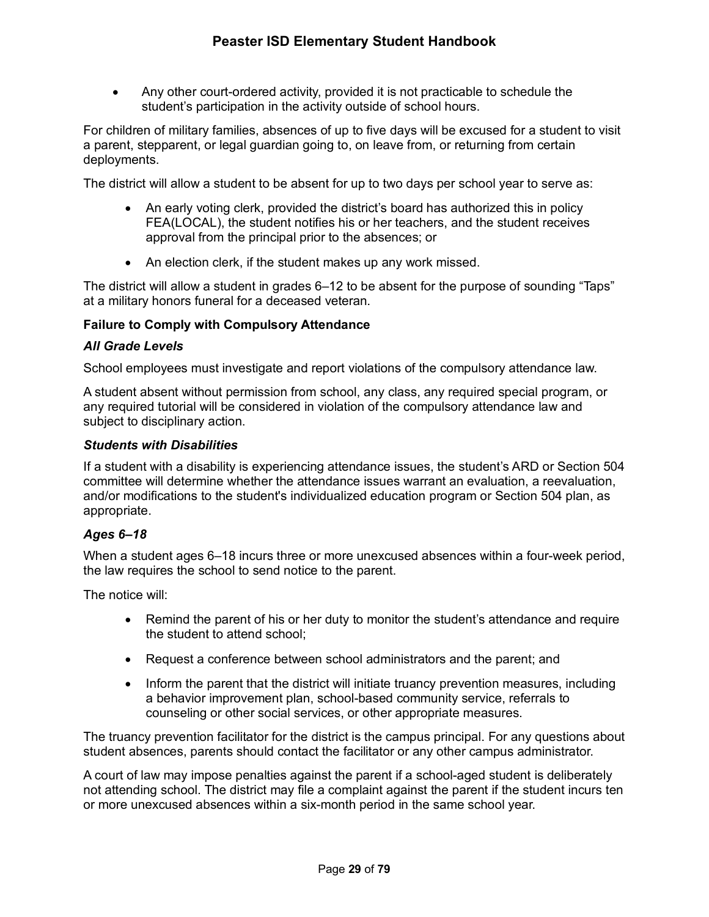- Any other court-ordered activity, provided it is not practicable to schedule the student's participation in the activity outside of school hours.

For children of military families, absences of up to five days will be excused for a student to visit a parent, stepparent, or legal guardian going to, on leave from, or returning from certain deployments.

The district will allow a student to be absent for up to two days per school year to serve as:

- An early voting clerk, provided the district's board has authorized this in policy FEA(LOCAL), the student notifies his or her teachers, and the student receives approval from the principal prior to the absences; or
- An election clerk, if the student makes up any work missed.

The district will allow a student in grades 6–12 to be absent for the purpose of sounding "Taps" at a military honors funeral for a deceased veteran.

**Failure to Comply with Compulsory Attendance**

***All Grade Levels***

School employees must investigate and report violations of the compulsory attendance law.

A student absent without permission from school, any class, any required special program, or any required tutorial will be considered in violation of the compulsory attendance law and subject to disciplinary action.

***Students with Disabilities***

If a student with a disability is experiencing attendance issues, the student's ARD or Section 504 committee will determine whether the attendance issues warrant an evaluation, a reevaluation, and/or modifications to the student's individualized education program or Section 504 plan, as appropriate.

***Ages 6–18***

When a student ages 6–18 incurs three or more unexcused absences within a four-week period, the law requires the school to send notice to the parent.

The notice will:

- Remind the parent of his or her duty to monitor the student's attendance and require the student to attend school;
- Request a conference between school administrators and the parent; and
- Inform the parent that the district will initiate truancy prevention measures, including a behavior improvement plan, school-based community service, referrals to counseling or other social services, or other appropriate measures.

The truancy prevention facilitator for the district is the campus principal. For any questions about student absences, parents should contact the facilitator or any other campus administrator.

A court of law may impose penalties against the parent if a school-aged student is deliberately not attending school. The district may file a complaint against the parent if the student incurs ten or more unexcused absences within a six-month period in the same school year.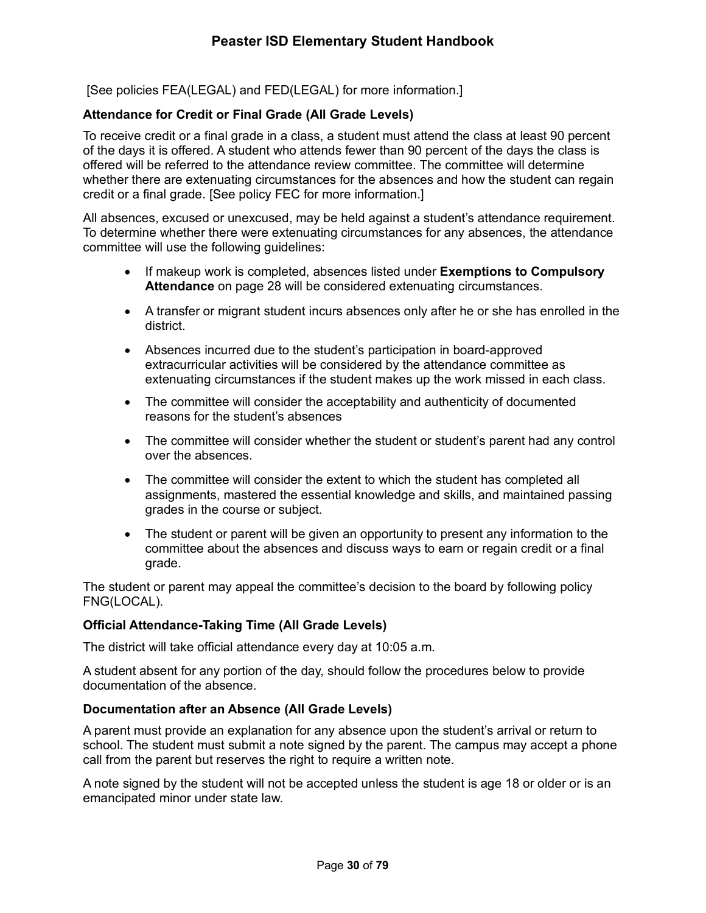[See policies FEA(LEGAL) and FED(LEGAL) for more information.]

### Attendance for Credit or Final Grade (All Grade Levels)

To receive credit or a final grade in a class, a student must attend the class at least 90 percent of the days it is offered. A student who attends fewer than 90 percent of the days the class is offered will be referred to the attendance review committee. The committee will determine whether there are extenuating circumstances for the absences and how the student can regain credit or a final grade. [See policy FEC for more information.]

All absences, excused or unexcused, may be held against a student's attendance requirement. To determine whether there were extenuating circumstances for any absences, the attendance committee will use the following guidelines:

- If makeup work is completed, absences listed under **Exemptions to Compulsory Attendance** on page 28 will be considered extenuating circumstances.
- A transfer or migrant student incurs absences only after he or she has enrolled in the district.
- Absences incurred due to the student's participation in board-approved extracurricular activities will be considered by the attendance committee as extenuating circumstances if the student makes up the work missed in each class.
- The committee will consider the acceptability and authenticity of documented reasons for the student's absences
- The committee will consider whether the student or student's parent had any control over the absences.
- The committee will consider the extent to which the student has completed all assignments, mastered the essential knowledge and skills, and maintained passing grades in the course or subject.
- The student or parent will be given an opportunity to present any information to the committee about the absences and discuss ways to earn or regain credit or a final grade.

The student or parent may appeal the committee's decision to the board by following policy FNG(LOCAL).

### Official Attendance-Taking Time (All Grade Levels)

The district will take official attendance every day at 10:05 a.m.

A student absent for any portion of the day, should follow the procedures below to provide documentation of the absence.

### Documentation after an Absence (All Grade Levels)

A parent must provide an explanation for any absence upon the student's arrival or return to school. The student must submit a note signed by the parent. The campus may accept a phone call from the parent but reserves the right to require a written note.

A note signed by the student will not be accepted unless the student is age 18 or older or is an emancipated minor under state law.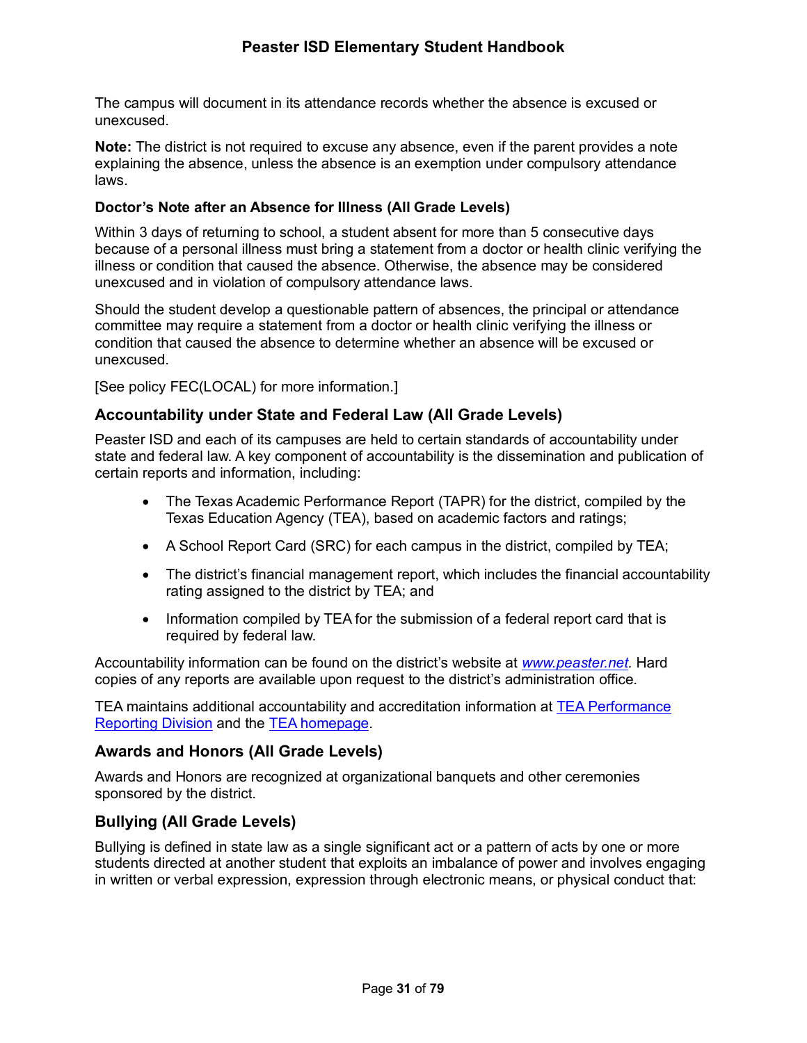The campus will document in its attendance records whether the absence is excused or unexcused.

**Note:** The district is not required to excuse any absence, even if the parent provides a note explaining the absence, unless the absence is an exemption under compulsory attendance laws.

#### Doctor's Note after an Absence for Illness (All Grade Levels)

Within 3 days of returning to school, a student absent for more than 5 consecutive days because of a personal illness must bring a statement from a doctor or health clinic verifying the illness or condition that caused the absence. Otherwise, the absence may be considered unexcused and in violation of compulsory attendance laws.

Should the student develop a questionable pattern of absences, the principal or attendance committee may require a statement from a doctor or health clinic verifying the illness or condition that caused the absence to determine whether an absence will be excused or unexcused.

[See policy FEC(LOCAL) for more information.]

### Accountability under State and Federal Law (All Grade Levels)

Peaster ISD and each of its campuses are held to certain standards of accountability under state and federal law. A key component of accountability is the dissemination and publication of certain reports and information, including:

- The Texas Academic Performance Report (TAPR) for the district, compiled by the Texas Education Agency (TEA), based on academic factors and ratings;
- A School Report Card (SRC) for each campus in the district, compiled by TEA;
- The district's financial management report, which includes the financial accountability rating assigned to the district by TEA; and
- Information compiled by TEA for the submission of a federal report card that is required by federal law.

Accountability information can be found on the district's website at *www.peaster.net.* Hard copies of any reports are available upon request to the district's administration office.

TEA maintains additional accountability and accreditation information at TEA Performance Reporting Division and the TEA homepage.

### Awards and Honors (All Grade Levels)

Awards and Honors are recognized at organizational banquets and other ceremonies sponsored by the district.

### Bullying (All Grade Levels)

Bullying is defined in state law as a single significant act or a pattern of acts by one or more students directed at another student that exploits an imbalance of power and involves engaging in written or verbal expression, expression through electronic means, or physical conduct that: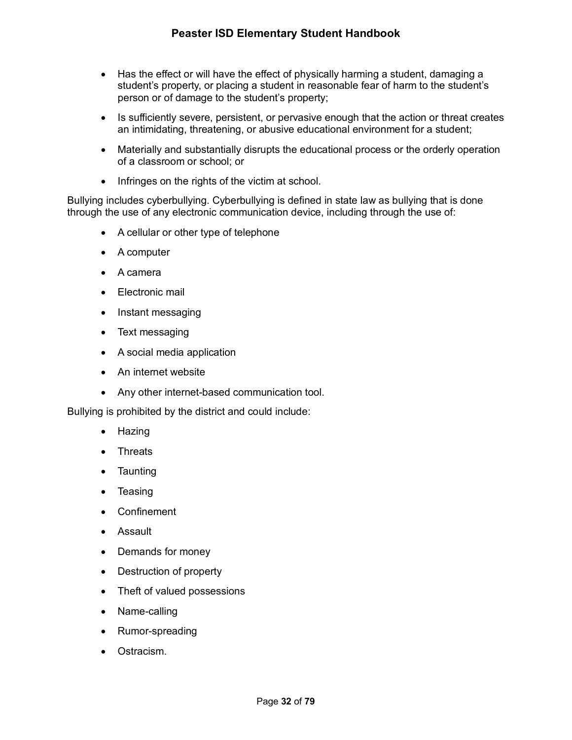- Has the effect or will have the effect of physically harming a student, damaging a student's property, or placing a student in reasonable fear of harm to the student's person or of damage to the student's property;
- Is sufficiently severe, persistent, or pervasive enough that the action or threat creates an intimidating, threatening, or abusive educational environment for a student;
- Materially and substantially disrupts the educational process or the orderly operation of a classroom or school; or
- Infringes on the rights of the victim at school.

Bullying includes cyberbullying. Cyberbullying is defined in state law as bullying that is done through the use of any electronic communication device, including through the use of:

- A cellular or other type of telephone
- A computer
- A camera
- Electronic mail
- Instant messaging
- Text messaging
- A social media application
- An internet website
- Any other internet-based communication tool.

Bullying is prohibited by the district and could include:

- Hazing
- Threats
- Taunting
- Teasing
- Confinement
- Assault
- Demands for money
- Destruction of property
- Theft of valued possessions
- Name-calling
- Rumor-spreading
- Ostracism.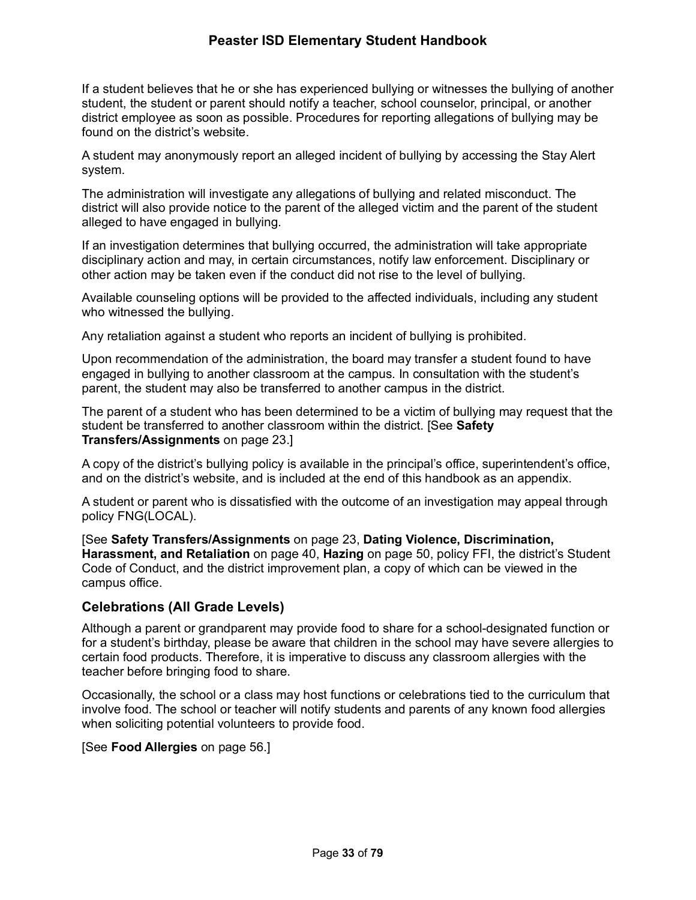If a student believes that he or she has experienced bullying or witnesses the bullying of another student, the student or parent should notify a teacher, school counselor, principal, or another district employee as soon as possible. Procedures for reporting allegations of bullying may be found on the district's website.

A student may anonymously report an alleged incident of bullying by accessing the Stay Alert system.

The administration will investigate any allegations of bullying and related misconduct. The district will also provide notice to the parent of the alleged victim and the parent of the student alleged to have engaged in bullying.

If an investigation determines that bullying occurred, the administration will take appropriate disciplinary action and may, in certain circumstances, notify law enforcement. Disciplinary or other action may be taken even if the conduct did not rise to the level of bullying.

Available counseling options will be provided to the affected individuals, including any student who witnessed the bullying.

Any retaliation against a student who reports an incident of bullying is prohibited.

Upon recommendation of the administration, the board may transfer a student found to have engaged in bullying to another classroom at the campus. In consultation with the student's parent, the student may also be transferred to another campus in the district.

The parent of a student who has been determined to be a victim of bullying may request that the student be transferred to another classroom within the district. [See **Safety Transfers/Assignments** on page 23.]

A copy of the district's bullying policy is available in the principal's office, superintendent's office, and on the district's website, and is included at the end of this handbook as an appendix.

A student or parent who is dissatisfied with the outcome of an investigation may appeal through policy FNG(LOCAL).

[See **Safety Transfers/Assignments** on page 23, **Dating Violence, Discrimination, Harassment, and Retaliation** on page 40, **Hazing** on page 50, policy FFI, the district's Student Code of Conduct, and the district improvement plan, a copy of which can be viewed in the campus office.

## Celebrations (All Grade Levels)

Although a parent or grandparent may provide food to share for a school-designated function or for a student's birthday, please be aware that children in the school may have severe allergies to certain food products. Therefore, it is imperative to discuss any classroom allergies with the teacher before bringing food to share.

Occasionally, the school or a class may host functions or celebrations tied to the curriculum that involve food. The school or teacher will notify students and parents of any known food allergies when soliciting potential volunteers to provide food.

[See **Food Allergies** on page 56.]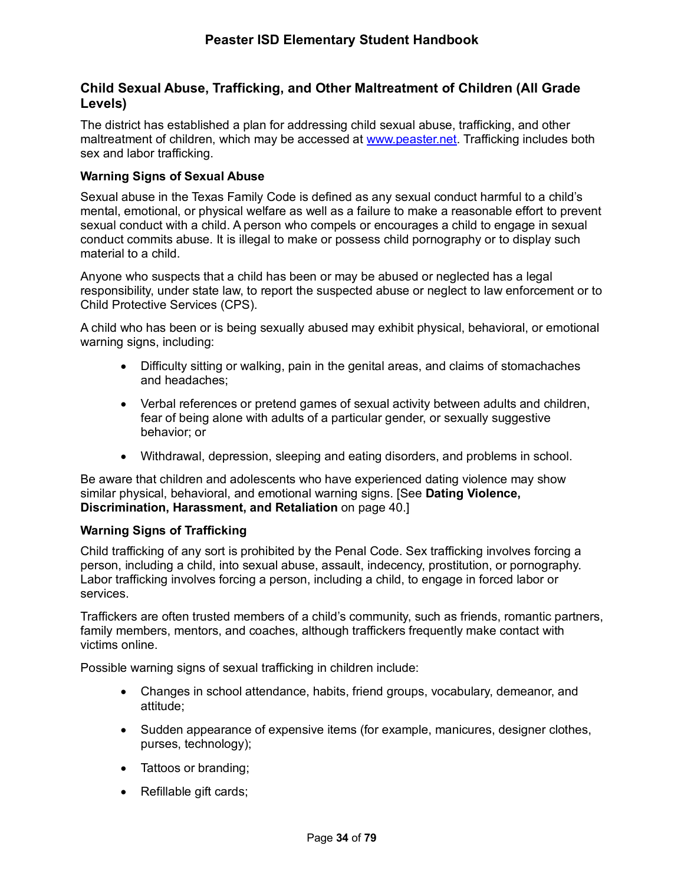## Child Sexual Abuse, Trafficking, and Other Maltreatment of Children (All Grade Levels)

The district has established a plan for addressing child sexual abuse, trafficking, and other maltreatment of children, which may be accessed at [www.peaster.net](www.peaster.net). Trafficking includes both sex and labor trafficking.

### Warning Signs of Sexual Abuse

Sexual abuse in the Texas Family Code is defined as any sexual conduct harmful to a child's mental, emotional, or physical welfare as well as a failure to make a reasonable effort to prevent sexual conduct with a child. A person who compels or encourages a child to engage in sexual conduct commits abuse. It is illegal to make or possess child pornography or to display such material to a child.

Anyone who suspects that a child has been or may be abused or neglected has a legal responsibility, under state law, to report the suspected abuse or neglect to law enforcement or to Child Protective Services (CPS).

A child who has been or is being sexually abused may exhibit physical, behavioral, or emotional warning signs, including:

- Difficulty sitting or walking, pain in the genital areas, and claims of stomachaches and headaches;
- Verbal references or pretend games of sexual activity between adults and children, fear of being alone with adults of a particular gender, or sexually suggestive behavior; or
- Withdrawal, depression, sleeping and eating disorders, and problems in school.

Be aware that children and adolescents who have experienced dating violence may show similar physical, behavioral, and emotional warning signs. [See **Dating Violence, Discrimination, Harassment, and Retaliation** on page 40.]

### Warning Signs of Trafficking

Child trafficking of any sort is prohibited by the Penal Code. Sex trafficking involves forcing a person, including a child, into sexual abuse, assault, indecency, prostitution, or pornography. Labor trafficking involves forcing a person, including a child, to engage in forced labor or services.

Traffickers are often trusted members of a child's community, such as friends, romantic partners, family members, mentors, and coaches, although traffickers frequently make contact with victims online.

Possible warning signs of sexual trafficking in children include:

- Changes in school attendance, habits, friend groups, vocabulary, demeanor, and attitude;
- Sudden appearance of expensive items (for example, manicures, designer clothes, purses, technology);
- Tattoos or branding;
- Refillable gift cards;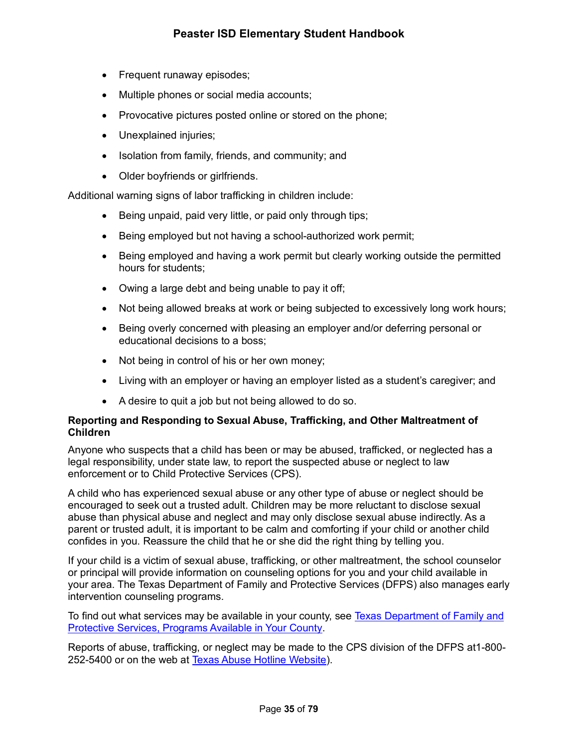- Frequent runaway episodes;
- Multiple phones or social media accounts;
- Provocative pictures posted online or stored on the phone;
- Unexplained injuries;
- Isolation from family, friends, and community; and
- Older boyfriends or girlfriends.

Additional warning signs of labor trafficking in children include:

- Being unpaid, paid very little, or paid only through tips;
- Being employed but not having a school-authorized work permit;
- Being employed and having a work permit but clearly working outside the permitted hours for students;
- Owing a large debt and being unable to pay it off;
- Not being allowed breaks at work or being subjected to excessively long work hours;
- Being overly concerned with pleasing an employer and/or deferring personal or educational decisions to a boss;
- Not being in control of his or her own money;
- Living with an employer or having an employer listed as a student's caregiver; and
- A desire to quit a job but not being allowed to do so.

**Reporting and Responding to Sexual Abuse, Trafficking, and Other Maltreatment of Children**

Anyone who suspects that a child has been or may be abused, trafficked, or neglected has a legal responsibility, under state law, to report the suspected abuse or neglect to law enforcement or to Child Protective Services (CPS).

A child who has experienced sexual abuse or any other type of abuse or neglect should be encouraged to seek out a trusted adult. Children may be more reluctant to disclose sexual abuse than physical abuse and neglect and may only disclose sexual abuse indirectly. As a parent or trusted adult, it is important to be calm and comforting if your child or another child confides in you. Reassure the child that he or she did the right thing by telling you.

If your child is a victim of sexual abuse, trafficking, or other maltreatment, the school counselor or principal will provide information on counseling options for you and your child available in your area. The Texas Department of Family and Protective Services (DFPS) also manages early intervention counseling programs.

To find out what services may be available in your county, see Texas Department of Family and Protective Services, Programs Available in Your County.

Reports of abuse, trafficking, or neglect may be made to the CPS division of the DFPS at1-800-252-5400 or on the web at Texas Abuse Hotline Website).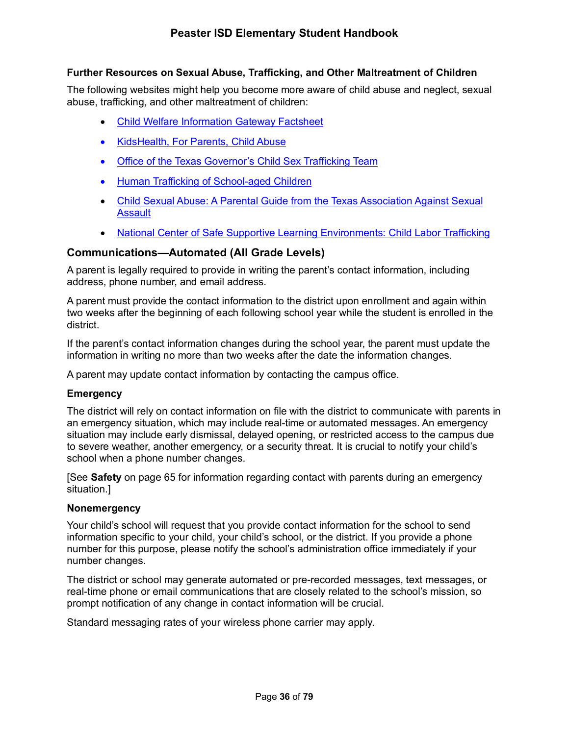### Further Resources on Sexual Abuse, Trafficking, and Other Maltreatment of Children

The following websites might help you become more aware of child abuse and neglect, sexual abuse, trafficking, and other maltreatment of children:

- Child Welfare Information Gateway Factsheet
- KidsHealth, For Parents, Child Abuse
- Office of the Texas Governor's Child Sex Trafficking Team
- Human Trafficking of School-aged Children
- Child Sexual Abuse: A Parental Guide from the Texas Association Against Sexual Assault
- National Center of Safe Supportive Learning Environments: Child Labor Trafficking

## Communications—Automated (All Grade Levels)

A parent is legally required to provide in writing the parent's contact information, including address, phone number, and email address.

A parent must provide the contact information to the district upon enrollment and again within two weeks after the beginning of each following school year while the student is enrolled in the district.

If the parent's contact information changes during the school year, the parent must update the information in writing no more than two weeks after the date the information changes.

A parent may update contact information by contacting the campus office.

### Emergency

The district will rely on contact information on file with the district to communicate with parents in an emergency situation, which may include real-time or automated messages. An emergency situation may include early dismissal, delayed opening, or restricted access to the campus due to severe weather, another emergency, or a security threat. It is crucial to notify your child's school when a phone number changes.

[See **Safety** on page 65 for information regarding contact with parents during an emergency situation.]

### Nonemergency

Your child's school will request that you provide contact information for the school to send information specific to your child, your child's school, or the district. If you provide a phone number for this purpose, please notify the school's administration office immediately if your number changes.

The district or school may generate automated or pre-recorded messages, text messages, or real-time phone or email communications that are closely related to the school's mission, so prompt notification of any change in contact information will be crucial.

Standard messaging rates of your wireless phone carrier may apply.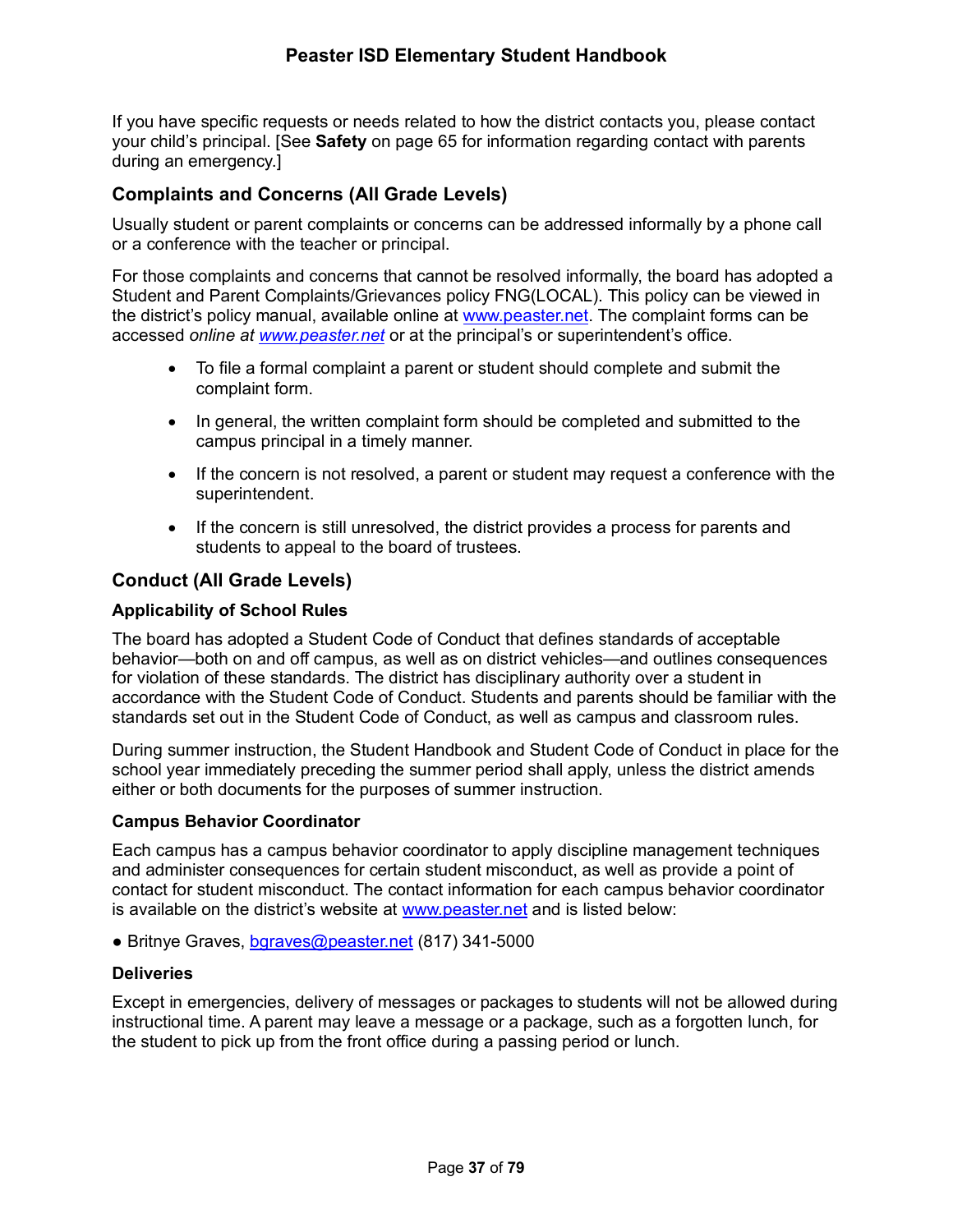If you have specific requests or needs related to how the district contacts you, please contact your child's principal. [See **Safety** on page 65 for information regarding contact with parents during an emergency.]

## Complaints and Concerns (All Grade Levels)

Usually student or parent complaints or concerns can be addressed informally by a phone call or a conference with the teacher or principal.

For those complaints and concerns that cannot be resolved informally, the board has adopted a Student and Parent Complaints/Grievances policy FNG(LOCAL). This policy can be viewed in the district's policy manual, available online at www.peaster.net. The complaint forms can be accessed *online at www.peaster.net* or at the principal's or superintendent's office.

- To file a formal complaint a parent or student should complete and submit the complaint form.
- In general, the written complaint form should be completed and submitted to the campus principal in a timely manner.
- If the concern is not resolved, a parent or student may request a conference with the superintendent.
- If the concern is still unresolved, the district provides a process for parents and students to appeal to the board of trustees.

## Conduct (All Grade Levels)

### Applicability of School Rules

The board has adopted a Student Code of Conduct that defines standards of acceptable behavior—both on and off campus, as well as on district vehicles—and outlines consequences for violation of these standards. The district has disciplinary authority over a student in accordance with the Student Code of Conduct. Students and parents should be familiar with the standards set out in the Student Code of Conduct, as well as campus and classroom rules.

During summer instruction, the Student Handbook and Student Code of Conduct in place for the school year immediately preceding the summer period shall apply, unless the district amends either or both documents for the purposes of summer instruction.

### Campus Behavior Coordinator

Each campus has a campus behavior coordinator to apply discipline management techniques and administer consequences for certain student misconduct, as well as provide a point of contact for student misconduct. The contact information for each campus behavior coordinator is available on the district's website at www.peaster.net and is listed below:

- Britnye Graves, bgraves@peaster.net (817) 341-5000

### Deliveries

Except in emergencies, delivery of messages or packages to students will not be allowed during instructional time. A parent may leave a message or a package, such as a forgotten lunch, for the student to pick up from the front office during a passing period or lunch.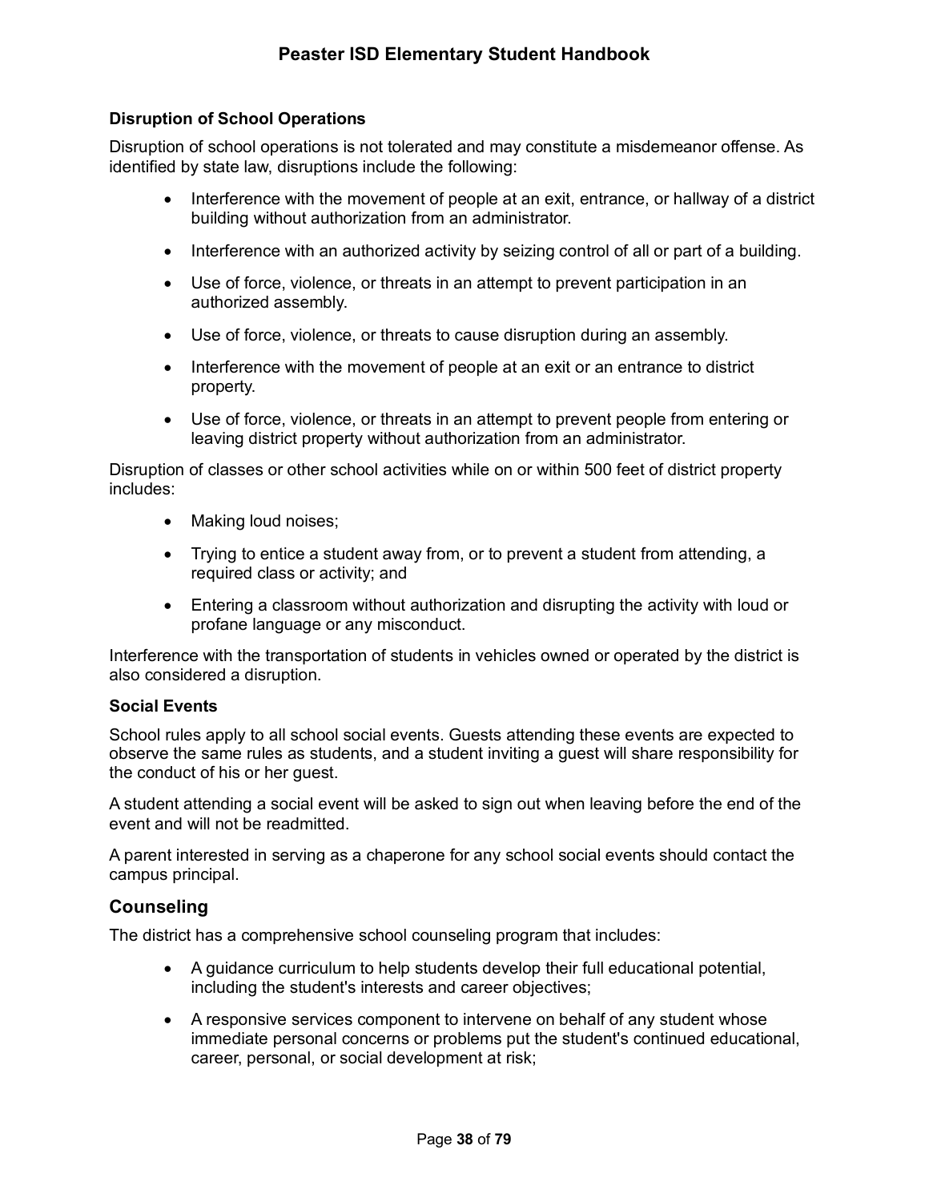### Disruption of School Operations

Disruption of school operations is not tolerated and may constitute a misdemeanor offense. As identified by state law, disruptions include the following:

- Interference with the movement of people at an exit, entrance, or hallway of a district building without authorization from an administrator.
- Interference with an authorized activity by seizing control of all or part of a building.
- Use of force, violence, or threats in an attempt to prevent participation in an authorized assembly.
- Use of force, violence, or threats to cause disruption during an assembly.
- Interference with the movement of people at an exit or an entrance to district property.
- Use of force, violence, or threats in an attempt to prevent people from entering or leaving district property without authorization from an administrator.

Disruption of classes or other school activities while on or within 500 feet of district property includes:

- Making loud noises;
- Trying to entice a student away from, or to prevent a student from attending, a required class or activity; and
- Entering a classroom without authorization and disrupting the activity with loud or profane language or any misconduct.

Interference with the transportation of students in vehicles owned or operated by the district is also considered a disruption.

### Social Events

School rules apply to all school social events. Guests attending these events are expected to observe the same rules as students, and a student inviting a guest will share responsibility for the conduct of his or her guest.

A student attending a social event will be asked to sign out when leaving before the end of the event and will not be readmitted.

A parent interested in serving as a chaperone for any school social events should contact the campus principal.

## Counseling

The district has a comprehensive school counseling program that includes:

- A guidance curriculum to help students develop their full educational potential, including the student's interests and career objectives;
- A responsive services component to intervene on behalf of any student whose immediate personal concerns or problems put the student's continued educational, career, personal, or social development at risk;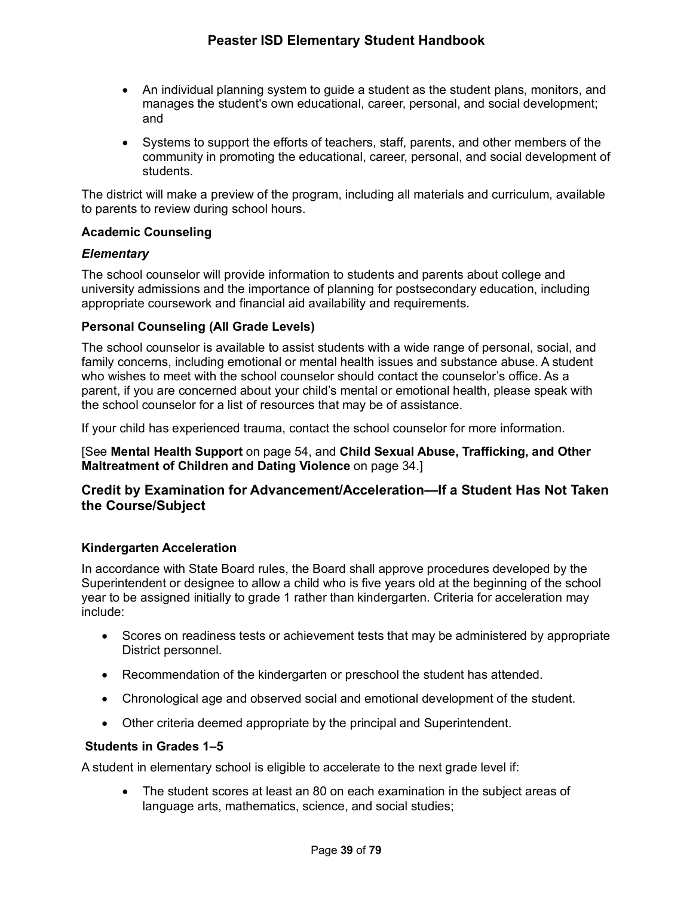- An individual planning system to guide a student as the student plans, monitors, and manages the student's own educational, career, personal, and social development; and

- Systems to support the efforts of teachers, staff, parents, and other members of the community in promoting the educational, career, personal, and social development of students.

The district will make a preview of the program, including all materials and curriculum, available to parents to review during school hours.

#### Academic Counseling

##### *Elementary*

The school counselor will provide information to students and parents about college and university admissions and the importance of planning for postsecondary education, including appropriate coursework and financial aid availability and requirements.

#### Personal Counseling (All Grade Levels)

The school counselor is available to assist students with a wide range of personal, social, and family concerns, including emotional or mental health issues and substance abuse. A student who wishes to meet with the school counselor should contact the counselor's office. As a parent, if you are concerned about your child's mental or emotional health, please speak with the school counselor for a list of resources that may be of assistance.

If your child has experienced trauma, contact the school counselor for more information.

[See **Mental Health Support** on page 54, and **Child Sexual Abuse, Trafficking, and Other Maltreatment of Children and Dating Violence** on page 34.]

### Credit by Examination for Advancement/Acceleration—If a Student Has Not Taken the Course/Subject

#### Kindergarten Acceleration

In accordance with State Board rules, the Board shall approve procedures developed by the Superintendent or designee to allow a child who is five years old at the beginning of the school year to be assigned initially to grade 1 rather than kindergarten. Criteria for acceleration may include:

- Scores on readiness tests or achievement tests that may be administered by appropriate District personnel.

- Recommendation of the kindergarten or preschool the student has attended.

- Chronological age and observed social and emotional development of the student.

- Other criteria deemed appropriate by the principal and Superintendent.

#### Students in Grades 1–5

A student in elementary school is eligible to accelerate to the next grade level if:

- The student scores at least an 80 on each examination in the subject areas of language arts, mathematics, science, and social studies;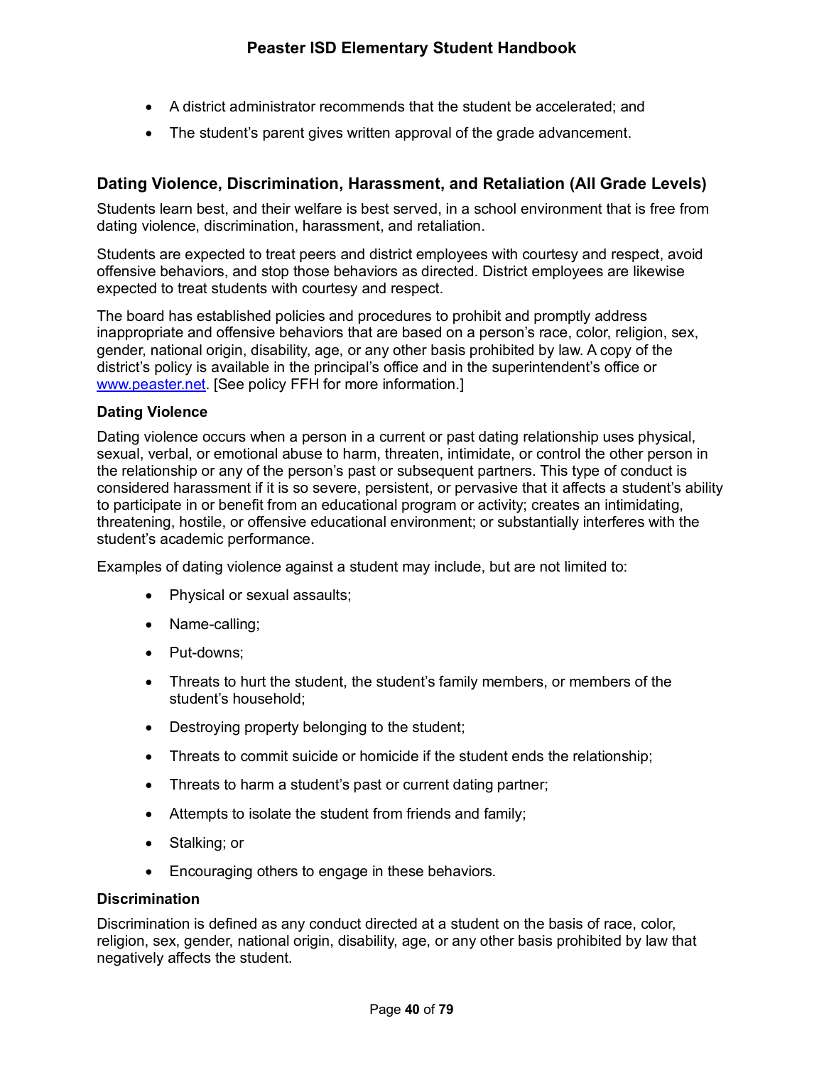- A district administrator recommends that the student be accelerated; and
- The student's parent gives written approval of the grade advancement.

## Dating Violence, Discrimination, Harassment, and Retaliation (All Grade Levels)

Students learn best, and their welfare is best served, in a school environment that is free from dating violence, discrimination, harassment, and retaliation.

Students are expected to treat peers and district employees with courtesy and respect, avoid offensive behaviors, and stop those behaviors as directed. District employees are likewise expected to treat students with courtesy and respect.

The board has established policies and procedures to prohibit and promptly address inappropriate and offensive behaviors that are based on a person's race, color, religion, sex, gender, national origin, disability, age, or any other basis prohibited by law. A copy of the district's policy is available in the principal's office and in the superintendent's office or [www.peaster.net](http://www.peaster.net). [See policy FFH for more information.]

### Dating Violence

Dating violence occurs when a person in a current or past dating relationship uses physical, sexual, verbal, or emotional abuse to harm, threaten, intimidate, or control the other person in the relationship or any of the person's past or subsequent partners. This type of conduct is considered harassment if it is so severe, persistent, or pervasive that it affects a student's ability to participate in or benefit from an educational program or activity; creates an intimidating, threatening, hostile, or offensive educational environment; or substantially interferes with the student's academic performance.

Examples of dating violence against a student may include, but are not limited to:

- Physical or sexual assaults;
- Name-calling;
- Put-downs;
- Threats to hurt the student, the student's family members, or members of the student's household;
- Destroying property belonging to the student;
- Threats to commit suicide or homicide if the student ends the relationship;
- Threats to harm a student's past or current dating partner;
- Attempts to isolate the student from friends and family;
- Stalking; or
- Encouraging others to engage in these behaviors.

### Discrimination

Discrimination is defined as any conduct directed at a student on the basis of race, color, religion, sex, gender, national origin, disability, age, or any other basis prohibited by law that negatively affects the student.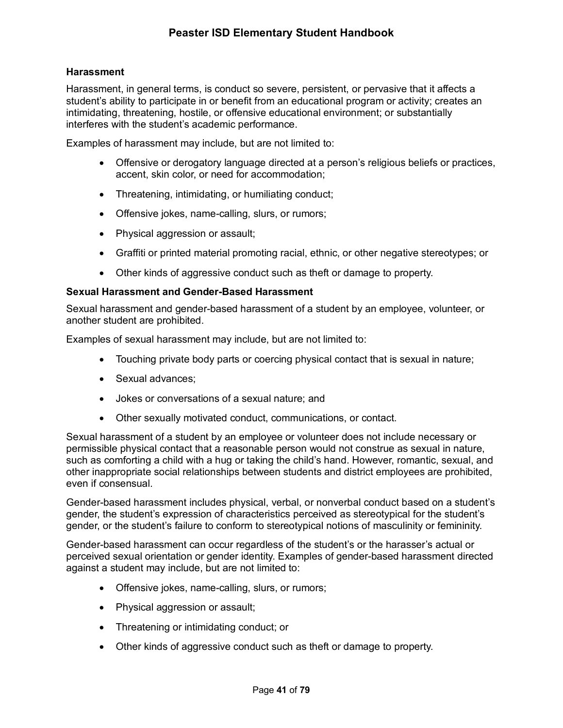### Harassment

Harassment, in general terms, is conduct so severe, persistent, or pervasive that it affects a student's ability to participate in or benefit from an educational program or activity; creates an intimidating, threatening, hostile, or offensive educational environment; or substantially interferes with the student's academic performance.

Examples of harassment may include, but are not limited to:

- Offensive or derogatory language directed at a person's religious beliefs or practices, accent, skin color, or need for accommodation;
- Threatening, intimidating, or humiliating conduct;
- Offensive jokes, name-calling, slurs, or rumors;
- Physical aggression or assault;
- Graffiti or printed material promoting racial, ethnic, or other negative stereotypes; or
- Other kinds of aggressive conduct such as theft or damage to property.

### Sexual Harassment and Gender-Based Harassment

Sexual harassment and gender-based harassment of a student by an employee, volunteer, or another student are prohibited.

Examples of sexual harassment may include, but are not limited to:

- Touching private body parts or coercing physical contact that is sexual in nature;
- Sexual advances;
- Jokes or conversations of a sexual nature; and
- Other sexually motivated conduct, communications, or contact.

Sexual harassment of a student by an employee or volunteer does not include necessary or permissible physical contact that a reasonable person would not construe as sexual in nature, such as comforting a child with a hug or taking the child's hand. However, romantic, sexual, and other inappropriate social relationships between students and district employees are prohibited, even if consensual.

Gender-based harassment includes physical, verbal, or nonverbal conduct based on a student's gender, the student's expression of characteristics perceived as stereotypical for the student's gender, or the student's failure to conform to stereotypical notions of masculinity or femininity.

Gender-based harassment can occur regardless of the student's or the harasser's actual or perceived sexual orientation or gender identity. Examples of gender-based harassment directed against a student may include, but are not limited to:

- Offensive jokes, name-calling, slurs, or rumors;
- Physical aggression or assault;
- Threatening or intimidating conduct; or
- Other kinds of aggressive conduct such as theft or damage to property.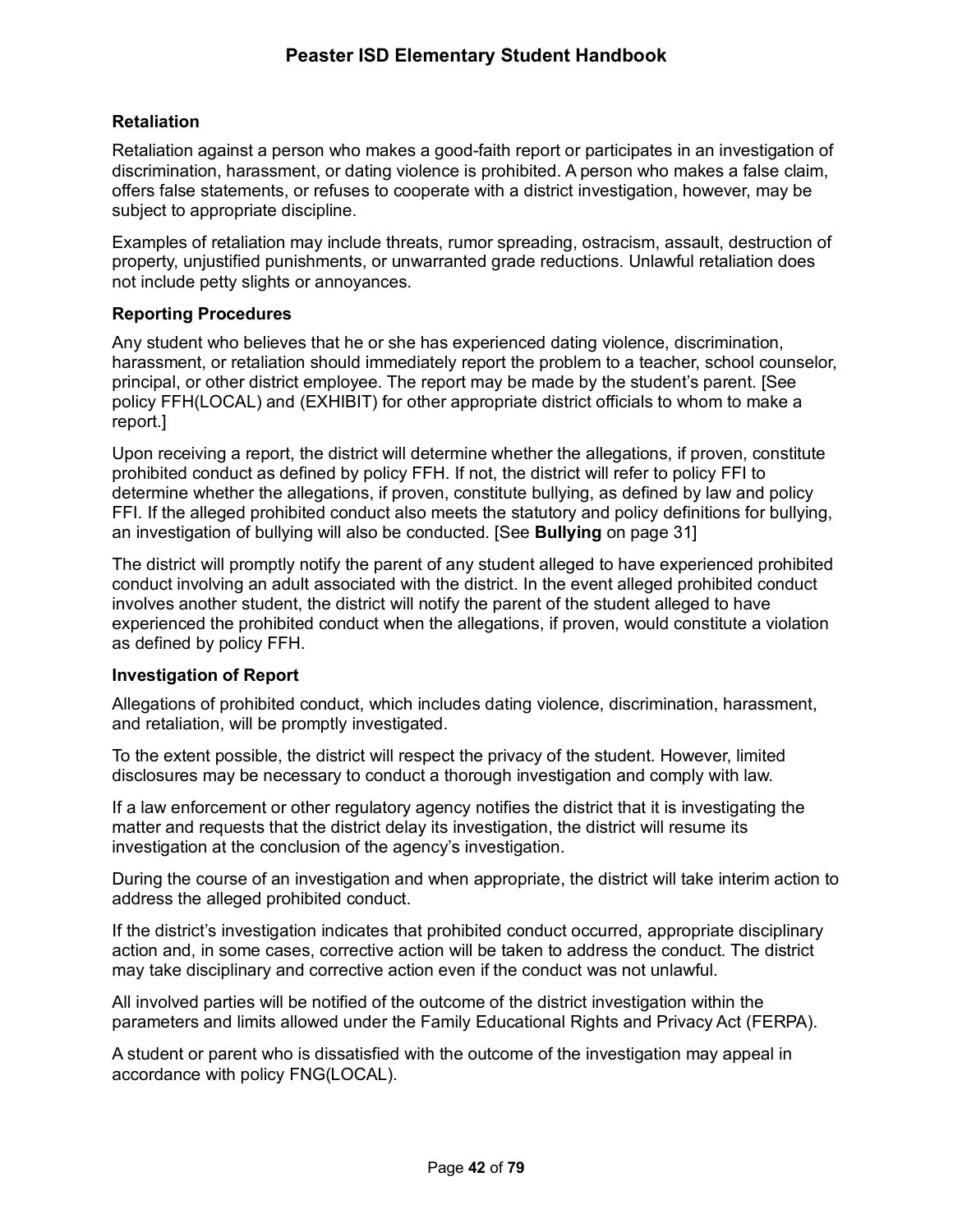### Retaliation

Retaliation against a person who makes a good-faith report or participates in an investigation of discrimination, harassment, or dating violence is prohibited. A person who makes a false claim, offers false statements, or refuses to cooperate with a district investigation, however, may be subject to appropriate discipline.

Examples of retaliation may include threats, rumor spreading, ostracism, assault, destruction of property, unjustified punishments, or unwarranted grade reductions. Unlawful retaliation does not include petty slights or annoyances.

### Reporting Procedures

Any student who believes that he or she has experienced dating violence, discrimination, harassment, or retaliation should immediately report the problem to a teacher, school counselor, principal, or other district employee. The report may be made by the student's parent. [See policy FFH(LOCAL) and (EXHIBIT) for other appropriate district officials to whom to make a report.]

Upon receiving a report, the district will determine whether the allegations, if proven, constitute prohibited conduct as defined by policy FFH. If not, the district will refer to policy FFI to determine whether the allegations, if proven, constitute bullying, as defined by law and policy FFI. If the alleged prohibited conduct also meets the statutory and policy definitions for bullying, an investigation of bullying will also be conducted. [See **Bullying** on page 31]

The district will promptly notify the parent of any student alleged to have experienced prohibited conduct involving an adult associated with the district. In the event alleged prohibited conduct involves another student, the district will notify the parent of the student alleged to have experienced the prohibited conduct when the allegations, if proven, would constitute a violation as defined by policy FFH.

### Investigation of Report

Allegations of prohibited conduct, which includes dating violence, discrimination, harassment, and retaliation, will be promptly investigated.

To the extent possible, the district will respect the privacy of the student. However, limited disclosures may be necessary to conduct a thorough investigation and comply with law.

If a law enforcement or other regulatory agency notifies the district that it is investigating the matter and requests that the district delay its investigation, the district will resume its investigation at the conclusion of the agency's investigation.

During the course of an investigation and when appropriate, the district will take interim action to address the alleged prohibited conduct.

If the district's investigation indicates that prohibited conduct occurred, appropriate disciplinary action and, in some cases, corrective action will be taken to address the conduct. The district may take disciplinary and corrective action even if the conduct was not unlawful.

All involved parties will be notified of the outcome of the district investigation within the parameters and limits allowed under the Family Educational Rights and Privacy Act (FERPA).

A student or parent who is dissatisfied with the outcome of the investigation may appeal in accordance with policy FNG(LOCAL).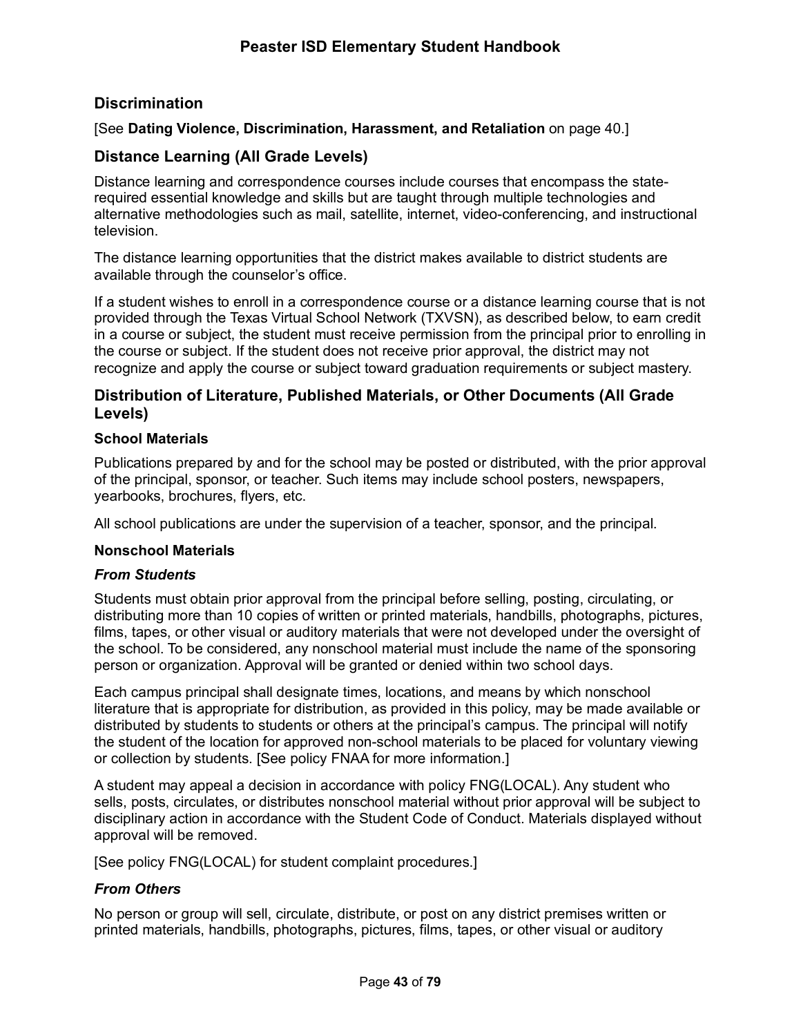## Discrimination

[See **Dating Violence, Discrimination, Harassment, and Retaliation** on page 40.]

## Distance Learning (All Grade Levels)

Distance learning and correspondence courses include courses that encompass the state-required essential knowledge and skills but are taught through multiple technologies and alternative methodologies such as mail, satellite, internet, video-conferencing, and instructional television.

The distance learning opportunities that the district makes available to district students are available through the counselor's office.

If a student wishes to enroll in a correspondence course or a distance learning course that is not provided through the Texas Virtual School Network (TXVSN), as described below, to earn credit in a course or subject, the student must receive permission from the principal prior to enrolling in the course or subject. If the student does not receive prior approval, the district may not recognize and apply the course or subject toward graduation requirements or subject mastery.

## Distribution of Literature, Published Materials, or Other Documents (All Grade Levels)

### School Materials

Publications prepared by and for the school may be posted or distributed, with the prior approval of the principal, sponsor, or teacher. Such items may include school posters, newspapers, yearbooks, brochures, flyers, etc.

All school publications are under the supervision of a teacher, sponsor, and the principal.

### Nonschool Materials

#### *From Students*

Students must obtain prior approval from the principal before selling, posting, circulating, or distributing more than 10 copies of written or printed materials, handbills, photographs, pictures, films, tapes, or other visual or auditory materials that were not developed under the oversight of the school. To be considered, any nonschool material must include the name of the sponsoring person or organization. Approval will be granted or denied within two school days.

Each campus principal shall designate times, locations, and means by which nonschool literature that is appropriate for distribution, as provided in this policy, may be made available or distributed by students to students or others at the principal's campus. The principal will notify the student of the location for approved non-school materials to be placed for voluntary viewing or collection by students. [See policy FNAA for more information.]

A student may appeal a decision in accordance with policy FNG(LOCAL). Any student who sells, posts, circulates, or distributes nonschool material without prior approval will be subject to disciplinary action in accordance with the Student Code of Conduct. Materials displayed without approval will be removed.

[See policy FNG(LOCAL) for student complaint procedures.]

#### *From Others*

No person or group will sell, circulate, distribute, or post on any district premises written or printed materials, handbills, photographs, pictures, films, tapes, or other visual or auditory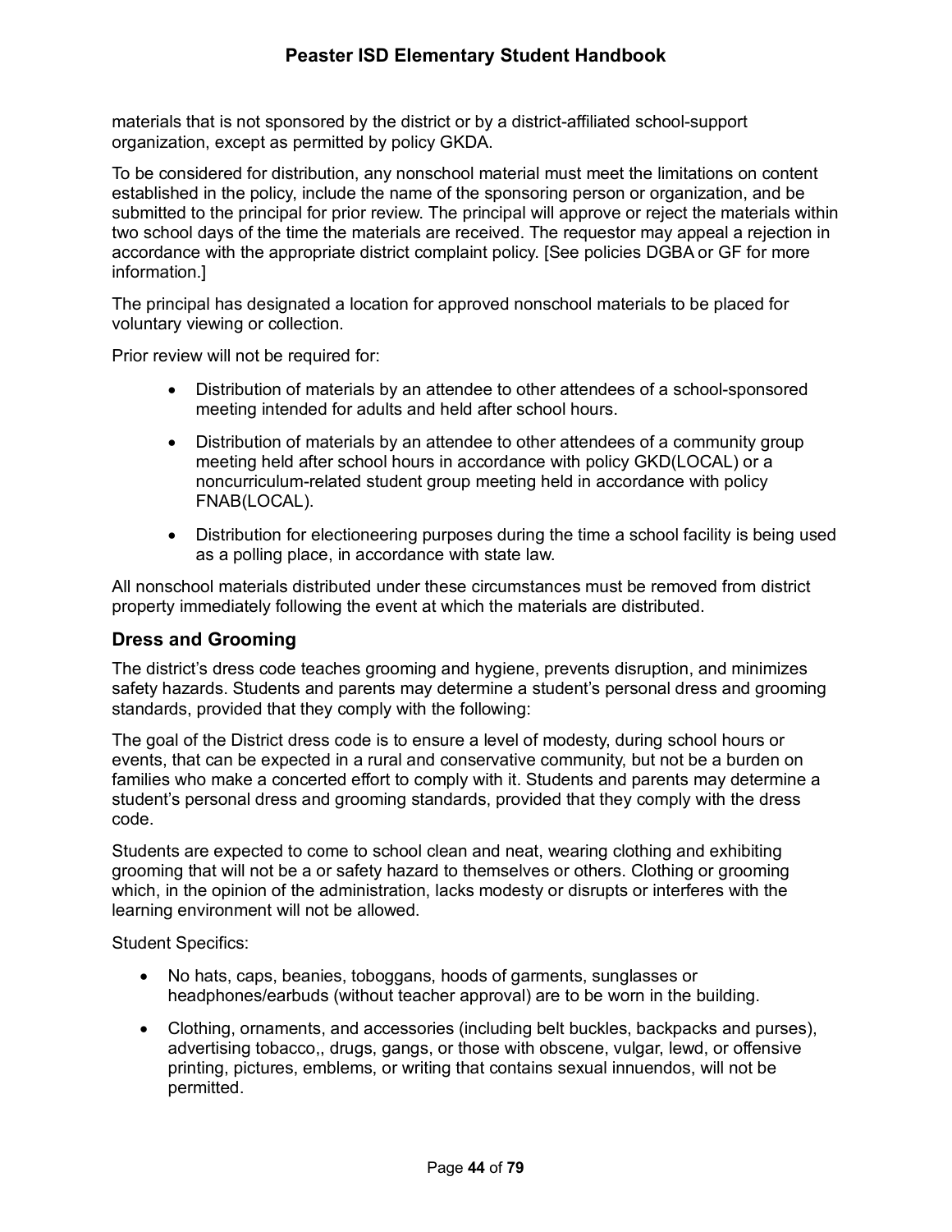materials that is not sponsored by the district or by a district-affiliated school-support organization, except as permitted by policy GKDA.

To be considered for distribution, any nonschool material must meet the limitations on content established in the policy, include the name of the sponsoring person or organization, and be submitted to the principal for prior review. The principal will approve or reject the materials within two school days of the time the materials are received. The requestor may appeal a rejection in accordance with the appropriate district complaint policy. [See policies DGBA or GF for more information.]

The principal has designated a location for approved nonschool materials to be placed for voluntary viewing or collection.

Prior review will not be required for:

- Distribution of materials by an attendee to other attendees of a school-sponsored meeting intended for adults and held after school hours.
- Distribution of materials by an attendee to other attendees of a community group meeting held after school hours in accordance with policy GKD(LOCAL) or a noncurriculum-related student group meeting held in accordance with policy FNAB(LOCAL).
- Distribution for electioneering purposes during the time a school facility is being used as a polling place, in accordance with state law.

All nonschool materials distributed under these circumstances must be removed from district property immediately following the event at which the materials are distributed.

## Dress and Grooming

The district's dress code teaches grooming and hygiene, prevents disruption, and minimizes safety hazards. Students and parents may determine a student's personal dress and grooming standards, provided that they comply with the following:

The goal of the District dress code is to ensure a level of modesty, during school hours or events, that can be expected in a rural and conservative community, but not be a burden on families who make a concerted effort to comply with it. Students and parents may determine a student's personal dress and grooming standards, provided that they comply with the dress code.

Students are expected to come to school clean and neat, wearing clothing and exhibiting grooming that will not be a or safety hazard to themselves or others. Clothing or grooming which, in the opinion of the administration, lacks modesty or disrupts or interferes with the learning environment will not be allowed.

Student Specifics:

- No hats, caps, beanies, toboggans, hoods of garments, sunglasses or headphones/earbuds (without teacher approval) are to be worn in the building.
- Clothing, ornaments, and accessories (including belt buckles, backpacks and purses), advertising tobacco,, drugs, gangs, or those with obscene, vulgar, lewd, or offensive printing, pictures, emblems, or writing that contains sexual innuendos, will not be permitted.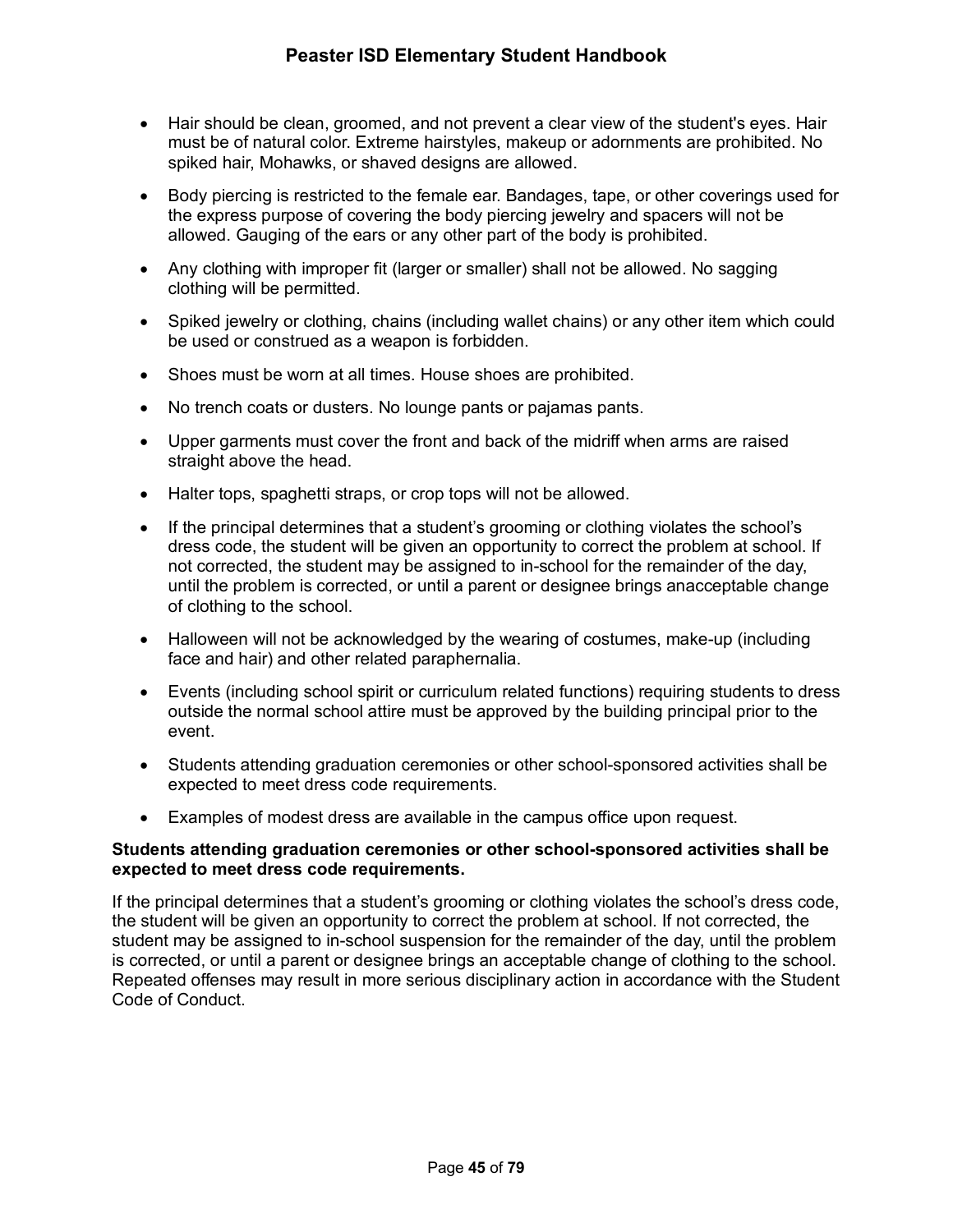- Hair should be clean, groomed, and not prevent a clear view of the student's eyes. Hair must be of natural color. Extreme hairstyles, makeup or adornments are prohibited. No spiked hair, Mohawks, or shaved designs are allowed.
- Body piercing is restricted to the female ear. Bandages, tape, or other coverings used for the express purpose of covering the body piercing jewelry and spacers will not be allowed. Gauging of the ears or any other part of the body is prohibited.
- Any clothing with improper fit (larger or smaller) shall not be allowed. No sagging clothing will be permitted.
- Spiked jewelry or clothing, chains (including wallet chains) or any other item which could be used or construed as a weapon is forbidden.
- Shoes must be worn at all times. House shoes are prohibited.
- No trench coats or dusters. No lounge pants or pajamas pants.
- Upper garments must cover the front and back of the midriff when arms are raised straight above the head.
- Halter tops, spaghetti straps, or crop tops will not be allowed.
- If the principal determines that a student's grooming or clothing violates the school's dress code, the student will be given an opportunity to correct the problem at school. If not corrected, the student may be assigned to in-school for the remainder of the day, until the problem is corrected, or until a parent or designee brings anacceptable change of clothing to the school.
- Halloween will not be acknowledged by the wearing of costumes, make-up (including face and hair) and other related paraphernalia.
- Events (including school spirit or curriculum related functions) requiring students to dress outside the normal school attire must be approved by the building principal prior to the event.
- Students attending graduation ceremonies or other school-sponsored activities shall be expected to meet dress code requirements.
- Examples of modest dress are available in the campus office upon request.

**Students attending graduation ceremonies or other school-sponsored activities shall be expected to meet dress code requirements.**

If the principal determines that a student's grooming or clothing violates the school's dress code, the student will be given an opportunity to correct the problem at school. If not corrected, the student may be assigned to in-school suspension for the remainder of the day, until the problem is corrected, or until a parent or designee brings an acceptable change of clothing to the school. Repeated offenses may result in more serious disciplinary action in accordance with the Student Code of Conduct.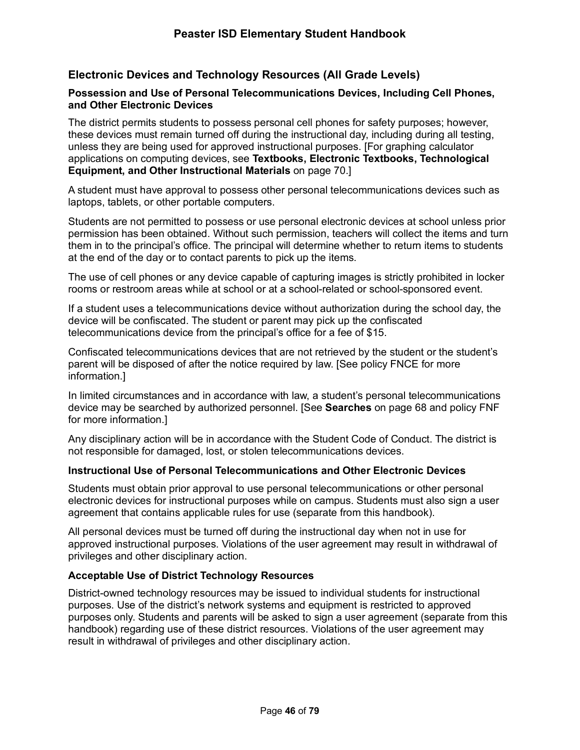## Electronic Devices and Technology Resources (All Grade Levels)

### Possession and Use of Personal Telecommunications Devices, Including Cell Phones, and Other Electronic Devices

The district permits students to possess personal cell phones for safety purposes; however, these devices must remain turned off during the instructional day, including during all testing, unless they are being used for approved instructional purposes. [For graphing calculator applications on computing devices, see **Textbooks, Electronic Textbooks, Technological Equipment, and Other Instructional Materials** on page 70.]

A student must have approval to possess other personal telecommunications devices such as laptops, tablets, or other portable computers.

Students are not permitted to possess or use personal electronic devices at school unless prior permission has been obtained. Without such permission, teachers will collect the items and turn them in to the principal's office. The principal will determine whether to return items to students at the end of the day or to contact parents to pick up the items.

The use of cell phones or any device capable of capturing images is strictly prohibited in locker rooms or restroom areas while at school or at a school-related or school-sponsored event.

If a student uses a telecommunications device without authorization during the school day, the device will be confiscated. The student or parent may pick up the confiscated telecommunications device from the principal's office for a fee of $15.

Confiscated telecommunications devices that are not retrieved by the student or the student's parent will be disposed of after the notice required by law. [See policy FNCE for more information.]

In limited circumstances and in accordance with law, a student's personal telecommunications device may be searched by authorized personnel. [See **Searches** on page 68 and policy FNF for more information.]

Any disciplinary action will be in accordance with the Student Code of Conduct. The district is not responsible for damaged, lost, or stolen telecommunications devices.

### Instructional Use of Personal Telecommunications and Other Electronic Devices

Students must obtain prior approval to use personal telecommunications or other personal electronic devices for instructional purposes while on campus. Students must also sign a user agreement that contains applicable rules for use (separate from this handbook).

All personal devices must be turned off during the instructional day when not in use for approved instructional purposes. Violations of the user agreement may result in withdrawal of privileges and other disciplinary action.

### Acceptable Use of District Technology Resources

District-owned technology resources may be issued to individual students for instructional purposes. Use of the district's network systems and equipment is restricted to approved purposes only. Students and parents will be asked to sign a user agreement (separate from this handbook) regarding use of these district resources. Violations of the user agreement may result in withdrawal of privileges and other disciplinary action.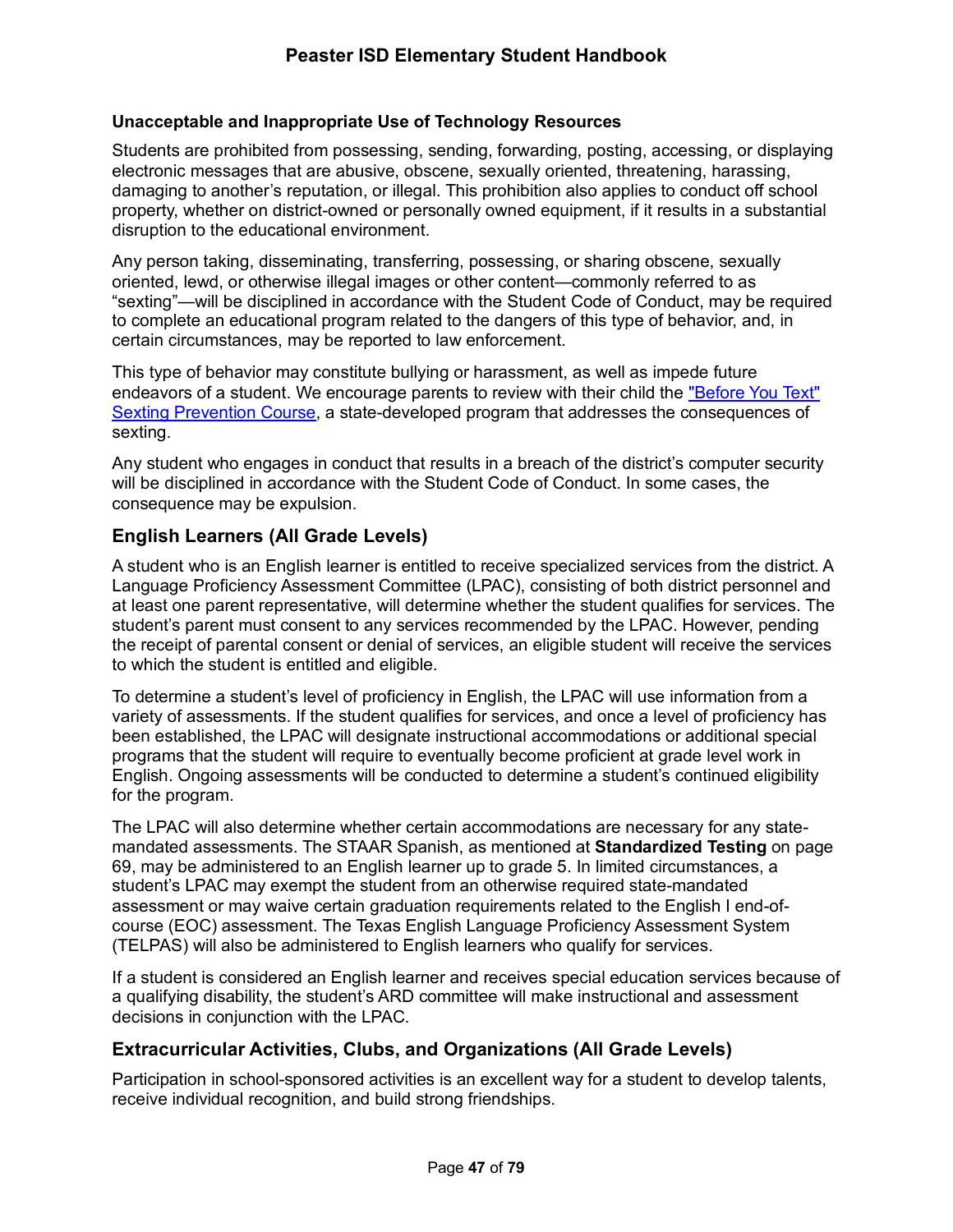#### Unacceptable and Inappropriate Use of Technology Resources

Students are prohibited from possessing, sending, forwarding, posting, accessing, or displaying electronic messages that are abusive, obscene, sexually oriented, threatening, harassing, damaging to another's reputation, or illegal. This prohibition also applies to conduct off school property, whether on district-owned or personally owned equipment, if it results in a substantial disruption to the educational environment.

Any person taking, disseminating, transferring, possessing, or sharing obscene, sexually oriented, lewd, or otherwise illegal images or other content—commonly referred to as "sexting"—will be disciplined in accordance with the Student Code of Conduct, may be required to complete an educational program related to the dangers of this type of behavior, and, in certain circumstances, may be reported to law enforcement.

This type of behavior may constitute bullying or harassment, as well as impede future endeavors of a student. We encourage parents to review with their child the ["Before You Text" Sexting Prevention Course](), a state-developed program that addresses the consequences of sexting.

Any student who engages in conduct that results in a breach of the district's computer security will be disciplined in accordance with the Student Code of Conduct. In some cases, the consequence may be expulsion.

### English Learners (All Grade Levels)

A student who is an English learner is entitled to receive specialized services from the district. A Language Proficiency Assessment Committee (LPAC), consisting of both district personnel and at least one parent representative, will determine whether the student qualifies for services. The student's parent must consent to any services recommended by the LPAC. However, pending the receipt of parental consent or denial of services, an eligible student will receive the services to which the student is entitled and eligible.

To determine a student's level of proficiency in English, the LPAC will use information from a variety of assessments. If the student qualifies for services, and once a level of proficiency has been established, the LPAC will designate instructional accommodations or additional special programs that the student will require to eventually become proficient at grade level work in English. Ongoing assessments will be conducted to determine a student's continued eligibility for the program.

The LPAC will also determine whether certain accommodations are necessary for any state-mandated assessments. The STAAR Spanish, as mentioned at **Standardized Testing** on page 69, may be administered to an English learner up to grade 5. In limited circumstances, a student's LPAC may exempt the student from an otherwise required state-mandated assessment or may waive certain graduation requirements related to the English I end-of-course (EOC) assessment. The Texas English Language Proficiency Assessment System (TELPAS) will also be administered to English learners who qualify for services.

If a student is considered an English learner and receives special education services because of a qualifying disability, the student's ARD committee will make instructional and assessment decisions in conjunction with the LPAC.

### Extracurricular Activities, Clubs, and Organizations (All Grade Levels)

Participation in school-sponsored activities is an excellent way for a student to develop talents, receive individual recognition, and build strong friendships.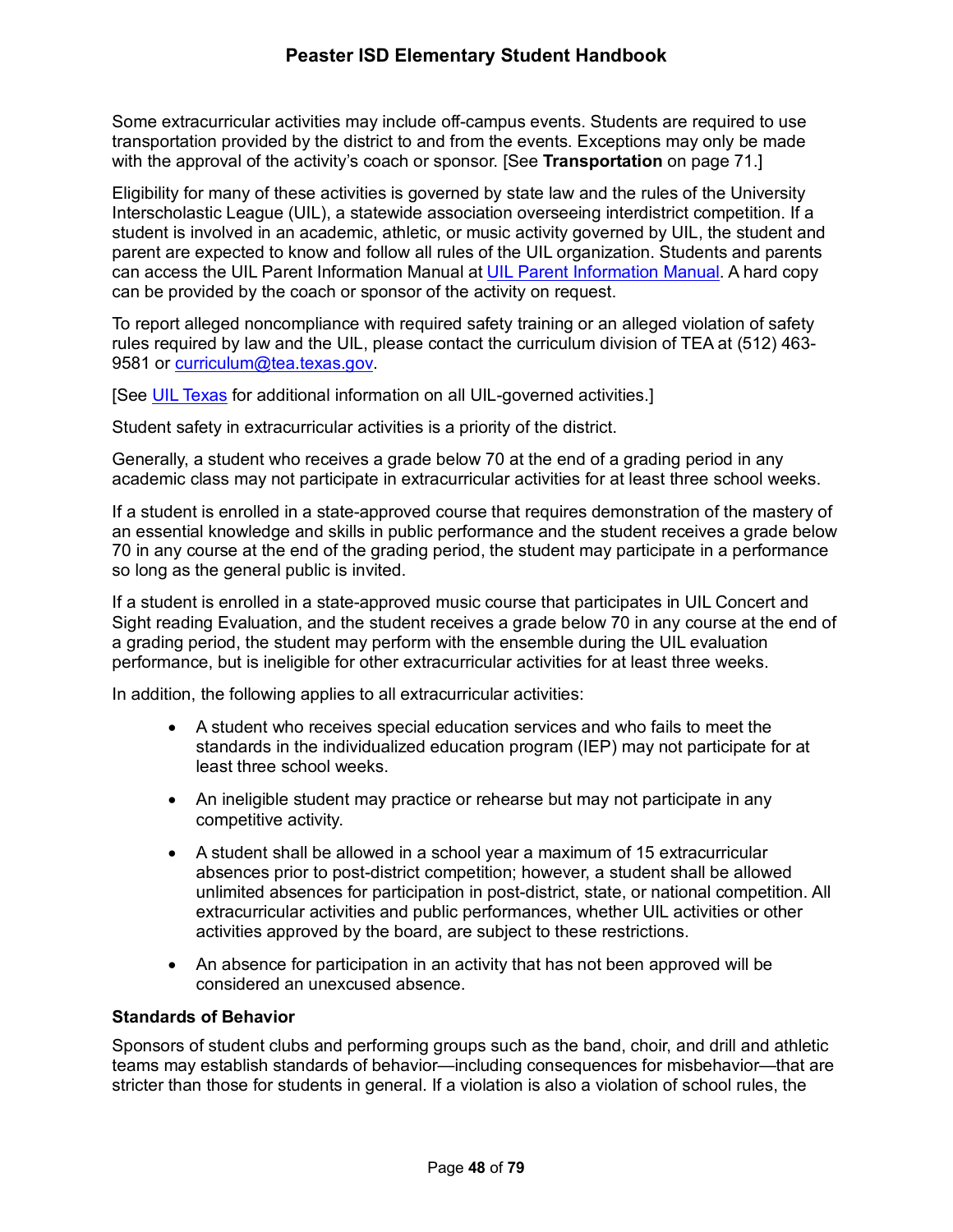Some extracurricular activities may include off-campus events. Students are required to use transportation provided by the district to and from the events. Exceptions may only be made with the approval of the activity's coach or sponsor. [See **Transportation** on page 71.]

Eligibility for many of these activities is governed by state law and the rules of the University Interscholastic League (UIL), a statewide association overseeing interdistrict competition. If a student is involved in an academic, athletic, or music activity governed by UIL, the student and parent are expected to know and follow all rules of the UIL organization. Students and parents can access the UIL Parent Information Manual at [UIL Parent Information Manual](). A hard copy can be provided by the coach or sponsor of the activity on request.

To report alleged noncompliance with required safety training or an alleged violation of safety rules required by law and the UIL, please contact the curriculum division of TEA at (512) 463-9581 or [curriculum@tea.texas.gov](mailto:curriculum@tea.texas.gov).

[See [UIL Texas]() for additional information on all UIL-governed activities.]

Student safety in extracurricular activities is a priority of the district.

Generally, a student who receives a grade below 70 at the end of a grading period in any academic class may not participate in extracurricular activities for at least three school weeks.

If a student is enrolled in a state-approved course that requires demonstration of the mastery of an essential knowledge and skills in public performance and the student receives a grade below 70 in any course at the end of the grading period, the student may participate in a performance so long as the general public is invited.

If a student is enrolled in a state-approved music course that participates in UIL Concert and Sight reading Evaluation, and the student receives a grade below 70 in any course at the end of a grading period, the student may perform with the ensemble during the UIL evaluation performance, but is ineligible for other extracurricular activities for at least three weeks.

In addition, the following applies to all extracurricular activities:

- A student who receives special education services and who fails to meet the standards in the individualized education program (IEP) may not participate for at least three school weeks.
- An ineligible student may practice or rehearse but may not participate in any competitive activity.
- A student shall be allowed in a school year a maximum of 15 extracurricular absences prior to post-district competition; however, a student shall be allowed unlimited absences for participation in post-district, state, or national competition. All extracurricular activities and public performances, whether UIL activities or other activities approved by the board, are subject to these restrictions.
- An absence for participation in an activity that has not been approved will be considered an unexcused absence.

**Standards of Behavior**

Sponsors of student clubs and performing groups such as the band, choir, and drill and athletic teams may establish standards of behavior—including consequences for misbehavior—that are stricter than those for students in general. If a violation is also a violation of school rules, the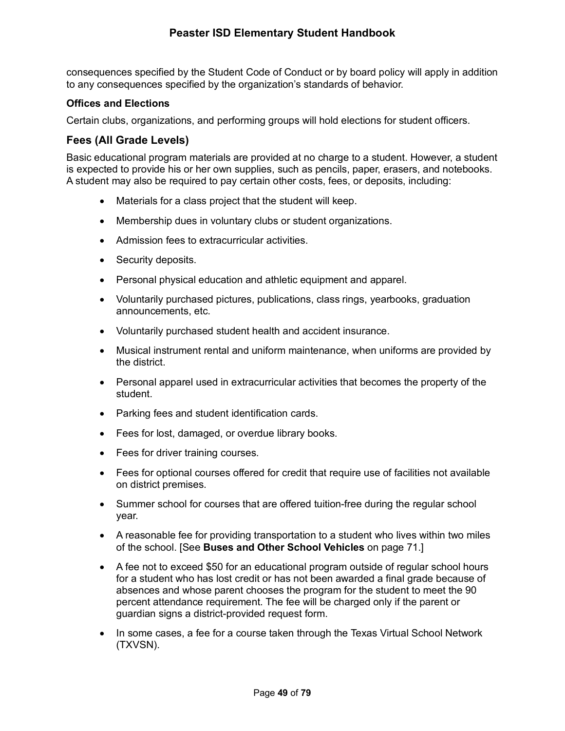consequences specified by the Student Code of Conduct or by board policy will apply in addition to any consequences specified by the organization's standards of behavior.

### Offices and Elections

Certain clubs, organizations, and performing groups will hold elections for student officers.

## Fees (All Grade Levels)

Basic educational program materials are provided at no charge to a student. However, a student is expected to provide his or her own supplies, such as pencils, paper, erasers, and notebooks. A student may also be required to pay certain other costs, fees, or deposits, including:

- Materials for a class project that the student will keep.
- Membership dues in voluntary clubs or student organizations.
- Admission fees to extracurricular activities.
- Security deposits.
- Personal physical education and athletic equipment and apparel.
- Voluntarily purchased pictures, publications, class rings, yearbooks, graduation announcements, etc.
- Voluntarily purchased student health and accident insurance.
- Musical instrument rental and uniform maintenance, when uniforms are provided by the district.
- Personal apparel used in extracurricular activities that becomes the property of the student.
- Parking fees and student identification cards.
- Fees for lost, damaged, or overdue library books.
- Fees for driver training courses.
- Fees for optional courses offered for credit that require use of facilities not available on district premises.
- Summer school for courses that are offered tuition-free during the regular school year.
- A reasonable fee for providing transportation to a student who lives within two miles of the school. [See **Buses and Other School Vehicles** on page 71.]
- A fee not to exceed $50 for an educational program outside of regular school hours for a student who has lost credit or has not been awarded a final grade because of absences and whose parent chooses the program for the student to meet the 90 percent attendance requirement. The fee will be charged only if the parent or guardian signs a district-provided request form.
- In some cases, a fee for a course taken through the Texas Virtual School Network (TXVSN).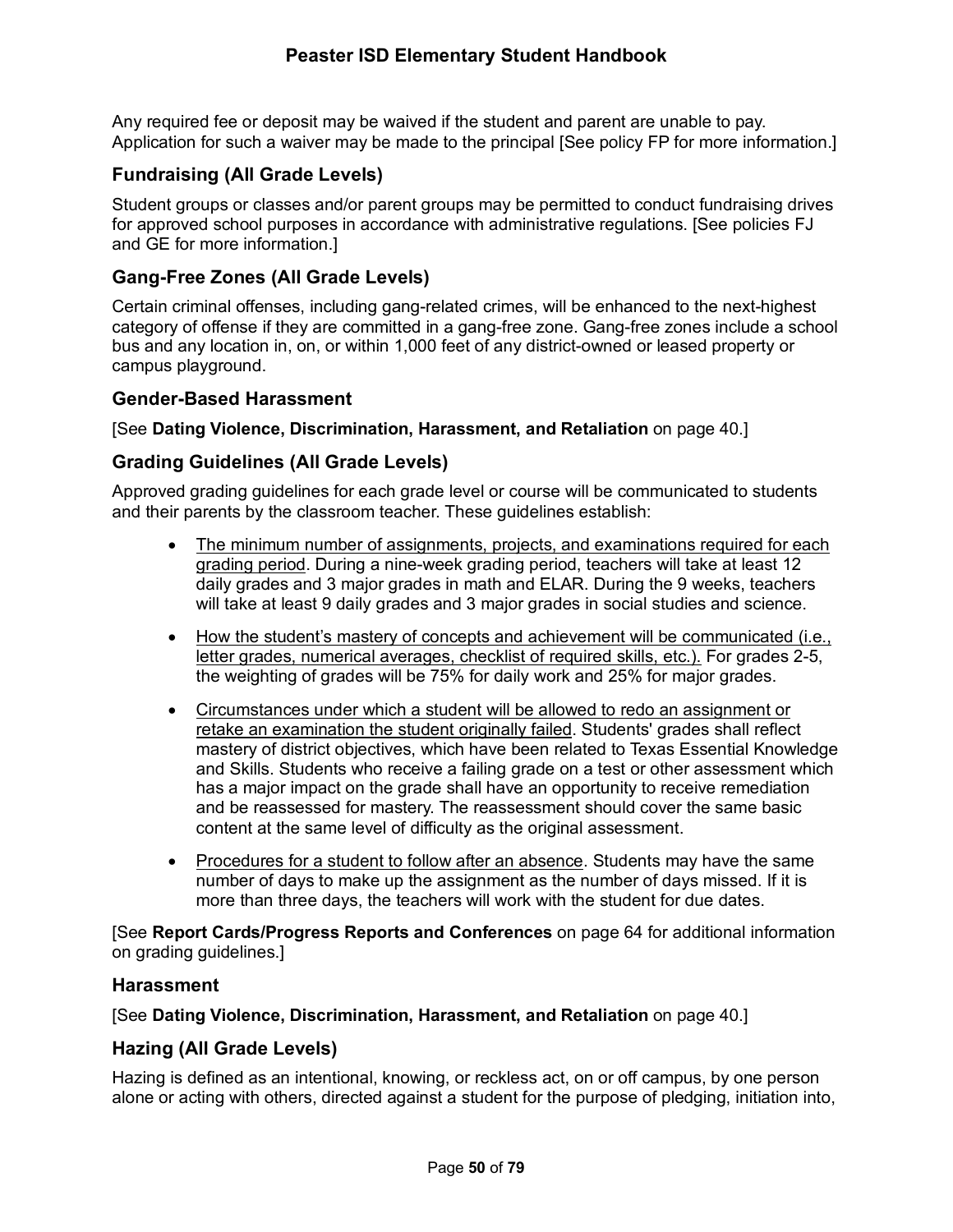Any required fee or deposit may be waived if the student and parent are unable to pay. Application for such a waiver may be made to the principal [See policy FP for more information.]

### Fundraising (All Grade Levels)

Student groups or classes and/or parent groups may be permitted to conduct fundraising drives for approved school purposes in accordance with administrative regulations. [See policies FJ and GE for more information.]

### Gang-Free Zones (All Grade Levels)

Certain criminal offenses, including gang-related crimes, will be enhanced to the next-highest category of offense if they are committed in a gang-free zone. Gang-free zones include a school bus and any location in, on, or within 1,000 feet of any district-owned or leased property or campus playground.

### Gender-Based Harassment

[See **Dating Violence, Discrimination, Harassment, and Retaliation** on page 40.]

### Grading Guidelines (All Grade Levels)

Approved grading guidelines for each grade level or course will be communicated to students and their parents by the classroom teacher. These guidelines establish:

- <u>The minimum number of assignments, projects, and examinations required for each grading period</u>. During a nine-week grading period, teachers will take at least 12 daily grades and 3 major grades in math and ELAR. During the 9 weeks, teachers will take at least 9 daily grades and 3 major grades in social studies and science.
- <u>How the student's mastery of concepts and achievement will be communicated (i.e., letter grades, numerical averages, checklist of required skills, etc.).</u> For grades 2-5, the weighting of grades will be 75% for daily work and 25% for major grades.
- <u>Circumstances under which a student will be allowed to redo an assignment or retake an examination the student originally failed</u>. Students' grades shall reflect mastery of district objectives, which have been related to Texas Essential Knowledge and Skills. Students who receive a failing grade on a test or other assessment which has a major impact on the grade shall have an opportunity to receive remediation and be reassessed for mastery. The reassessment should cover the same basic content at the same level of difficulty as the original assessment.
- <u>Procedures for a student to follow after an absence</u>. Students may have the same number of days to make up the assignment as the number of days missed. If it is more than three days, the teachers will work with the student for due dates.

[See **Report Cards/Progress Reports and Conferences** on page 64 for additional information on grading guidelines.]

### Harassment

[See **Dating Violence, Discrimination, Harassment, and Retaliation** on page 40.]

### Hazing (All Grade Levels)

Hazing is defined as an intentional, knowing, or reckless act, on or off campus, by one person alone or acting with others, directed against a student for the purpose of pledging, initiation into,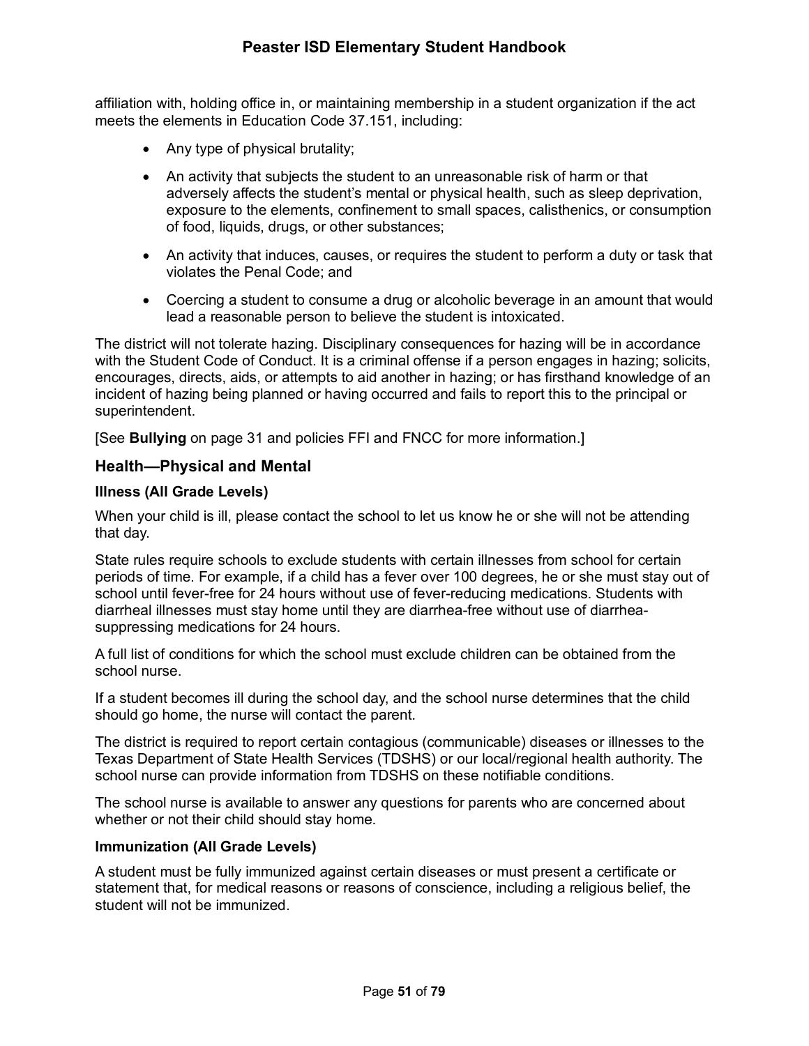affiliation with, holding office in, or maintaining membership in a student organization if the act meets the elements in Education Code 37.151, including:

- Any type of physical brutality;
- An activity that subjects the student to an unreasonable risk of harm or that adversely affects the student's mental or physical health, such as sleep deprivation, exposure to the elements, confinement to small spaces, calisthenics, or consumption of food, liquids, drugs, or other substances;
- An activity that induces, causes, or requires the student to perform a duty or task that violates the Penal Code; and
- Coercing a student to consume a drug or alcoholic beverage in an amount that would lead a reasonable person to believe the student is intoxicated.

The district will not tolerate hazing. Disciplinary consequences for hazing will be in accordance with the Student Code of Conduct. It is a criminal offense if a person engages in hazing; solicits, encourages, directs, aids, or attempts to aid another in hazing; or has firsthand knowledge of an incident of hazing being planned or having occurred and fails to report this to the principal or superintendent.

[See **Bullying** on page 31 and policies FFI and FNCC for more information.]

## Health—Physical and Mental

### Illness (All Grade Levels)

When your child is ill, please contact the school to let us know he or she will not be attending that day.

State rules require schools to exclude students with certain illnesses from school for certain periods of time. For example, if a child has a fever over 100 degrees, he or she must stay out of school until fever-free for 24 hours without use of fever-reducing medications. Students with diarrheal illnesses must stay home until they are diarrhea-free without use of diarrhea-suppressing medications for 24 hours.

A full list of conditions for which the school must exclude children can be obtained from the school nurse.

If a student becomes ill during the school day, and the school nurse determines that the child should go home, the nurse will contact the parent.

The district is required to report certain contagious (communicable) diseases or illnesses to the Texas Department of State Health Services (TDSHS) or our local/regional health authority. The school nurse can provide information from TDSHS on these notifiable conditions.

The school nurse is available to answer any questions for parents who are concerned about whether or not their child should stay home.

### Immunization (All Grade Levels)

A student must be fully immunized against certain diseases or must present a certificate or statement that, for medical reasons or reasons of conscience, including a religious belief, the student will not be immunized.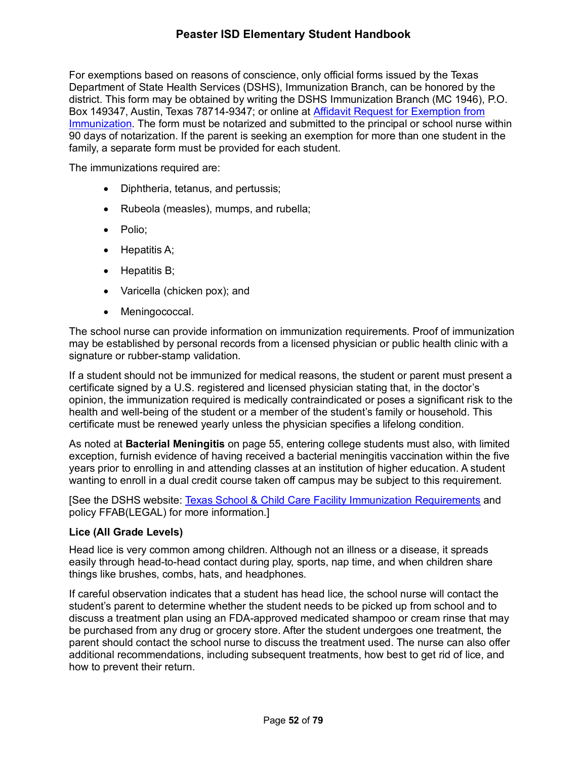For exemptions based on reasons of conscience, only official forms issued by the Texas Department of State Health Services (DSHS), Immunization Branch, can be honored by the district. This form may be obtained by writing the DSHS Immunization Branch (MC 1946), P.O. Box 149347, Austin, Texas 78714-9347; or online at [Affidavit Request for Exemption from Immunization](). The form must be notarized and submitted to the principal or school nurse within 90 days of notarization. If the parent is seeking an exemption for more than one student in the family, a separate form must be provided for each student.

The immunizations required are:

- Diphtheria, tetanus, and pertussis;
- Rubeola (measles), mumps, and rubella;
- Polio;
- Hepatitis A;
- Hepatitis B;
- Varicella (chicken pox); and
- Meningococcal.

The school nurse can provide information on immunization requirements. Proof of immunization may be established by personal records from a licensed physician or public health clinic with a signature or rubber-stamp validation.

If a student should not be immunized for medical reasons, the student or parent must present a certificate signed by a U.S. registered and licensed physician stating that, in the doctor's opinion, the immunization required is medically contraindicated or poses a significant risk to the health and well-being of the student or a member of the student's family or household. This certificate must be renewed yearly unless the physician specifies a lifelong condition.

As noted at **Bacterial Meningitis** on page 55, entering college students must also, with limited exception, furnish evidence of having received a bacterial meningitis vaccination within the five years prior to enrolling in and attending classes at an institution of higher education. A student wanting to enroll in a dual credit course taken off campus may be subject to this requirement.

[See the DSHS website: [Texas School & Child Care Facility Immunization Requirements]() and policy FFAB(LEGAL) for more information.]

### Lice (All Grade Levels)

Head lice is very common among children. Although not an illness or a disease, it spreads easily through head-to-head contact during play, sports, nap time, and when children share things like brushes, combs, hats, and headphones.

If careful observation indicates that a student has head lice, the school nurse will contact the student's parent to determine whether the student needs to be picked up from school and to discuss a treatment plan using an FDA-approved medicated shampoo or cream rinse that may be purchased from any drug or grocery store. After the student undergoes one treatment, the parent should contact the school nurse to discuss the treatment used. The nurse can also offer additional recommendations, including subsequent treatments, how best to get rid of lice, and how to prevent their return.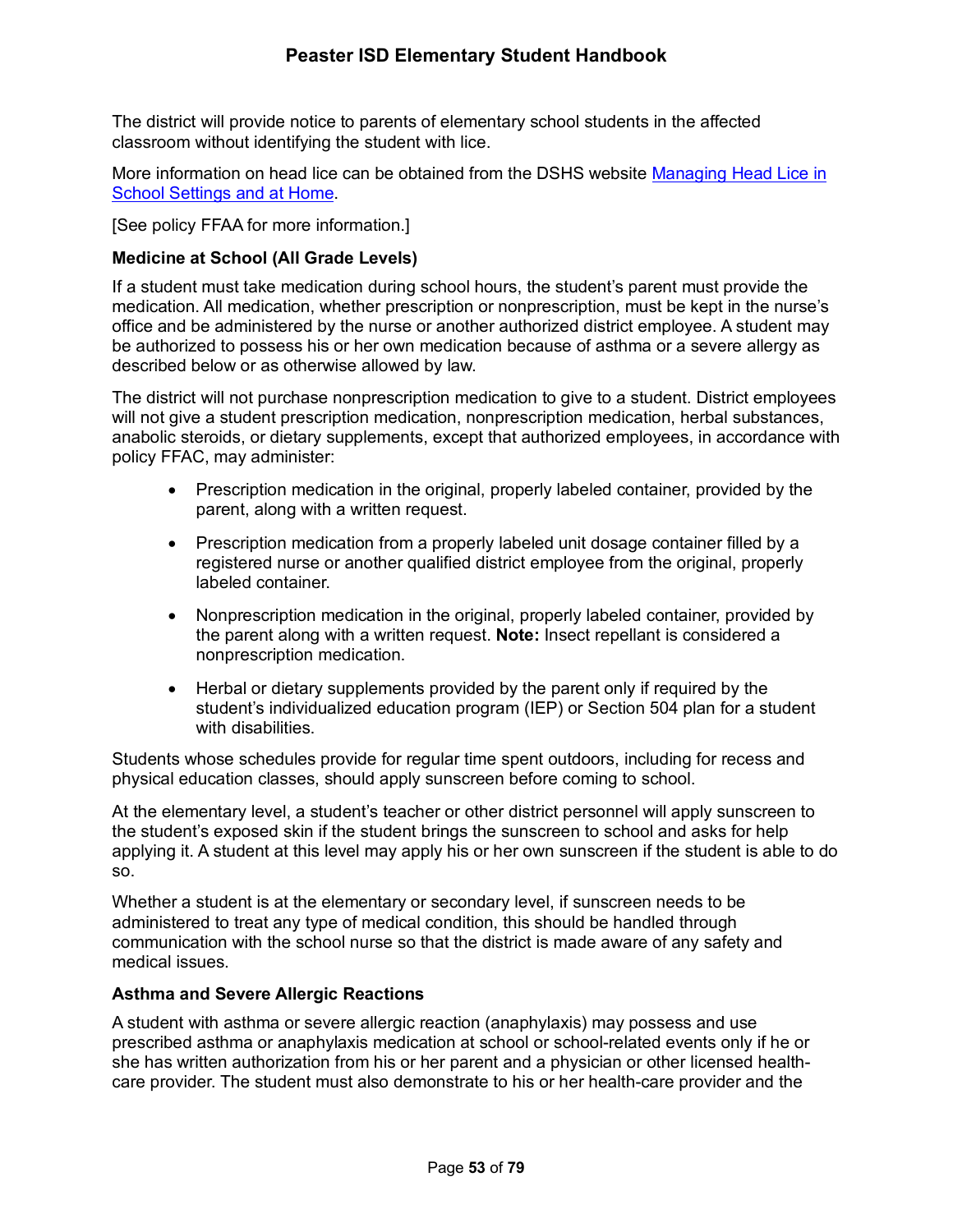The district will provide notice to parents of elementary school students in the affected classroom without identifying the student with lice.

More information on head lice can be obtained from the DSHS website [Managing Head Lice in School Settings and at Home](Managing Head Lice in School Settings and at Home).

[See policy FFAA for more information.]

### Medicine at School (All Grade Levels)

If a student must take medication during school hours, the student's parent must provide the medication. All medication, whether prescription or nonprescription, must be kept in the nurse's office and be administered by the nurse or another authorized district employee. A student may be authorized to possess his or her own medication because of asthma or a severe allergy as described below or as otherwise allowed by law.

The district will not purchase nonprescription medication to give to a student. District employees will not give a student prescription medication, nonprescription medication, herbal substances, anabolic steroids, or dietary supplements, except that authorized employees, in accordance with policy FFAC, may administer:

- Prescription medication in the original, properly labeled container, provided by the parent, along with a written request.
- Prescription medication from a properly labeled unit dosage container filled by a registered nurse or another qualified district employee from the original, properly labeled container.
- Nonprescription medication in the original, properly labeled container, provided by the parent along with a written request. **Note:** Insect repellant is considered a nonprescription medication.
- Herbal or dietary supplements provided by the parent only if required by the student's individualized education program (IEP) or Section 504 plan for a student with disabilities.

Students whose schedules provide for regular time spent outdoors, including for recess and physical education classes, should apply sunscreen before coming to school.

At the elementary level, a student's teacher or other district personnel will apply sunscreen to the student's exposed skin if the student brings the sunscreen to school and asks for help applying it. A student at this level may apply his or her own sunscreen if the student is able to do so.

Whether a student is at the elementary or secondary level, if sunscreen needs to be administered to treat any type of medical condition, this should be handled through communication with the school nurse so that the district is made aware of any safety and medical issues.

### Asthma and Severe Allergic Reactions

A student with asthma or severe allergic reaction (anaphylaxis) may possess and use prescribed asthma or anaphylaxis medication at school or school-related events only if he or she has written authorization from his or her parent and a physician or other licensed health-care provider. The student must also demonstrate to his or her health-care provider and the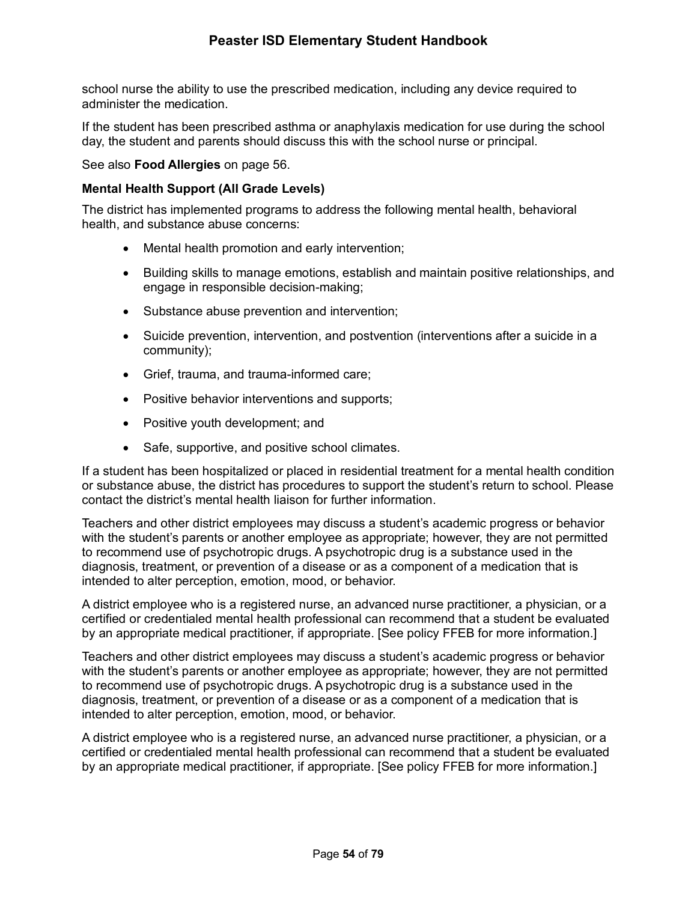school nurse the ability to use the prescribed medication, including any device required to administer the medication.

If the student has been prescribed asthma or anaphylaxis medication for use during the school day, the student and parents should discuss this with the school nurse or principal.

See also **Food Allergies** on page 56.

**Mental Health Support (All Grade Levels)**

The district has implemented programs to address the following mental health, behavioral health, and substance abuse concerns:

- Mental health promotion and early intervention;
- Building skills to manage emotions, establish and maintain positive relationships, and engage in responsible decision-making;
- Substance abuse prevention and intervention;
- Suicide prevention, intervention, and postvention (interventions after a suicide in a community);
- Grief, trauma, and trauma-informed care;
- Positive behavior interventions and supports;
- Positive youth development; and
- Safe, supportive, and positive school climates.

If a student has been hospitalized or placed in residential treatment for a mental health condition or substance abuse, the district has procedures to support the student's return to school. Please contact the district's mental health liaison for further information.

Teachers and other district employees may discuss a student's academic progress or behavior with the student's parents or another employee as appropriate; however, they are not permitted to recommend use of psychotropic drugs. A psychotropic drug is a substance used in the diagnosis, treatment, or prevention of a disease or as a component of a medication that is intended to alter perception, emotion, mood, or behavior.

A district employee who is a registered nurse, an advanced nurse practitioner, a physician, or a certified or credentialed mental health professional can recommend that a student be evaluated by an appropriate medical practitioner, if appropriate. [See policy FFEB for more information.]

Teachers and other district employees may discuss a student's academic progress or behavior with the student's parents or another employee as appropriate; however, they are not permitted to recommend use of psychotropic drugs. A psychotropic drug is a substance used in the diagnosis, treatment, or prevention of a disease or as a component of a medication that is intended to alter perception, emotion, mood, or behavior.

A district employee who is a registered nurse, an advanced nurse practitioner, a physician, or a certified or credentialed mental health professional can recommend that a student be evaluated by an appropriate medical practitioner, if appropriate. [See policy FFEB for more information.]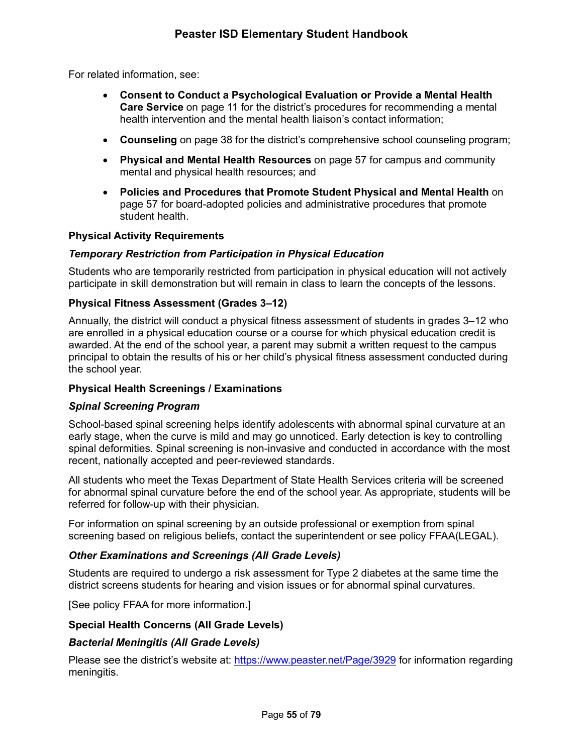For related information, see:

- **Consent to Conduct a Psychological Evaluation or Provide a Mental Health Care Service** on page 11 for the district's procedures for recommending a mental health intervention and the mental health liaison's contact information;
- **Counseling** on page 38 for the district's comprehensive school counseling program;
- **Physical and Mental Health Resources** on page 57 for campus and community mental and physical health resources; and
- **Policies and Procedures that Promote Student Physical and Mental Health** on page 57 for board-adopted policies and administrative procedures that promote student health.

### Physical Activity Requirements

#### *Temporary Restriction from Participation in Physical Education*

Students who are temporarily restricted from participation in physical education will not actively participate in skill demonstration but will remain in class to learn the concepts of the lessons.

### Physical Fitness Assessment (Grades 3–12)

Annually, the district will conduct a physical fitness assessment of students in grades 3–12 who are enrolled in a physical education course or a course for which physical education credit is awarded. At the end of the school year, a parent may submit a written request to the campus principal to obtain the results of his or her child's physical fitness assessment conducted during the school year.

### Physical Health Screenings / Examinations

#### *Spinal Screening Program*

School-based spinal screening helps identify adolescents with abnormal spinal curvature at an early stage, when the curve is mild and may go unnoticed. Early detection is key to controlling spinal deformities. Spinal screening is non-invasive and conducted in accordance with the most recent, nationally accepted and peer-reviewed standards.

All students who meet the Texas Department of State Health Services criteria will be screened for abnormal spinal curvature before the end of the school year. As appropriate, students will be referred for follow-up with their physician.

For information on spinal screening by an outside professional or exemption from spinal screening based on religious beliefs, contact the superintendent or see policy FFAA(LEGAL).

#### *Other Examinations and Screenings (All Grade Levels)*

Students are required to undergo a risk assessment for Type 2 diabetes at the same time the district screens students for hearing and vision issues or for abnormal spinal curvatures.

[See policy FFAA for more information.]

### Special Health Concerns (All Grade Levels)

#### *Bacterial Meningitis (All Grade Levels)*

Please see the district's website at: https://www.peaster.net/Page/3929 for information regarding meningitis.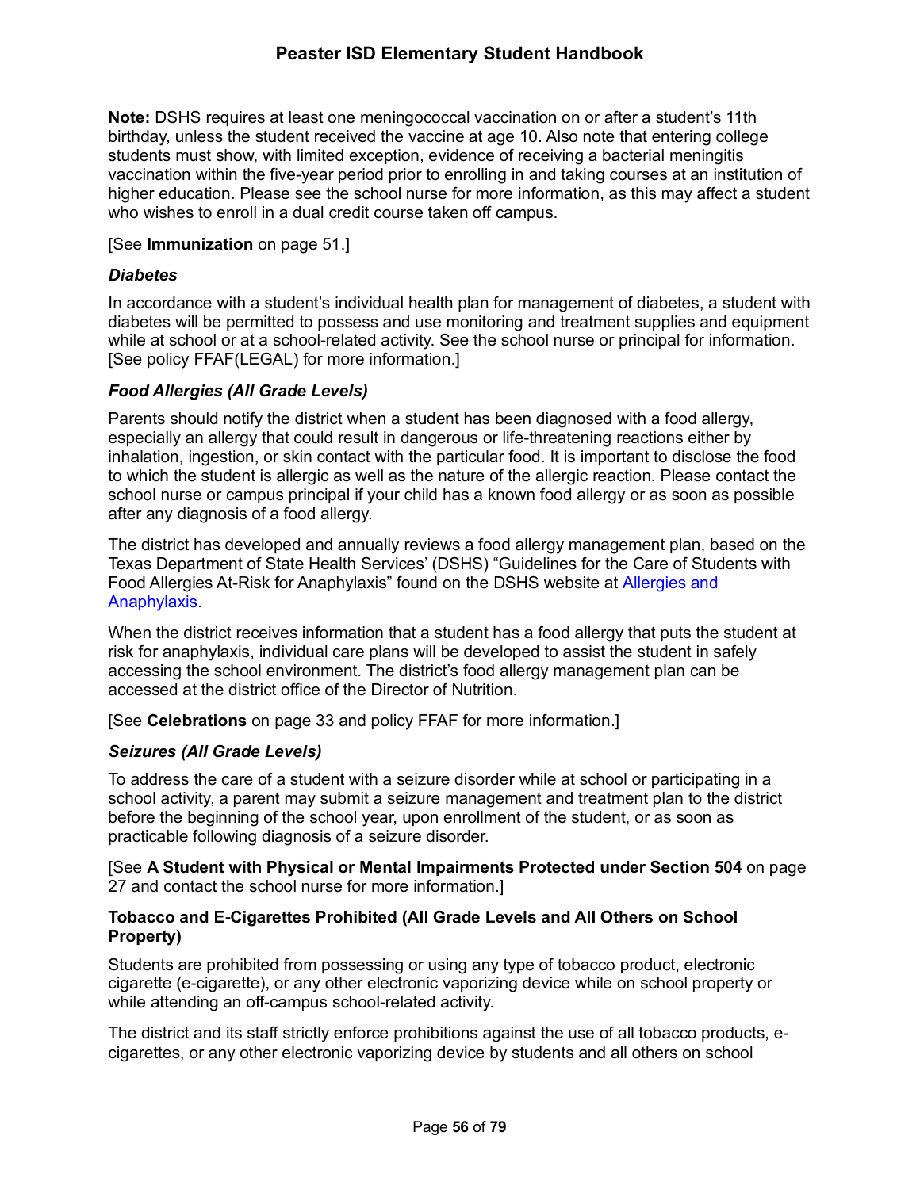**Note:** DSHS requires at least one meningococcal vaccination on or after a student's 11th birthday, unless the student received the vaccine at age 10. Also note that entering college students must show, with limited exception, evidence of receiving a bacterial meningitis vaccination within the five-year period prior to enrolling in and taking courses at an institution of higher education. Please see the school nurse for more information, as this may affect a student who wishes to enroll in a dual credit course taken off campus.

[See **Immunization** on page 51.]

#### *Diabetes*

In accordance with a student's individual health plan for management of diabetes, a student with diabetes will be permitted to possess and use monitoring and treatment supplies and equipment while at school or at a school-related activity. See the school nurse or principal for information. [See policy FFAF(LEGAL) for more information.]

#### *Food Allergies (All Grade Levels)*

Parents should notify the district when a student has been diagnosed with a food allergy, especially an allergy that could result in dangerous or life-threatening reactions either by inhalation, ingestion, or skin contact with the particular food. It is important to disclose the food to which the student is allergic as well as the nature of the allergic reaction. Please contact the school nurse or campus principal if your child has a known food allergy or as soon as possible after any diagnosis of a food allergy.

The district has developed and annually reviews a food allergy management plan, based on the Texas Department of State Health Services' (DSHS) "Guidelines for the Care of Students with Food Allergies At-Risk for Anaphylaxis" found on the DSHS website at [Allergies and Anaphylaxis]().

When the district receives information that a student has a food allergy that puts the student at risk for anaphylaxis, individual care plans will be developed to assist the student in safely accessing the school environment. The district's food allergy management plan can be accessed at the district office of the Director of Nutrition.

[See **Celebrations** on page 33 and policy FFAF for more information.]

#### *Seizures (All Grade Levels)*

To address the care of a student with a seizure disorder while at school or participating in a school activity, a parent may submit a seizure management and treatment plan to the district before the beginning of the school year, upon enrollment of the student, or as soon as practicable following diagnosis of a seizure disorder.

[See **A Student with Physical or Mental Impairments Protected under Section 504** on page 27 and contact the school nurse for more information.]

### Tobacco and E-Cigarettes Prohibited (All Grade Levels and All Others on School Property)

Students are prohibited from possessing or using any type of tobacco product, electronic cigarette (e-cigarette), or any other electronic vaporizing device while on school property or while attending an off-campus school-related activity.

The district and its staff strictly enforce prohibitions against the use of all tobacco products, e-cigarettes, or any other electronic vaporizing device by students and all others on school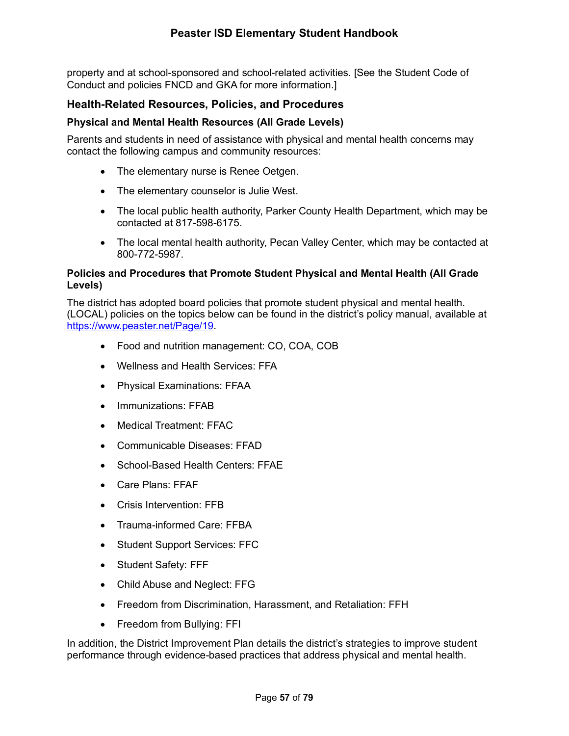property and at school-sponsored and school-related activities. [See the Student Code of Conduct and policies FNCD and GKA for more information.]

## Health-Related Resources, Policies, and Procedures

### Physical and Mental Health Resources (All Grade Levels)

Parents and students in need of assistance with physical and mental health concerns may contact the following campus and community resources:

- The elementary nurse is Renee Oetgen.
- The elementary counselor is Julie West.
- The local public health authority, Parker County Health Department, which may be contacted at 817-598-6175.
- The local mental health authority, Pecan Valley Center, which may be contacted at 800-772-5987.

### Policies and Procedures that Promote Student Physical and Mental Health (All Grade Levels)

The district has adopted board policies that promote student physical and mental health. (LOCAL) policies on the topics below can be found in the district's policy manual, available at [https://www.peaster.net/Page/19](https://www.peaster.net/Page/19).

- Food and nutrition management: CO, COA, COB
- Wellness and Health Services: FFA
- Physical Examinations: FFAA
- Immunizations: FFAB
- Medical Treatment: FFAC
- Communicable Diseases: FFAD
- School-Based Health Centers: FFAE
- Care Plans: FFAF
- Crisis Intervention: FFB
- Trauma-informed Care: FFBA
- Student Support Services: FFC
- Student Safety: FFF
- Child Abuse and Neglect: FFG
- Freedom from Discrimination, Harassment, and Retaliation: FFH
- Freedom from Bullying: FFI

In addition, the District Improvement Plan details the district's strategies to improve student performance through evidence-based practices that address physical and mental health.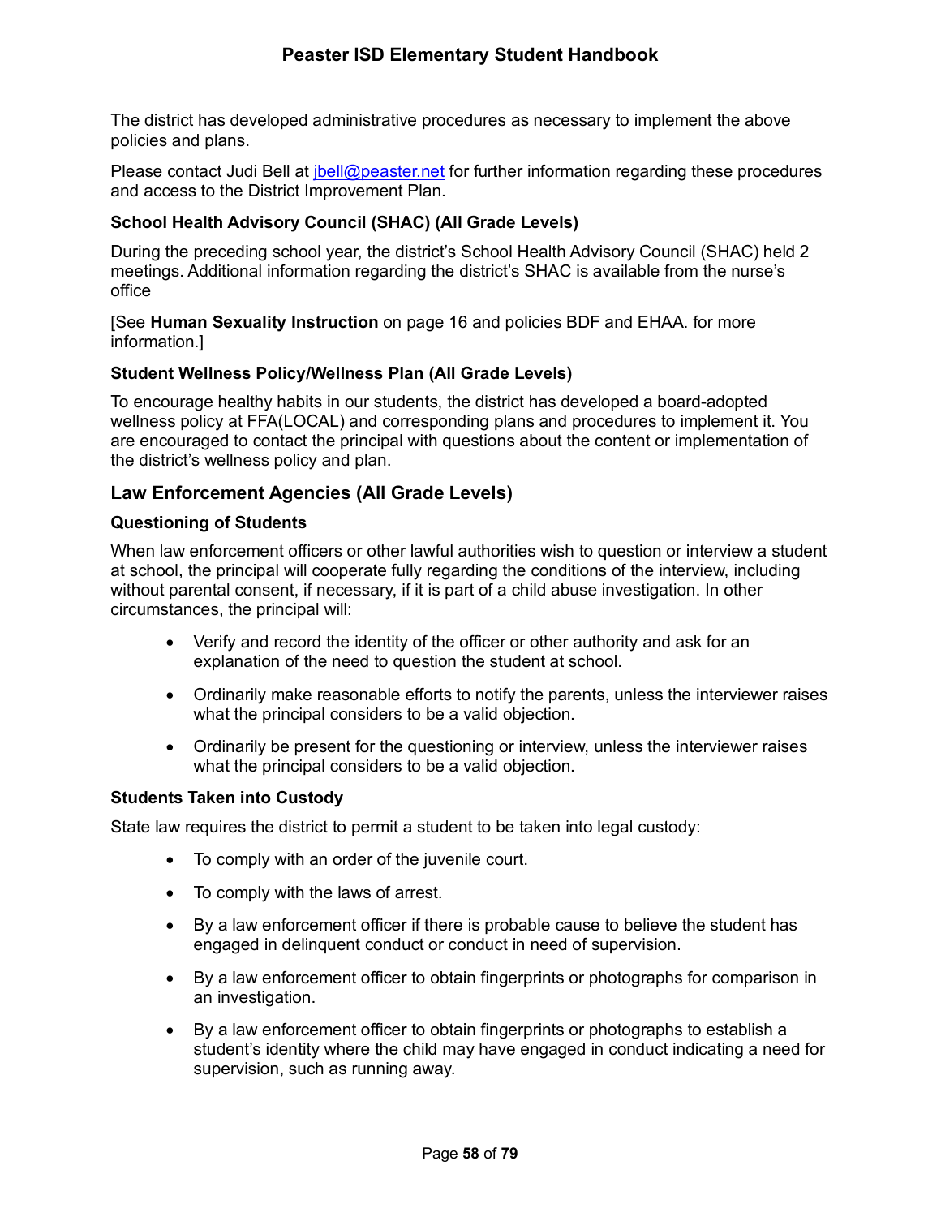The district has developed administrative procedures as necessary to implement the above policies and plans.

Please contact Judi Bell at jbell@peaster.net for further information regarding these procedures and access to the District Improvement Plan.

### School Health Advisory Council (SHAC) (All Grade Levels)

During the preceding school year, the district's School Health Advisory Council (SHAC) held 2 meetings. Additional information regarding the district's SHAC is available from the nurse's office

[See **Human Sexuality Instruction** on page 16 and policies BDF and EHAA. for more information.]

### Student Wellness Policy/Wellness Plan (All Grade Levels)

To encourage healthy habits in our students, the district has developed a board-adopted wellness policy at FFA(LOCAL) and corresponding plans and procedures to implement it. You are encouraged to contact the principal with questions about the content or implementation of the district's wellness policy and plan.

## Law Enforcement Agencies (All Grade Levels)

### Questioning of Students

When law enforcement officers or other lawful authorities wish to question or interview a student at school, the principal will cooperate fully regarding the conditions of the interview, including without parental consent, if necessary, if it is part of a child abuse investigation. In other circumstances, the principal will:

- Verify and record the identity of the officer or other authority and ask for an explanation of the need to question the student at school.
- Ordinarily make reasonable efforts to notify the parents, unless the interviewer raises what the principal considers to be a valid objection.
- Ordinarily be present for the questioning or interview, unless the interviewer raises what the principal considers to be a valid objection.

### Students Taken into Custody

State law requires the district to permit a student to be taken into legal custody:

- To comply with an order of the juvenile court.
- To comply with the laws of arrest.
- By a law enforcement officer if there is probable cause to believe the student has engaged in delinquent conduct or conduct in need of supervision.
- By a law enforcement officer to obtain fingerprints or photographs for comparison in an investigation.
- By a law enforcement officer to obtain fingerprints or photographs to establish a student's identity where the child may have engaged in conduct indicating a need for supervision, such as running away.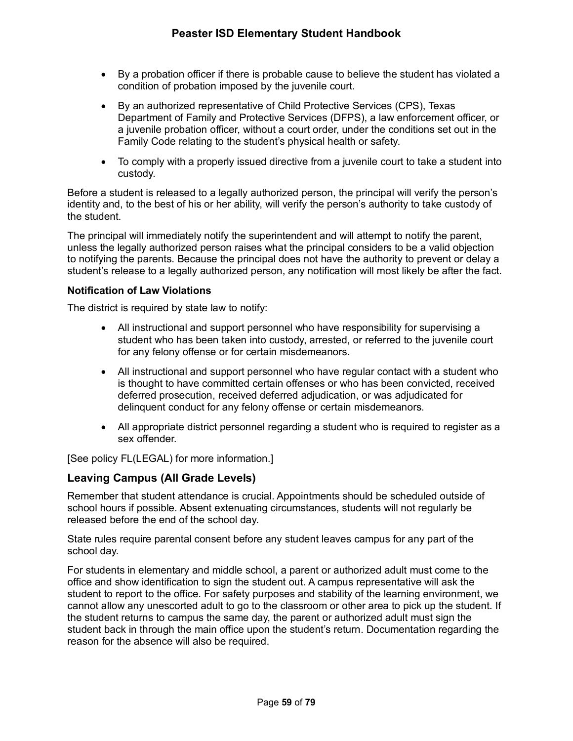- By a probation officer if there is probable cause to believe the student has violated a condition of probation imposed by the juvenile court.
- By an authorized representative of Child Protective Services (CPS), Texas Department of Family and Protective Services (DFPS), a law enforcement officer, or a juvenile probation officer, without a court order, under the conditions set out in the Family Code relating to the student's physical health or safety.
- To comply with a properly issued directive from a juvenile court to take a student into custody.

Before a student is released to a legally authorized person, the principal will verify the person's identity and, to the best of his or her ability, will verify the person's authority to take custody of the student.

The principal will immediately notify the superintendent and will attempt to notify the parent, unless the legally authorized person raises what the principal considers to be a valid objection to notifying the parents. Because the principal does not have the authority to prevent or delay a student's release to a legally authorized person, any notification will most likely be after the fact.

**Notification of Law Violations**

The district is required by state law to notify:

- All instructional and support personnel who have responsibility for supervising a student who has been taken into custody, arrested, or referred to the juvenile court for any felony offense or for certain misdemeanors.
- All instructional and support personnel who have regular contact with a student who is thought to have committed certain offenses or who has been convicted, received deferred prosecution, received deferred adjudication, or was adjudicated for delinquent conduct for any felony offense or certain misdemeanors.
- All appropriate district personnel regarding a student who is required to register as a sex offender.

[See policy FL(LEGAL) for more information.]

## Leaving Campus (All Grade Levels)

Remember that student attendance is crucial. Appointments should be scheduled outside of school hours if possible. Absent extenuating circumstances, students will not regularly be released before the end of the school day.

State rules require parental consent before any student leaves campus for any part of the school day.

For students in elementary and middle school, a parent or authorized adult must come to the office and show identification to sign the student out. A campus representative will ask the student to report to the office. For safety purposes and stability of the learning environment, we cannot allow any unescorted adult to go to the classroom or other area to pick up the student. If the student returns to campus the same day, the parent or authorized adult must sign the student back in through the main office upon the student's return. Documentation regarding the reason for the absence will also be required.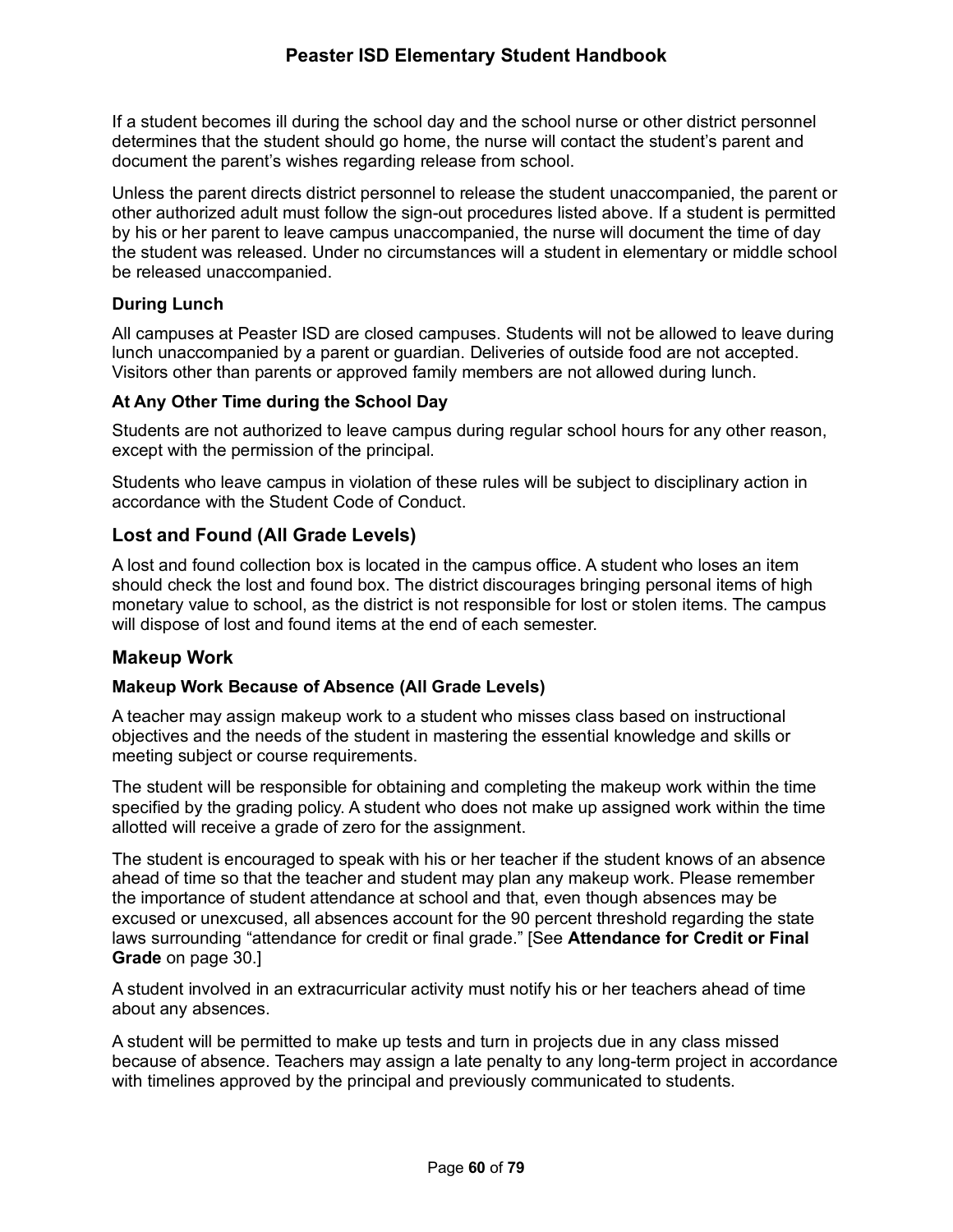If a student becomes ill during the school day and the school nurse or other district personnel determines that the student should go home, the nurse will contact the student's parent and document the parent's wishes regarding release from school.

Unless the parent directs district personnel to release the student unaccompanied, the parent or other authorized adult must follow the sign-out procedures listed above. If a student is permitted by his or her parent to leave campus unaccompanied, the nurse will document the time of day the student was released. Under no circumstances will a student in elementary or middle school be released unaccompanied.

#### During Lunch

All campuses at Peaster ISD are closed campuses. Students will not be allowed to leave during lunch unaccompanied by a parent or guardian. Deliveries of outside food are not accepted. Visitors other than parents or approved family members are not allowed during lunch.

#### At Any Other Time during the School Day

Students are not authorized to leave campus during regular school hours for any other reason, except with the permission of the principal.

Students who leave campus in violation of these rules will be subject to disciplinary action in accordance with the Student Code of Conduct.

### Lost and Found (All Grade Levels)

A lost and found collection box is located in the campus office. A student who loses an item should check the lost and found box. The district discourages bringing personal items of high monetary value to school, as the district is not responsible for lost or stolen items. The campus will dispose of lost and found items at the end of each semester.

### Makeup Work

#### Makeup Work Because of Absence (All Grade Levels)

A teacher may assign makeup work to a student who misses class based on instructional objectives and the needs of the student in mastering the essential knowledge and skills or meeting subject or course requirements.

The student will be responsible for obtaining and completing the makeup work within the time specified by the grading policy. A student who does not make up assigned work within the time allotted will receive a grade of zero for the assignment.

The student is encouraged to speak with his or her teacher if the student knows of an absence ahead of time so that the teacher and student may plan any makeup work. Please remember the importance of student attendance at school and that, even though absences may be excused or unexcused, all absences account for the 90 percent threshold regarding the state laws surrounding "attendance for credit or final grade." [See **Attendance for Credit or Final Grade** on page 30.]

A student involved in an extracurricular activity must notify his or her teachers ahead of time about any absences.

A student will be permitted to make up tests and turn in projects due in any class missed because of absence. Teachers may assign a late penalty to any long-term project in accordance with timelines approved by the principal and previously communicated to students.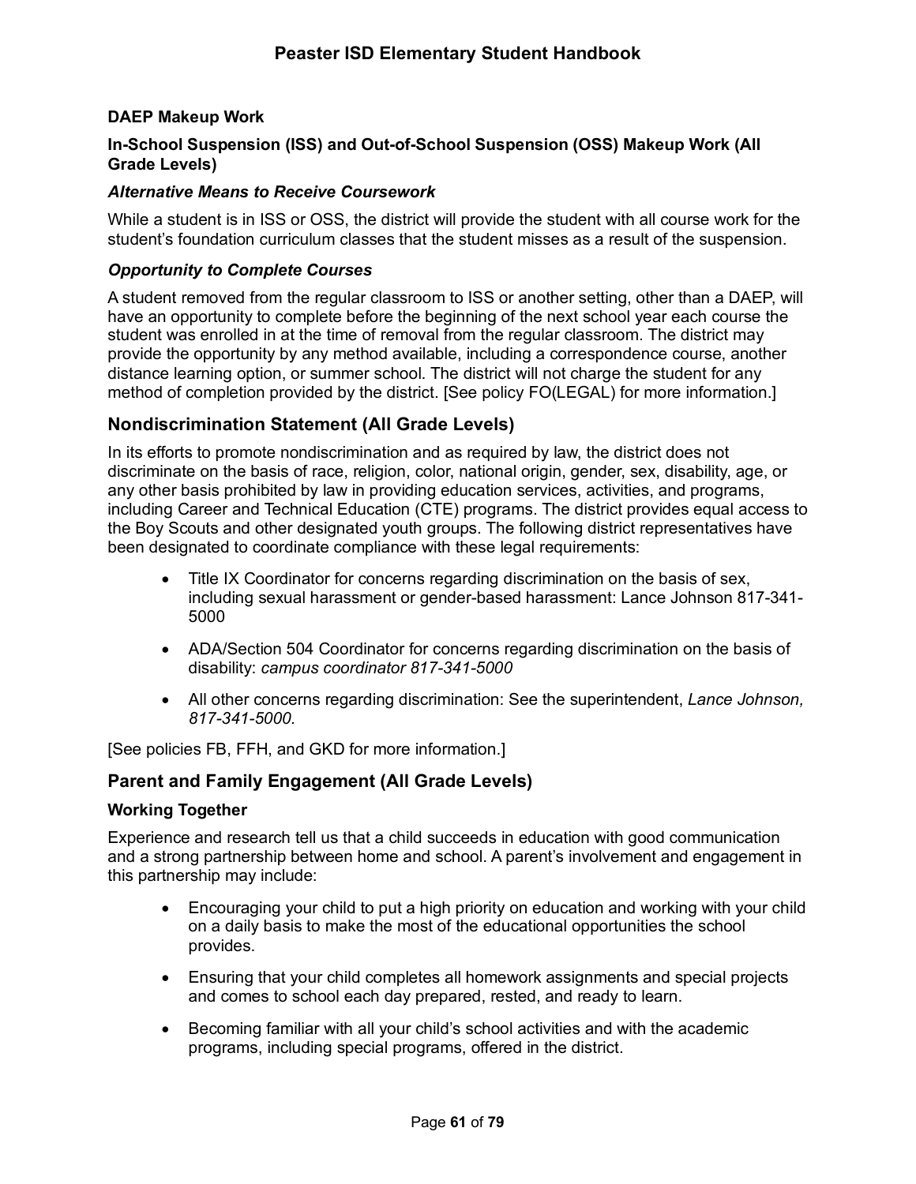**DAEP Makeup Work**

**In-School Suspension (ISS) and Out-of-School Suspension (OSS) Makeup Work (All Grade Levels)**

***Alternative Means to Receive Coursework***

While a student is in ISS or OSS, the district will provide the student with all course work for the student's foundation curriculum classes that the student misses as a result of the suspension.

***Opportunity to Complete Courses***

A student removed from the regular classroom to ISS or another setting, other than a DAEP, will have an opportunity to complete before the beginning of the next school year each course the student was enrolled in at the time of removal from the regular classroom. The district may provide the opportunity by any method available, including a correspondence course, another distance learning option, or summer school. The district will not charge the student for any method of completion provided by the district. [See policy FO(LEGAL) for more information.]

## Nondiscrimination Statement (All Grade Levels)

In its efforts to promote nondiscrimination and as required by law, the district does not discriminate on the basis of race, religion, color, national origin, gender, sex, disability, age, or any other basis prohibited by law in providing education services, activities, and programs, including Career and Technical Education (CTE) programs. The district provides equal access to the Boy Scouts and other designated youth groups. The following district representatives have been designated to coordinate compliance with these legal requirements:

- Title IX Coordinator for concerns regarding discrimination on the basis of sex, including sexual harassment or gender-based harassment: Lance Johnson 817-341-5000
- ADA/Section 504 Coordinator for concerns regarding discrimination on the basis of disability: *campus coordinator 817-341-5000*
- All other concerns regarding discrimination: See the superintendent, *Lance Johnson, 817-341-5000*.

[See policies FB, FFH, and GKD for more information.]

## Parent and Family Engagement (All Grade Levels)

**Working Together**

Experience and research tell us that a child succeeds in education with good communication and a strong partnership between home and school. A parent's involvement and engagement in this partnership may include:

- Encouraging your child to put a high priority on education and working with your child on a daily basis to make the most of the educational opportunities the school provides.
- Ensuring that your child completes all homework assignments and special projects and comes to school each day prepared, rested, and ready to learn.
- Becoming familiar with all your child's school activities and with the academic programs, including special programs, offered in the district.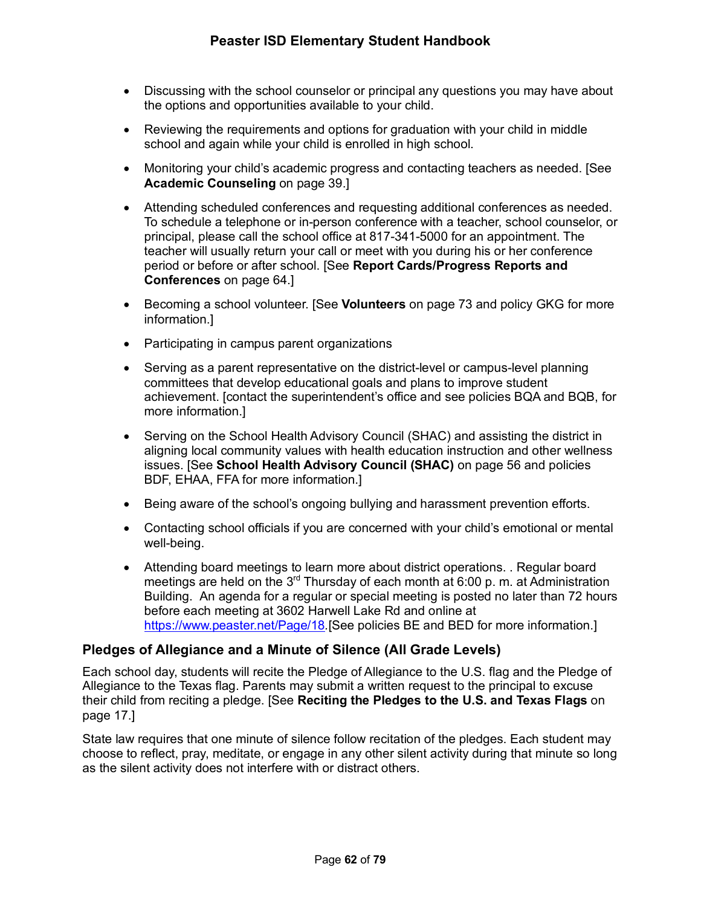- Discussing with the school counselor or principal any questions you may have about the options and opportunities available to your child.
- Reviewing the requirements and options for graduation with your child in middle school and again while your child is enrolled in high school.
- Monitoring your child's academic progress and contacting teachers as needed. [See **Academic Counseling** on page 39.]
- Attending scheduled conferences and requesting additional conferences as needed. To schedule a telephone or in-person conference with a teacher, school counselor, or principal, please call the school office at 817-341-5000 for an appointment. The teacher will usually return your call or meet with you during his or her conference period or before or after school. [See **Report Cards/Progress Reports and Conferences** on page 64.]
- Becoming a school volunteer. [See **Volunteers** on page 73 and policy GKG for more information.]
- Participating in campus parent organizations
- Serving as a parent representative on the district-level or campus-level planning committees that develop educational goals and plans to improve student achievement. [contact the superintendent's office and see policies BQA and BQB, for more information.]
- Serving on the School Health Advisory Council (SHAC) and assisting the district in aligning local community values with health education instruction and other wellness issues. [See **School Health Advisory Council (SHAC)** on page 56 and policies BDF, EHAA, FFA for more information.]
- Being aware of the school's ongoing bullying and harassment prevention efforts.
- Contacting school officials if you are concerned with your child's emotional or mental well-being.
- Attending board meetings to learn more about district operations. . Regular board meetings are held on the 3rd Thursday of each month at 6:00 p. m. at Administration Building.  An agenda for a regular or special meeting is posted no later than 72 hours before each meeting at 3602 Harwell Lake Rd and online at https://www.peaster.net/Page/18.[See policies BE and BED for more information.]

## Pledges of Allegiance and a Minute of Silence (All Grade Levels)

Each school day, students will recite the Pledge of Allegiance to the U.S. flag and the Pledge of Allegiance to the Texas flag. Parents may submit a written request to the principal to excuse their child from reciting a pledge. [See **Reciting the Pledges to the U.S. and Texas Flags** on page 17.]

State law requires that one minute of silence follow recitation of the pledges. Each student may choose to reflect, pray, meditate, or engage in any other silent activity during that minute so long as the silent activity does not interfere with or distract others.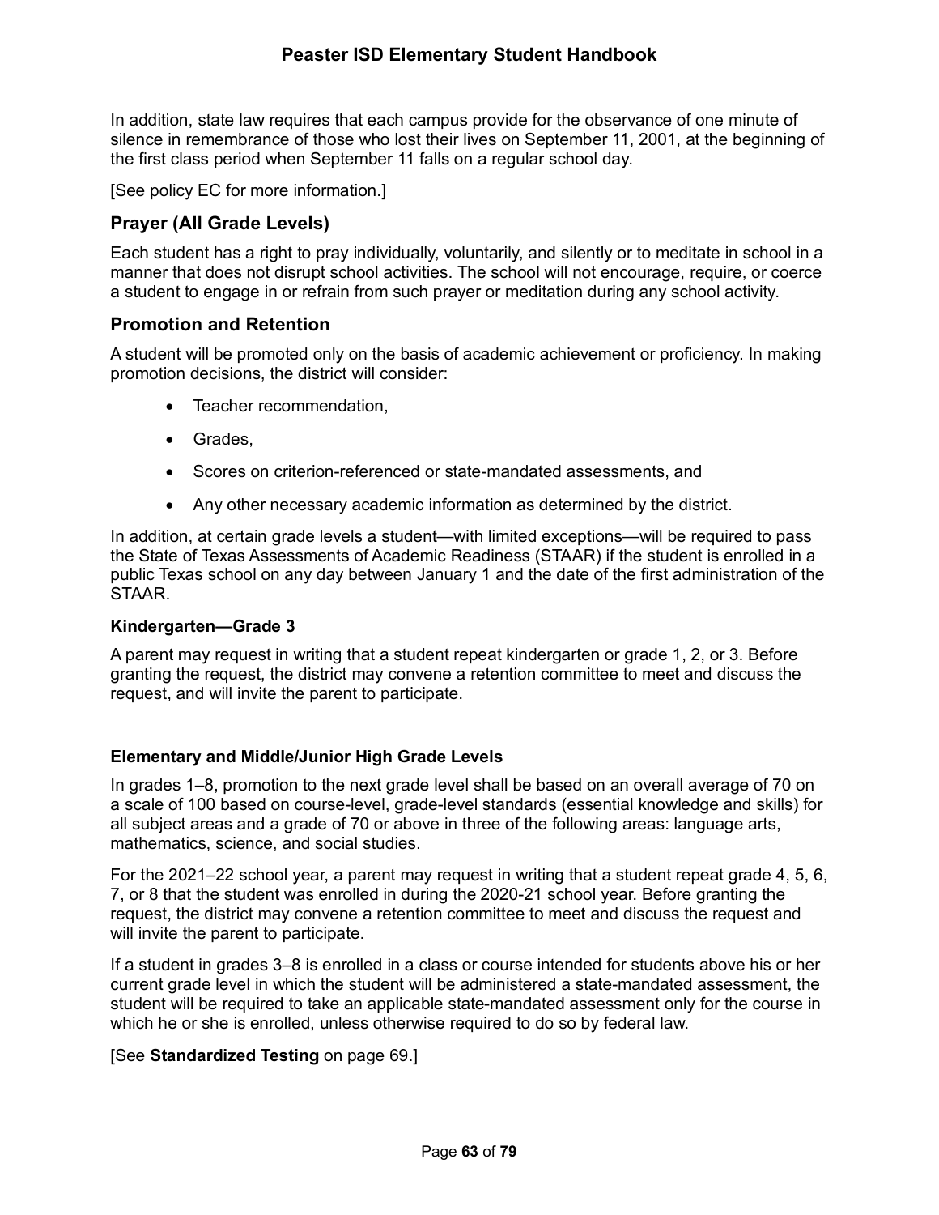In addition, state law requires that each campus provide for the observance of one minute of silence in remembrance of those who lost their lives on September 11, 2001, at the beginning of the first class period when September 11 falls on a regular school day.

[See policy EC for more information.]

## Prayer (All Grade Levels)

Each student has a right to pray individually, voluntarily, and silently or to meditate in school in a manner that does not disrupt school activities. The school will not encourage, require, or coerce a student to engage in or refrain from such prayer or meditation during any school activity.

## Promotion and Retention

A student will be promoted only on the basis of academic achievement or proficiency. In making promotion decisions, the district will consider:

- Teacher recommendation,
- Grades,
- Scores on criterion-referenced or state-mandated assessments, and
- Any other necessary academic information as determined by the district.

In addition, at certain grade levels a student—with limited exceptions—will be required to pass the State of Texas Assessments of Academic Readiness (STAAR) if the student is enrolled in a public Texas school on any day between January 1 and the date of the first administration of the STAAR.

### Kindergarten—Grade 3

A parent may request in writing that a student repeat kindergarten or grade 1, 2, or 3. Before granting the request, the district may convene a retention committee to meet and discuss the request, and will invite the parent to participate.

### Elementary and Middle/Junior High Grade Levels

In grades 1–8, promotion to the next grade level shall be based on an overall average of 70 on a scale of 100 based on course-level, grade-level standards (essential knowledge and skills) for all subject areas and a grade of 70 or above in three of the following areas: language arts, mathematics, science, and social studies.

For the 2021–22 school year, a parent may request in writing that a student repeat grade 4, 5, 6, 7, or 8 that the student was enrolled in during the 2020-21 school year. Before granting the request, the district may convene a retention committee to meet and discuss the request and will invite the parent to participate.

If a student in grades 3–8 is enrolled in a class or course intended for students above his or her current grade level in which the student will be administered a state-mandated assessment, the student will be required to take an applicable state-mandated assessment only for the course in which he or she is enrolled, unless otherwise required to do so by federal law.

[See **Standardized Testing** on page 69.]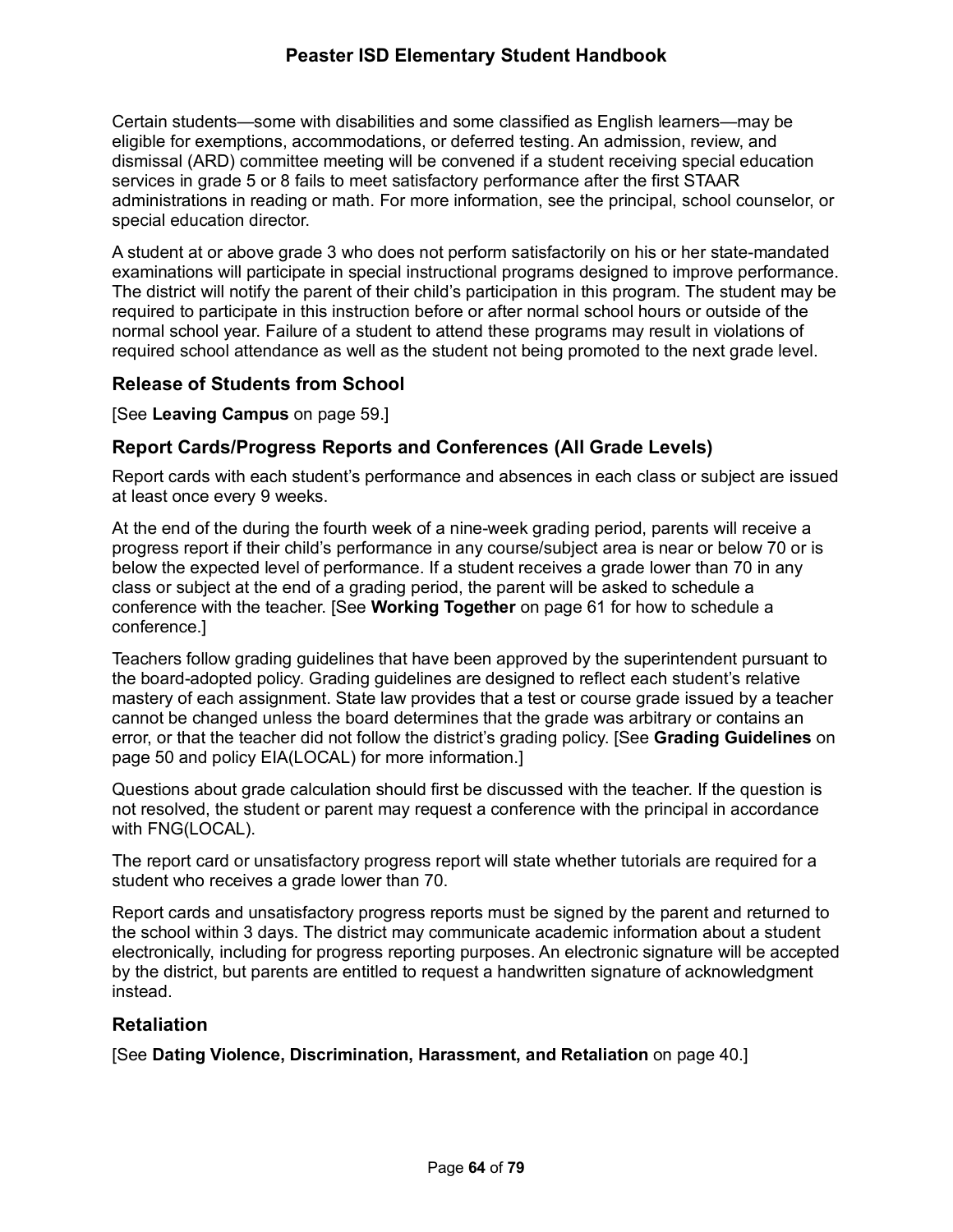Certain students—some with disabilities and some classified as English learners—may be eligible for exemptions, accommodations, or deferred testing. An admission, review, and dismissal (ARD) committee meeting will be convened if a student receiving special education services in grade 5 or 8 fails to meet satisfactory performance after the first STAAR administrations in reading or math. For more information, see the principal, school counselor, or special education director.

A student at or above grade 3 who does not perform satisfactorily on his or her state-mandated examinations will participate in special instructional programs designed to improve performance. The district will notify the parent of their child's participation in this program. The student may be required to participate in this instruction before or after normal school hours or outside of the normal school year. Failure of a student to attend these programs may result in violations of required school attendance as well as the student not being promoted to the next grade level.

### Release of Students from School

[See **Leaving Campus** on page 59.]

### Report Cards/Progress Reports and Conferences (All Grade Levels)

Report cards with each student's performance and absences in each class or subject are issued at least once every 9 weeks.

At the end of the during the fourth week of a nine-week grading period, parents will receive a progress report if their child's performance in any course/subject area is near or below 70 or is below the expected level of performance. If a student receives a grade lower than 70 in any class or subject at the end of a grading period, the parent will be asked to schedule a conference with the teacher. [See **Working Together** on page 61 for how to schedule a conference.]

Teachers follow grading guidelines that have been approved by the superintendent pursuant to the board-adopted policy. Grading guidelines are designed to reflect each student's relative mastery of each assignment. State law provides that a test or course grade issued by a teacher cannot be changed unless the board determines that the grade was arbitrary or contains an error, or that the teacher did not follow the district's grading policy. [See **Grading Guidelines** on page 50 and policy EIA(LOCAL) for more information.]

Questions about grade calculation should first be discussed with the teacher. If the question is not resolved, the student or parent may request a conference with the principal in accordance with FNG(LOCAL).

The report card or unsatisfactory progress report will state whether tutorials are required for a student who receives a grade lower than 70.

Report cards and unsatisfactory progress reports must be signed by the parent and returned to the school within 3 days. The district may communicate academic information about a student electronically, including for progress reporting purposes. An electronic signature will be accepted by the district, but parents are entitled to request a handwritten signature of acknowledgment instead.

### Retaliation

[See **Dating Violence, Discrimination, Harassment, and Retaliation** on page 40.]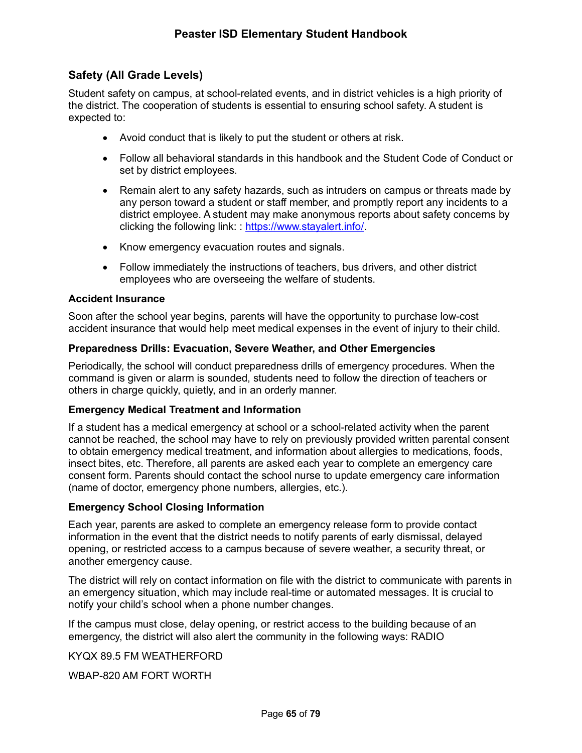## Safety (All Grade Levels)

Student safety on campus, at school-related events, and in district vehicles is a high priority of the district. The cooperation of students is essential to ensuring school safety. A student is expected to:

- Avoid conduct that is likely to put the student or others at risk.
- Follow all behavioral standards in this handbook and the Student Code of Conduct or set by district employees.
- Remain alert to any safety hazards, such as intruders on campus or threats made by any person toward a student or staff member, and promptly report any incidents to a district employee. A student may make anonymous reports about safety concerns by clicking the following link: : [https://www.stayalert.info/](https://www.stayalert.info/).
- Know emergency evacuation routes and signals.
- Follow immediately the instructions of teachers, bus drivers, and other district employees who are overseeing the welfare of students.

### Accident Insurance

Soon after the school year begins, parents will have the opportunity to purchase low-cost accident insurance that would help meet medical expenses in the event of injury to their child.

### Preparedness Drills: Evacuation, Severe Weather, and Other Emergencies

Periodically, the school will conduct preparedness drills of emergency procedures. When the command is given or alarm is sounded, students need to follow the direction of teachers or others in charge quickly, quietly, and in an orderly manner.

### Emergency Medical Treatment and Information

If a student has a medical emergency at school or a school-related activity when the parent cannot be reached, the school may have to rely on previously provided written parental consent to obtain emergency medical treatment, and information about allergies to medications, foods, insect bites, etc. Therefore, all parents are asked each year to complete an emergency care consent form. Parents should contact the school nurse to update emergency care information (name of doctor, emergency phone numbers, allergies, etc.).

### Emergency School Closing Information

Each year, parents are asked to complete an emergency release form to provide contact information in the event that the district needs to notify parents of early dismissal, delayed opening, or restricted access to a campus because of severe weather, a security threat, or another emergency cause.

The district will rely on contact information on file with the district to communicate with parents in an emergency situation, which may include real-time or automated messages. It is crucial to notify your child's school when a phone number changes.

If the campus must close, delay opening, or restrict access to the building because of an emergency, the district will also alert the community in the following ways: RADIO

KYQX 89.5 FM WEATHERFORD

WBAP-820 AM FORT WORTH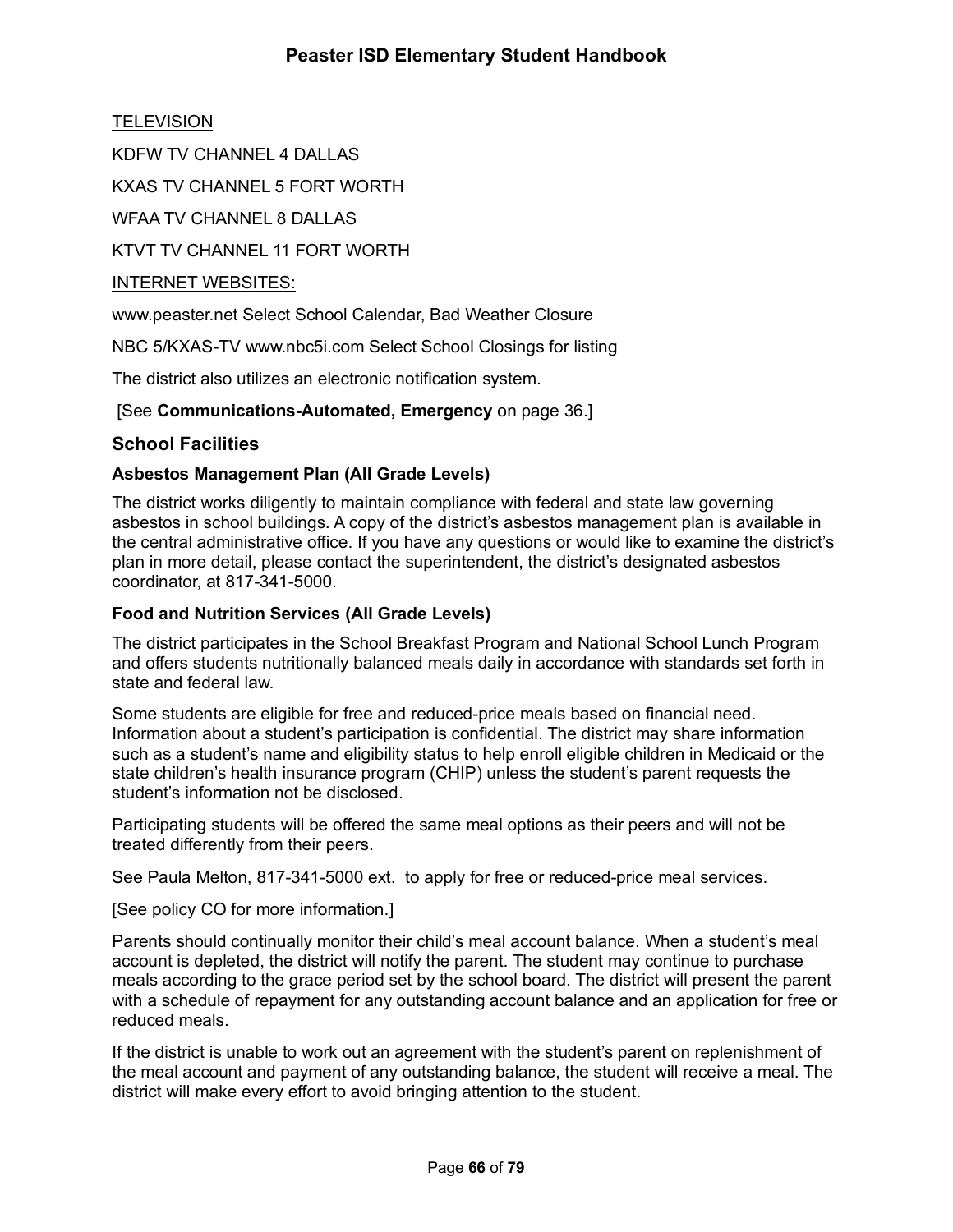TELEVISION

KDFW TV CHANNEL 4 DALLAS

KXAS TV CHANNEL 5 FORT WORTH

WFAA TV CHANNEL 8 DALLAS

KTVT TV CHANNEL 11 FORT WORTH

INTERNET WEBSITES:

www.peaster.net Select School Calendar, Bad Weather Closure

NBC 5/KXAS-TV www.nbc5i.com Select School Closings for listing

The district also utilizes an electronic notification system.

[See **Communications-Automated, Emergency** on page 36.]

## School Facilities

### Asbestos Management Plan (All Grade Levels)

The district works diligently to maintain compliance with federal and state law governing asbestos in school buildings. A copy of the district's asbestos management plan is available in the central administrative office. If you have any questions or would like to examine the district's plan in more detail, please contact the superintendent, the district's designated asbestos coordinator, at 817-341-5000.

### Food and Nutrition Services (All Grade Levels)

The district participates in the School Breakfast Program and National School Lunch Program and offers students nutritionally balanced meals daily in accordance with standards set forth in state and federal law.

Some students are eligible for free and reduced-price meals based on financial need. Information about a student's participation is confidential. The district may share information such as a student's name and eligibility status to help enroll eligible children in Medicaid or the state children's health insurance program (CHIP) unless the student's parent requests the student's information not be disclosed.

Participating students will be offered the same meal options as their peers and will not be treated differently from their peers.

See Paula Melton, 817-341-5000 ext. to apply for free or reduced-price meal services.

[See policy CO for more information.]

Parents should continually monitor their child's meal account balance. When a student's meal account is depleted, the district will notify the parent. The student may continue to purchase meals according to the grace period set by the school board. The district will present the parent with a schedule of repayment for any outstanding account balance and an application for free or reduced meals.

If the district is unable to work out an agreement with the student's parent on replenishment of the meal account and payment of any outstanding balance, the student will receive a meal. The district will make every effort to avoid bringing attention to the student.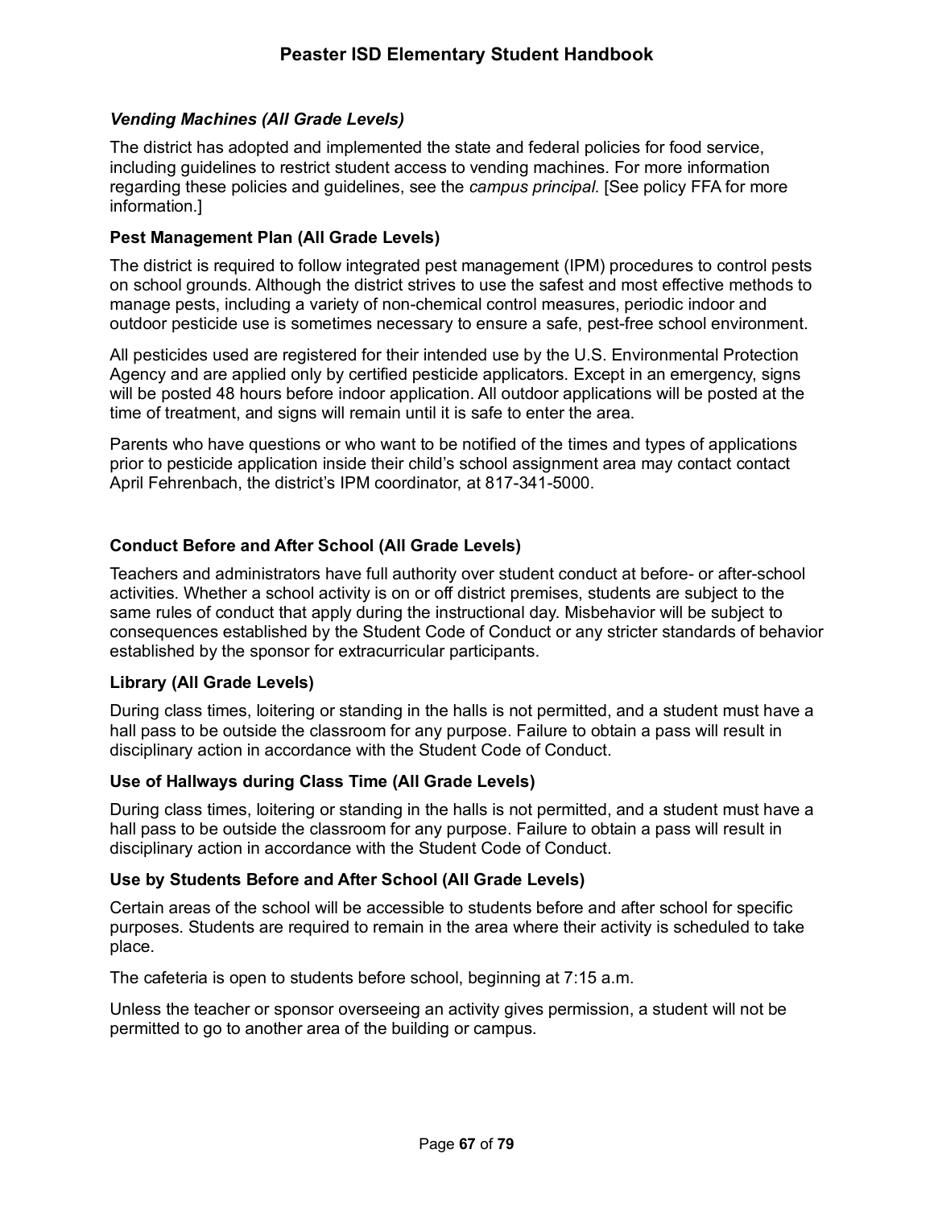*Vending Machines (All Grade Levels)*

The district has adopted and implemented the state and federal policies for food service, including guidelines to restrict student access to vending machines. For more information regarding these policies and guidelines, see the *campus principal.* [See policy FFA for more information.]

### Pest Management Plan (All Grade Levels)

The district is required to follow integrated pest management (IPM) procedures to control pests on school grounds. Although the district strives to use the safest and most effective methods to manage pests, including a variety of non-chemical control measures, periodic indoor and outdoor pesticide use is sometimes necessary to ensure a safe, pest-free school environment.

All pesticides used are registered for their intended use by the U.S. Environmental Protection Agency and are applied only by certified pesticide applicators. Except in an emergency, signs will be posted 48 hours before indoor application. All outdoor applications will be posted at the time of treatment, and signs will remain until it is safe to enter the area.

Parents who have questions or who want to be notified of the times and types of applications prior to pesticide application inside their child's school assignment area may contact contact April Fehrenbach, the district's IPM coordinator, at 817-341-5000.

### Conduct Before and After School (All Grade Levels)

Teachers and administrators have full authority over student conduct at before- or after-school activities. Whether a school activity is on or off district premises, students are subject to the same rules of conduct that apply during the instructional day. Misbehavior will be subject to consequences established by the Student Code of Conduct or any stricter standards of behavior established by the sponsor for extracurricular participants.

### Library (All Grade Levels)

During class times, loitering or standing in the halls is not permitted, and a student must have a hall pass to be outside the classroom for any purpose. Failure to obtain a pass will result in disciplinary action in accordance with the Student Code of Conduct.

### Use of Hallways during Class Time (All Grade Levels)

During class times, loitering or standing in the halls is not permitted, and a student must have a hall pass to be outside the classroom for any purpose. Failure to obtain a pass will result in disciplinary action in accordance with the Student Code of Conduct.

### Use by Students Before and After School (All Grade Levels)

Certain areas of the school will be accessible to students before and after school for specific purposes. Students are required to remain in the area where their activity is scheduled to take place.

The cafeteria is open to students before school, beginning at 7:15 a.m.

Unless the teacher or sponsor overseeing an activity gives permission, a student will not be permitted to go to another area of the building or campus.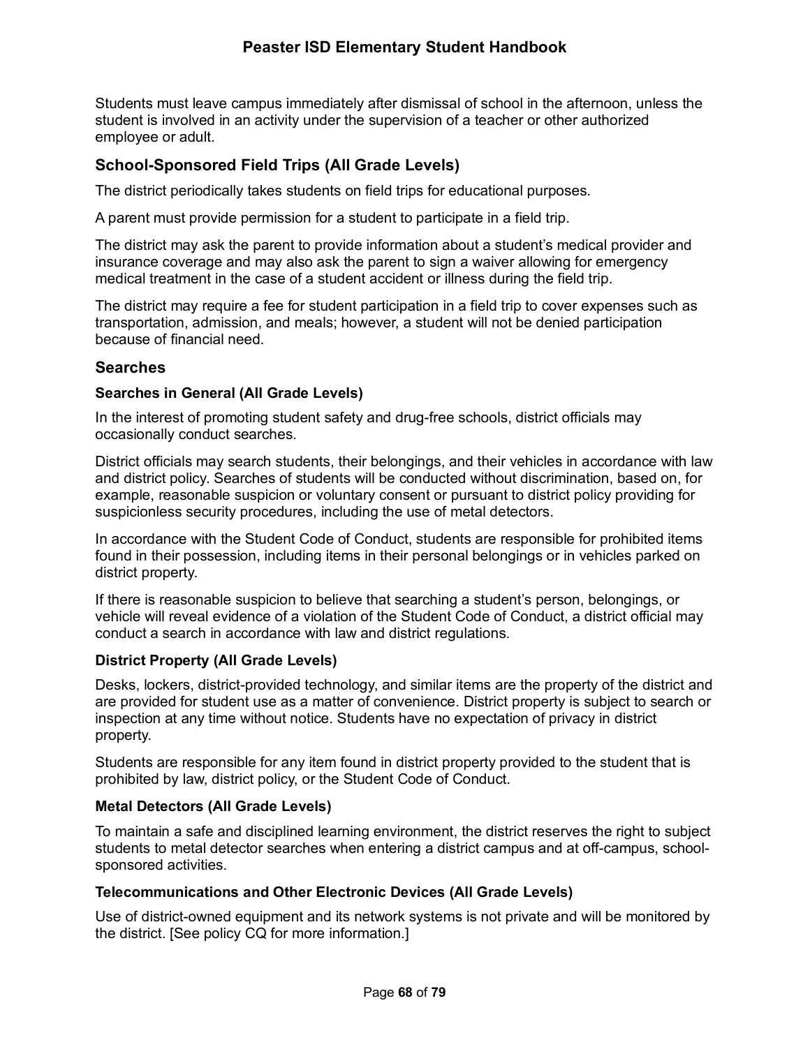Students must leave campus immediately after dismissal of school in the afternoon, unless the student is involved in an activity under the supervision of a teacher or other authorized employee or adult.

## School-Sponsored Field Trips (All Grade Levels)

The district periodically takes students on field trips for educational purposes.

A parent must provide permission for a student to participate in a field trip.

The district may ask the parent to provide information about a student's medical provider and insurance coverage and may also ask the parent to sign a waiver allowing for emergency medical treatment in the case of a student accident or illness during the field trip.

The district may require a fee for student participation in a field trip to cover expenses such as transportation, admission, and meals; however, a student will not be denied participation because of financial need.

## Searches

### Searches in General (All Grade Levels)

In the interest of promoting student safety and drug-free schools, district officials may occasionally conduct searches.

District officials may search students, their belongings, and their vehicles in accordance with law and district policy. Searches of students will be conducted without discrimination, based on, for example, reasonable suspicion or voluntary consent or pursuant to district policy providing for suspicionless security procedures, including the use of metal detectors.

In accordance with the Student Code of Conduct, students are responsible for prohibited items found in their possession, including items in their personal belongings or in vehicles parked on district property.

If there is reasonable suspicion to believe that searching a student's person, belongings, or vehicle will reveal evidence of a violation of the Student Code of Conduct, a district official may conduct a search in accordance with law and district regulations.

### District Property (All Grade Levels)

Desks, lockers, district-provided technology, and similar items are the property of the district and are provided for student use as a matter of convenience. District property is subject to search or inspection at any time without notice. Students have no expectation of privacy in district property.

Students are responsible for any item found in district property provided to the student that is prohibited by law, district policy, or the Student Code of Conduct.

### Metal Detectors (All Grade Levels)

To maintain a safe and disciplined learning environment, the district reserves the right to subject students to metal detector searches when entering a district campus and at off-campus, school-sponsored activities.

### Telecommunications and Other Electronic Devices (All Grade Levels)

Use of district-owned equipment and its network systems is not private and will be monitored by the district. [See policy CQ for more information.]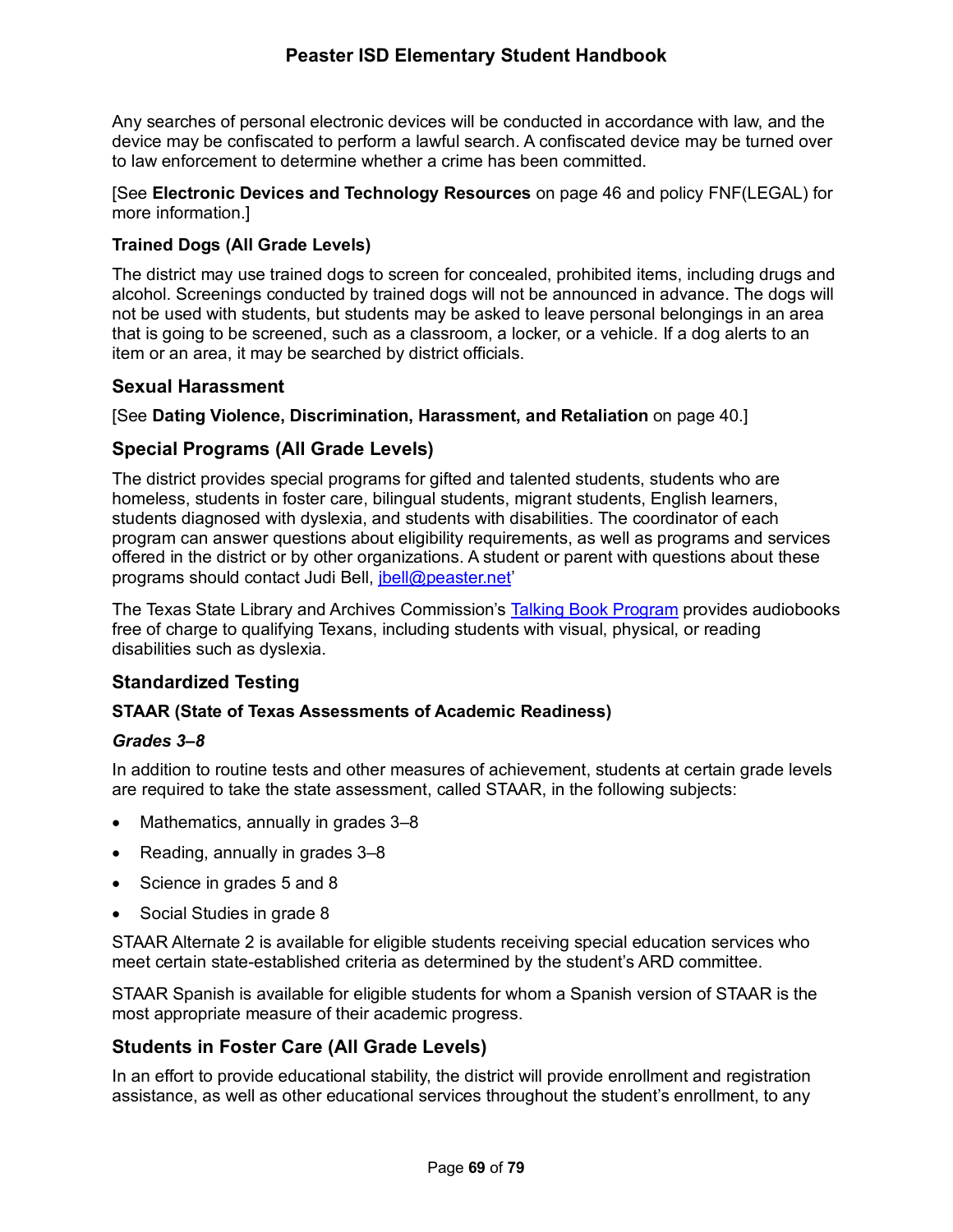Any searches of personal electronic devices will be conducted in accordance with law, and the device may be confiscated to perform a lawful search. A confiscated device may be turned over to law enforcement to determine whether a crime has been committed.

[See **Electronic Devices and Technology Resources** on page 46 and policy FNF(LEGAL) for more information.]

### Trained Dogs (All Grade Levels)

The district may use trained dogs to screen for concealed, prohibited items, including drugs and alcohol. Screenings conducted by trained dogs will not be announced in advance. The dogs will not be used with students, but students may be asked to leave personal belongings in an area that is going to be screened, such as a classroom, a locker, or a vehicle. If a dog alerts to an item or an area, it may be searched by district officials.

## Sexual Harassment

[See **Dating Violence, Discrimination, Harassment, and Retaliation** on page 40.]

## Special Programs (All Grade Levels)

The district provides special programs for gifted and talented students, students who are homeless, students in foster care, bilingual students, migrant students, English learners, students diagnosed with dyslexia, and students with disabilities. The coordinator of each program can answer questions about eligibility requirements, as well as programs and services offered in the district or by other organizations. A student or parent with questions about these programs should contact Judi Bell, jbell@peaster.net'

The Texas State Library and Archives Commission's Talking Book Program provides audiobooks free of charge to qualifying Texans, including students with visual, physical, or reading disabilities such as dyslexia.

## Standardized Testing

### STAAR (State of Texas Assessments of Academic Readiness)

#### *Grades 3–8*

In addition to routine tests and other measures of achievement, students at certain grade levels are required to take the state assessment, called STAAR, in the following subjects:

- Mathematics, annually in grades 3–8
- Reading, annually in grades 3–8
- Science in grades 5 and 8
- Social Studies in grade 8

STAAR Alternate 2 is available for eligible students receiving special education services who meet certain state-established criteria as determined by the student's ARD committee.

STAAR Spanish is available for eligible students for whom a Spanish version of STAAR is the most appropriate measure of their academic progress.

## Students in Foster Care (All Grade Levels)

In an effort to provide educational stability, the district will provide enrollment and registration assistance, as well as other educational services throughout the student's enrollment, to any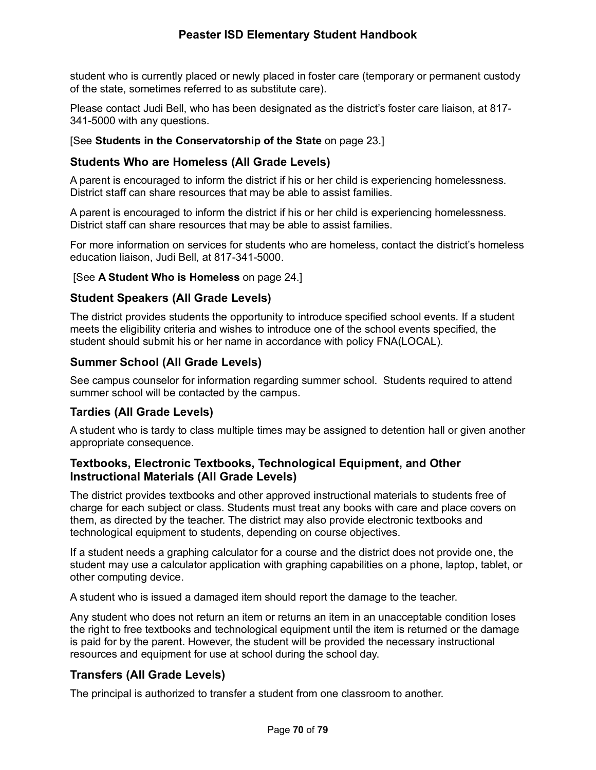student who is currently placed or newly placed in foster care (temporary or permanent custody of the state, sometimes referred to as substitute care).

Please contact Judi Bell, who has been designated as the district's foster care liaison, at 817-341-5000 with any questions.

[See **Students in the Conservatorship of the State** on page 23.]

### Students Who are Homeless (All Grade Levels)

A parent is encouraged to inform the district if his or her child is experiencing homelessness. District staff can share resources that may be able to assist families.

A parent is encouraged to inform the district if his or her child is experiencing homelessness. District staff can share resources that may be able to assist families.

For more information on services for students who are homeless, contact the district's homeless education liaison, Judi Bell, at 817-341-5000.

[See **A Student Who is Homeless** on page 24.]

### Student Speakers (All Grade Levels)

The district provides students the opportunity to introduce specified school events. If a student meets the eligibility criteria and wishes to introduce one of the school events specified, the student should submit his or her name in accordance with policy FNA(LOCAL).

### Summer School (All Grade Levels)

See campus counselor for information regarding summer school. Students required to attend summer school will be contacted by the campus.

### Tardies (All Grade Levels)

A student who is tardy to class multiple times may be assigned to detention hall or given another appropriate consequence.

### Textbooks, Electronic Textbooks, Technological Equipment, and Other Instructional Materials (All Grade Levels)

The district provides textbooks and other approved instructional materials to students free of charge for each subject or class. Students must treat any books with care and place covers on them, as directed by the teacher. The district may also provide electronic textbooks and technological equipment to students, depending on course objectives.

If a student needs a graphing calculator for a course and the district does not provide one, the student may use a calculator application with graphing capabilities on a phone, laptop, tablet, or other computing device.

A student who is issued a damaged item should report the damage to the teacher.

Any student who does not return an item or returns an item in an unacceptable condition loses the right to free textbooks and technological equipment until the item is returned or the damage is paid for by the parent. However, the student will be provided the necessary instructional resources and equipment for use at school during the school day.

### Transfers (All Grade Levels)

The principal is authorized to transfer a student from one classroom to another.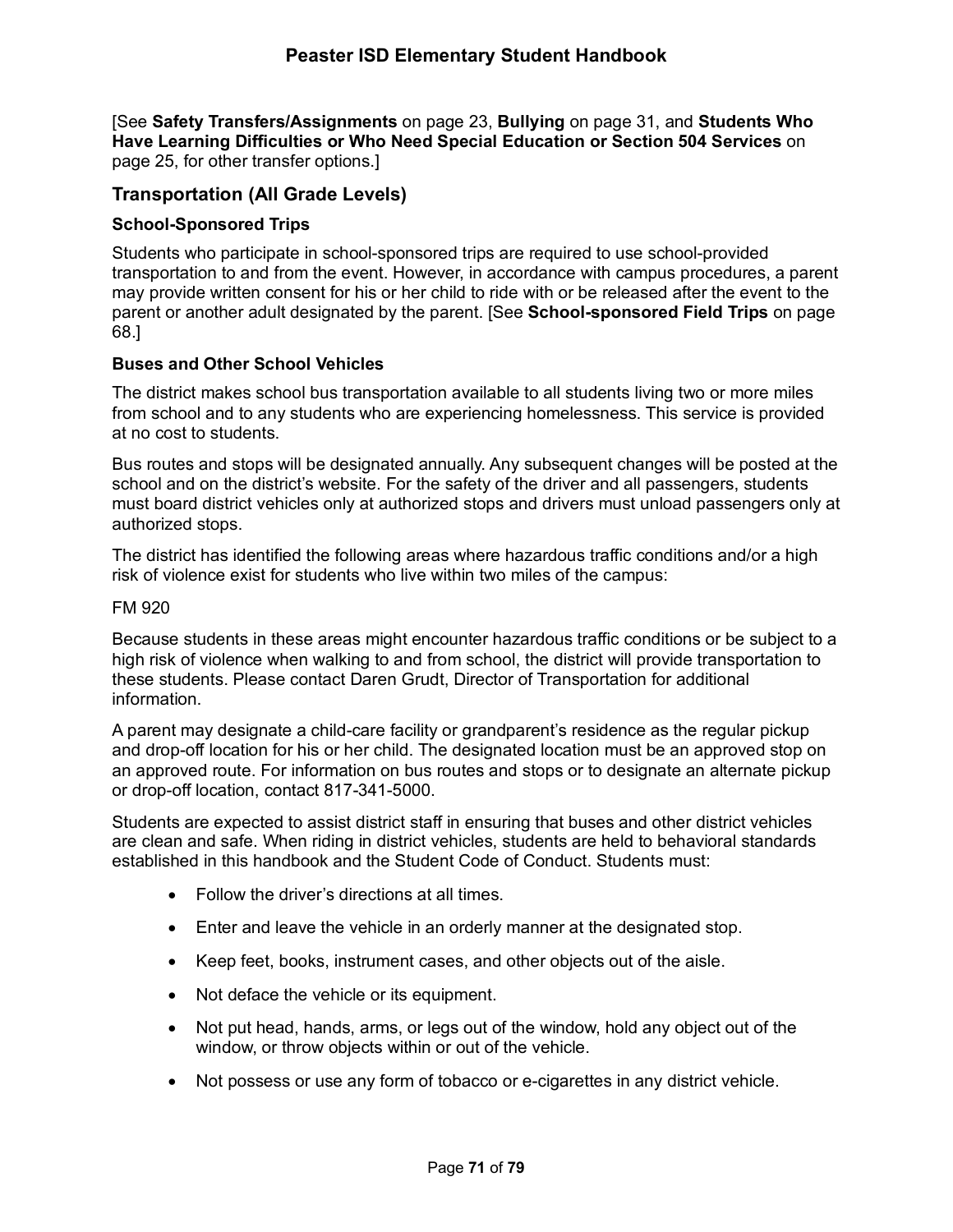[See **Safety Transfers/Assignments** on page 23, **Bullying** on page 31, and **Students Who Have Learning Difficulties or Who Need Special Education or Section 504 Services** on page 25, for other transfer options.]

## Transportation (All Grade Levels)

### School-Sponsored Trips

Students who participate in school-sponsored trips are required to use school-provided transportation to and from the event. However, in accordance with campus procedures, a parent may provide written consent for his or her child to ride with or be released after the event to the parent or another adult designated by the parent. [See **School-sponsored Field Trips** on page 68.]

### Buses and Other School Vehicles

The district makes school bus transportation available to all students living two or more miles from school and to any students who are experiencing homelessness. This service is provided at no cost to students.

Bus routes and stops will be designated annually. Any subsequent changes will be posted at the school and on the district's website. For the safety of the driver and all passengers, students must board district vehicles only at authorized stops and drivers must unload passengers only at authorized stops.

The district has identified the following areas where hazardous traffic conditions and/or a high risk of violence exist for students who live within two miles of the campus:

FM 920

Because students in these areas might encounter hazardous traffic conditions or be subject to a high risk of violence when walking to and from school, the district will provide transportation to these students. Please contact Daren Grudt, Director of Transportation for additional information.

A parent may designate a child-care facility or grandparent's residence as the regular pickup and drop-off location for his or her child. The designated location must be an approved stop on an approved route. For information on bus routes and stops or to designate an alternate pickup or drop-off location, contact 817-341-5000.

Students are expected to assist district staff in ensuring that buses and other district vehicles are clean and safe. When riding in district vehicles, students are held to behavioral standards established in this handbook and the Student Code of Conduct. Students must:

- Follow the driver's directions at all times.
- Enter and leave the vehicle in an orderly manner at the designated stop.
- Keep feet, books, instrument cases, and other objects out of the aisle.
- Not deface the vehicle or its equipment.
- Not put head, hands, arms, or legs out of the window, hold any object out of the window, or throw objects within or out of the vehicle.
- Not possess or use any form of tobacco or e-cigarettes in any district vehicle.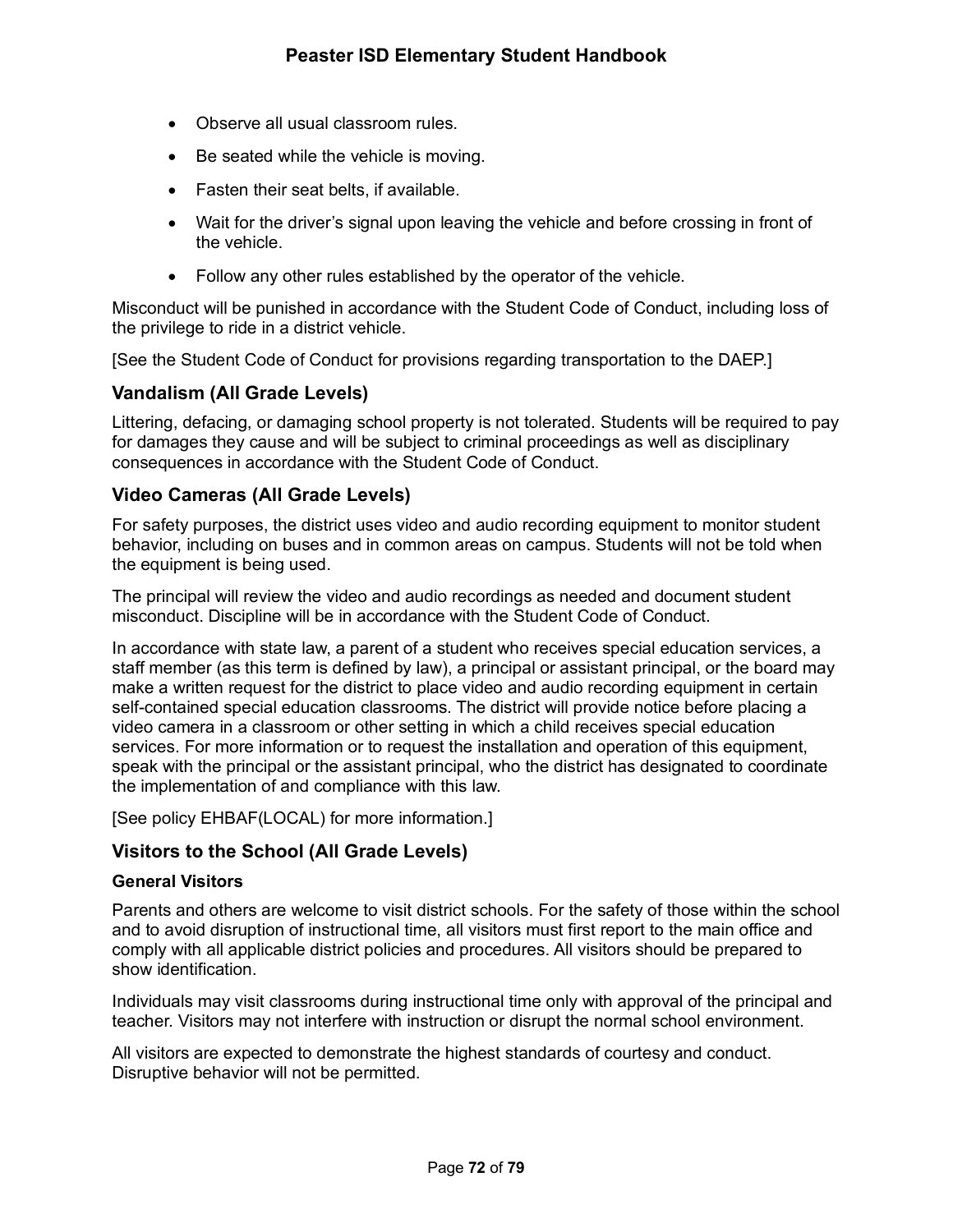- Observe all usual classroom rules.
- Be seated while the vehicle is moving.
- Fasten their seat belts, if available.
- Wait for the driver's signal upon leaving the vehicle and before crossing in front of the vehicle.
- Follow any other rules established by the operator of the vehicle.

Misconduct will be punished in accordance with the Student Code of Conduct, including loss of the privilege to ride in a district vehicle.

[See the Student Code of Conduct for provisions regarding transportation to the DAEP.]

## Vandalism (All Grade Levels)

Littering, defacing, or damaging school property is not tolerated. Students will be required to pay for damages they cause and will be subject to criminal proceedings as well as disciplinary consequences in accordance with the Student Code of Conduct.

## Video Cameras (All Grade Levels)

For safety purposes, the district uses video and audio recording equipment to monitor student behavior, including on buses and in common areas on campus. Students will not be told when the equipment is being used.

The principal will review the video and audio recordings as needed and document student misconduct. Discipline will be in accordance with the Student Code of Conduct.

In accordance with state law, a parent of a student who receives special education services, a staff member (as this term is defined by law), a principal or assistant principal, or the board may make a written request for the district to place video and audio recording equipment in certain self-contained special education classrooms. The district will provide notice before placing a video camera in a classroom or other setting in which a child receives special education services. For more information or to request the installation and operation of this equipment, speak with the principal or the assistant principal, who the district has designated to coordinate the implementation of and compliance with this law.

[See policy EHBAF(LOCAL) for more information.]

## Visitors to the School (All Grade Levels)

### General Visitors

Parents and others are welcome to visit district schools. For the safety of those within the school and to avoid disruption of instructional time, all visitors must first report to the main office and comply with all applicable district policies and procedures. All visitors should be prepared to show identification.

Individuals may visit classrooms during instructional time only with approval of the principal and teacher. Visitors may not interfere with instruction or disrupt the normal school environment.

All visitors are expected to demonstrate the highest standards of courtesy and conduct. Disruptive behavior will not be permitted.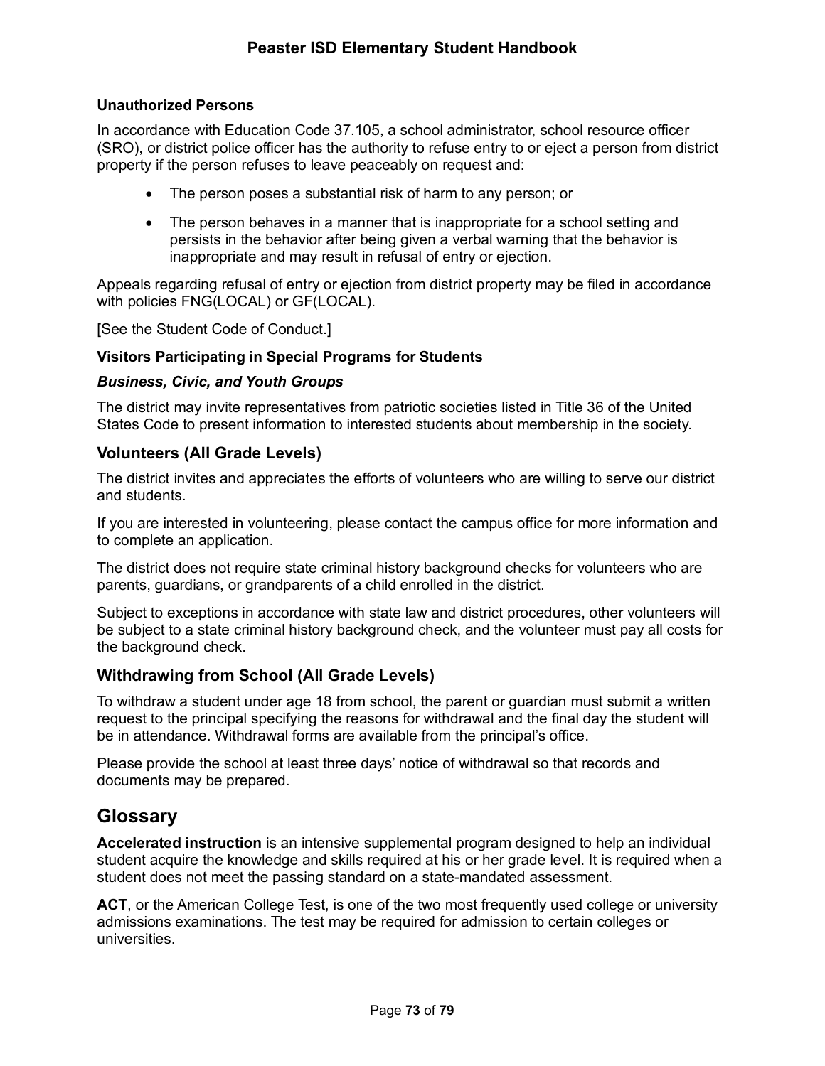#### Unauthorized Persons

In accordance with Education Code 37.105, a school administrator, school resource officer (SRO), or district police officer has the authority to refuse entry to or eject a person from district property if the person refuses to leave peaceably on request and:

- The person poses a substantial risk of harm to any person; or
- The person behaves in a manner that is inappropriate for a school setting and persists in the behavior after being given a verbal warning that the behavior is inappropriate and may result in refusal of entry or ejection.

Appeals regarding refusal of entry or ejection from district property may be filed in accordance with policies FNG(LOCAL) or GF(LOCAL).

[See the Student Code of Conduct.]

#### Visitors Participating in Special Programs for Students

***Business, Civic, and Youth Groups***

The district may invite representatives from patriotic societies listed in Title 36 of the United States Code to present information to interested students about membership in the society.

### Volunteers (All Grade Levels)

The district invites and appreciates the efforts of volunteers who are willing to serve our district and students.

If you are interested in volunteering, please contact the campus office for more information and to complete an application.

The district does not require state criminal history background checks for volunteers who are parents, guardians, or grandparents of a child enrolled in the district.

Subject to exceptions in accordance with state law and district procedures, other volunteers will be subject to a state criminal history background check, and the volunteer must pay all costs for the background check.

### Withdrawing from School (All Grade Levels)

To withdraw a student under age 18 from school, the parent or guardian must submit a written request to the principal specifying the reasons for withdrawal and the final day the student will be in attendance. Withdrawal forms are available from the principal's office.

Please provide the school at least three days' notice of withdrawal so that records and documents may be prepared.

## Glossary

**Accelerated instruction** is an intensive supplemental program designed to help an individual student acquire the knowledge and skills required at his or her grade level. It is required when a student does not meet the passing standard on a state-mandated assessment.

**ACT**, or the American College Test, is one of the two most frequently used college or university admissions examinations. The test may be required for admission to certain colleges or universities.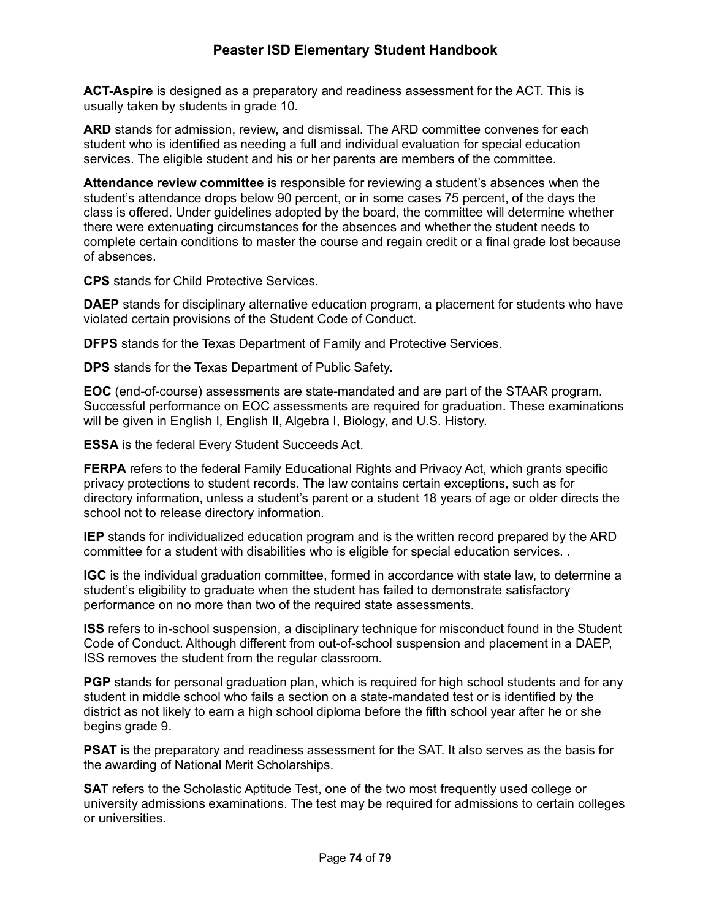**ACT-Aspire** is designed as a preparatory and readiness assessment for the ACT. This is usually taken by students in grade 10.

**ARD** stands for admission, review, and dismissal. The ARD committee convenes for each student who is identified as needing a full and individual evaluation for special education services. The eligible student and his or her parents are members of the committee.

**Attendance review committee** is responsible for reviewing a student's absences when the student's attendance drops below 90 percent, or in some cases 75 percent, of the days the class is offered. Under guidelines adopted by the board, the committee will determine whether there were extenuating circumstances for the absences and whether the student needs to complete certain conditions to master the course and regain credit or a final grade lost because of absences.

**CPS** stands for Child Protective Services.

**DAEP** stands for disciplinary alternative education program, a placement for students who have violated certain provisions of the Student Code of Conduct.

**DFPS** stands for the Texas Department of Family and Protective Services.

**DPS** stands for the Texas Department of Public Safety.

**EOC** (end-of-course) assessments are state-mandated and are part of the STAAR program. Successful performance on EOC assessments are required for graduation. These examinations will be given in English I, English II, Algebra I, Biology, and U.S. History.

**ESSA** is the federal Every Student Succeeds Act.

**FERPA** refers to the federal Family Educational Rights and Privacy Act, which grants specific privacy protections to student records. The law contains certain exceptions, such as for directory information, unless a student's parent or a student 18 years of age or older directs the school not to release directory information.

**IEP** stands for individualized education program and is the written record prepared by the ARD committee for a student with disabilities who is eligible for special education services. .

**IGC** is the individual graduation committee, formed in accordance with state law, to determine a student's eligibility to graduate when the student has failed to demonstrate satisfactory performance on no more than two of the required state assessments.

**ISS** refers to in-school suspension, a disciplinary technique for misconduct found in the Student Code of Conduct. Although different from out-of-school suspension and placement in a DAEP, ISS removes the student from the regular classroom.

**PGP** stands for personal graduation plan, which is required for high school students and for any student in middle school who fails a section on a state-mandated test or is identified by the district as not likely to earn a high school diploma before the fifth school year after he or she begins grade 9.

**PSAT** is the preparatory and readiness assessment for the SAT. It also serves as the basis for the awarding of National Merit Scholarships.

**SAT** refers to the Scholastic Aptitude Test, one of the two most frequently used college or university admissions examinations. The test may be required for admissions to certain colleges or universities.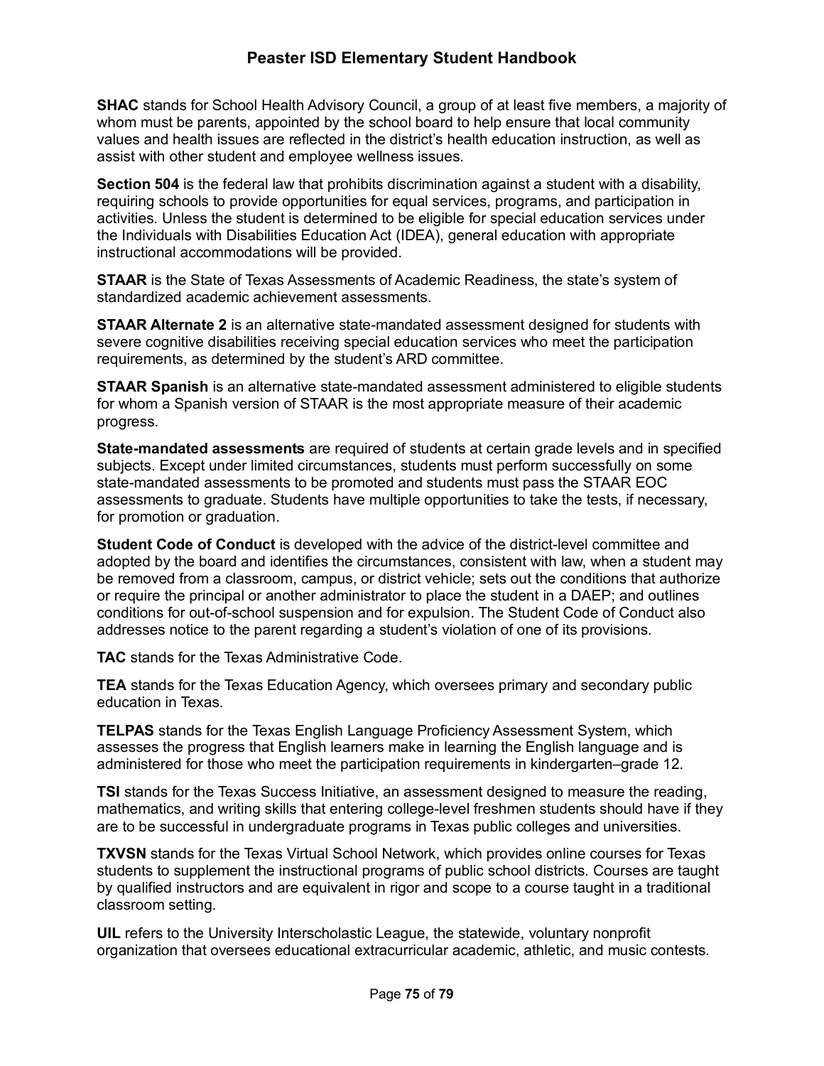**SHAC** stands for School Health Advisory Council, a group of at least five members, a majority of whom must be parents, appointed by the school board to help ensure that local community values and health issues are reflected in the district's health education instruction, as well as assist with other student and employee wellness issues.

**Section 504** is the federal law that prohibits discrimination against a student with a disability, requiring schools to provide opportunities for equal services, programs, and participation in activities. Unless the student is determined to be eligible for special education services under the Individuals with Disabilities Education Act (IDEA), general education with appropriate instructional accommodations will be provided.

**STAAR** is the State of Texas Assessments of Academic Readiness, the state's system of standardized academic achievement assessments.

**STAAR Alternate 2** is an alternative state-mandated assessment designed for students with severe cognitive disabilities receiving special education services who meet the participation requirements, as determined by the student's ARD committee.

**STAAR Spanish** is an alternative state-mandated assessment administered to eligible students for whom a Spanish version of STAAR is the most appropriate measure of their academic progress.

**State-mandated assessments** are required of students at certain grade levels and in specified subjects. Except under limited circumstances, students must perform successfully on some state-mandated assessments to be promoted and students must pass the STAAR EOC assessments to graduate. Students have multiple opportunities to take the tests, if necessary, for promotion or graduation.

**Student Code of Conduct** is developed with the advice of the district-level committee and adopted by the board and identifies the circumstances, consistent with law, when a student may be removed from a classroom, campus, or district vehicle; sets out the conditions that authorize or require the principal or another administrator to place the student in a DAEP; and outlines conditions for out-of-school suspension and for expulsion. The Student Code of Conduct also addresses notice to the parent regarding a student's violation of one of its provisions.

**TAC** stands for the Texas Administrative Code.

**TEA** stands for the Texas Education Agency, which oversees primary and secondary public education in Texas.

**TELPAS** stands for the Texas English Language Proficiency Assessment System, which assesses the progress that English learners make in learning the English language and is administered for those who meet the participation requirements in kindergarten–grade 12.

**TSI** stands for the Texas Success Initiative, an assessment designed to measure the reading, mathematics, and writing skills that entering college-level freshmen students should have if they are to be successful in undergraduate programs in Texas public colleges and universities.

**TXVSN** stands for the Texas Virtual School Network, which provides online courses for Texas students to supplement the instructional programs of public school districts. Courses are taught by qualified instructors and are equivalent in rigor and scope to a course taught in a traditional classroom setting.

**UIL** refers to the University Interscholastic League, the statewide, voluntary nonprofit organization that oversees educational extracurricular academic, athletic, and music contests.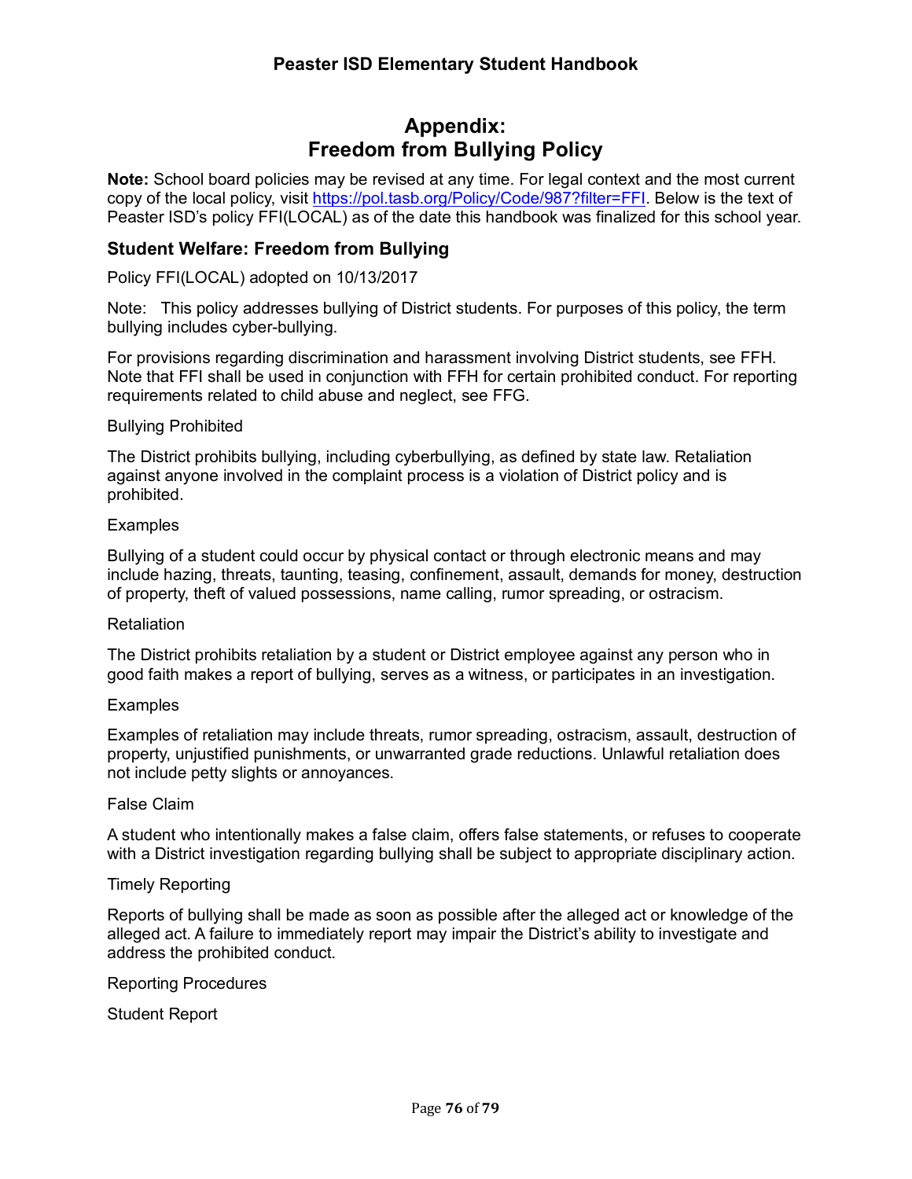# Appendix: Freedom from Bullying Policy

**Note:** School board policies may be revised at any time. For legal context and the most current copy of the local policy, visit [https://pol.tasb.org/Policy/Code/987?filter=FFI](https://pol.tasb.org/Policy/Code/987?filter=FFI). Below is the text of Peaster ISD's policy FFI(LOCAL) as of the date this handbook was finalized for this school year.

### Student Welfare: Freedom from Bullying

Policy FFI(LOCAL) adopted on 10/13/2017

Note: This policy addresses bullying of District students. For purposes of this policy, the term bullying includes cyber-bullying.

For provisions regarding discrimination and harassment involving District students, see FFH. Note that FFI shall be used in conjunction with FFH for certain prohibited conduct. For reporting requirements related to child abuse and neglect, see FFG.

Bullying Prohibited

The District prohibits bullying, including cyberbullying, as defined by state law. Retaliation against anyone involved in the complaint process is a violation of District policy and is prohibited.

Examples

Bullying of a student could occur by physical contact or through electronic means and may include hazing, threats, taunting, teasing, confinement, assault, demands for money, destruction of property, theft of valued possessions, name calling, rumor spreading, or ostracism.

Retaliation

The District prohibits retaliation by a student or District employee against any person who in good faith makes a report of bullying, serves as a witness, or participates in an investigation.

Examples

Examples of retaliation may include threats, rumor spreading, ostracism, assault, destruction of property, unjustified punishments, or unwarranted grade reductions. Unlawful retaliation does not include petty slights or annoyances.

False Claim

A student who intentionally makes a false claim, offers false statements, or refuses to cooperate with a District investigation regarding bullying shall be subject to appropriate disciplinary action.

Timely Reporting

Reports of bullying shall be made as soon as possible after the alleged act or knowledge of the alleged act. A failure to immediately report may impair the District's ability to investigate and address the prohibited conduct.

Reporting Procedures

Student Report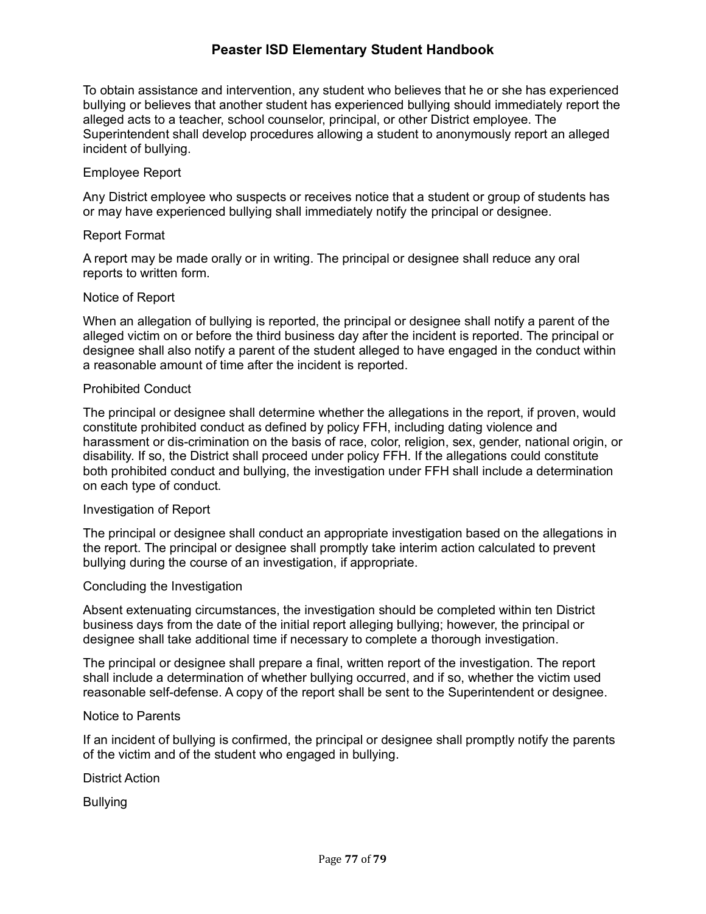To obtain assistance and intervention, any student who believes that he or she has experienced bullying or believes that another student has experienced bullying should immediately report the alleged acts to a teacher, school counselor, principal, or other District employee. The Superintendent shall develop procedures allowing a student to anonymously report an alleged incident of bullying.

Employee Report

Any District employee who suspects or receives notice that a student or group of students has or may have experienced bullying shall immediately notify the principal or designee.

Report Format

A report may be made orally or in writing. The principal or designee shall reduce any oral reports to written form.

Notice of Report

When an allegation of bullying is reported, the principal or designee shall notify a parent of the alleged victim on or before the third business day after the incident is reported. The principal or designee shall also notify a parent of the student alleged to have engaged in the conduct within a reasonable amount of time after the incident is reported.

Prohibited Conduct

The principal or designee shall determine whether the allegations in the report, if proven, would constitute prohibited conduct as defined by policy FFH, including dating violence and harassment or dis-crimination on the basis of race, color, religion, sex, gender, national origin, or disability. If so, the District shall proceed under policy FFH. If the allegations could constitute both prohibited conduct and bullying, the investigation under FFH shall include a determination on each type of conduct.

Investigation of Report

The principal or designee shall conduct an appropriate investigation based on the allegations in the report. The principal or designee shall promptly take interim action calculated to prevent bullying during the course of an investigation, if appropriate.

Concluding the Investigation

Absent extenuating circumstances, the investigation should be completed within ten District business days from the date of the initial report alleging bullying; however, the principal or designee shall take additional time if necessary to complete a thorough investigation.

The principal or designee shall prepare a final, written report of the investigation. The report shall include a determination of whether bullying occurred, and if so, whether the victim used reasonable self-defense. A copy of the report shall be sent to the Superintendent or designee.

Notice to Parents

If an incident of bullying is confirmed, the principal or designee shall promptly notify the parents of the victim and of the student who engaged in bullying.

District Action

Bullying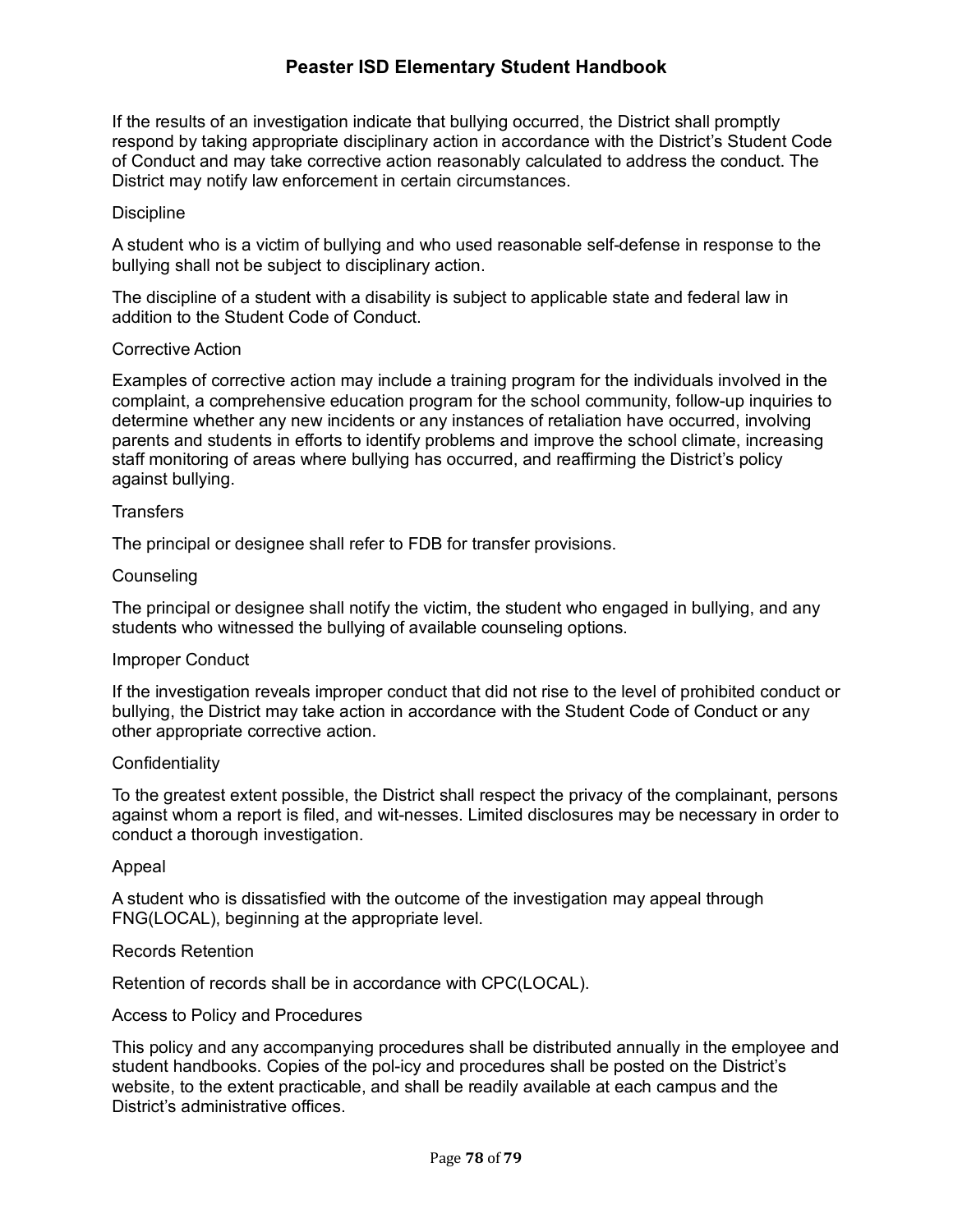If the results of an investigation indicate that bullying occurred, the District shall promptly respond by taking appropriate disciplinary action in accordance with the District's Student Code of Conduct and may take corrective action reasonably calculated to address the conduct. The District may notify law enforcement in certain circumstances.

### Discipline

A student who is a victim of bullying and who used reasonable self-defense in response to the bullying shall not be subject to disciplinary action.

The discipline of a student with a disability is subject to applicable state and federal law in addition to the Student Code of Conduct.

### Corrective Action

Examples of corrective action may include a training program for the individuals involved in the complaint, a comprehensive education program for the school community, follow-up inquiries to determine whether any new incidents or any instances of retaliation have occurred, involving parents and students in efforts to identify problems and improve the school climate, increasing staff monitoring of areas where bullying has occurred, and reaffirming the District's policy against bullying.

### Transfers

The principal or designee shall refer to FDB for transfer provisions.

### Counseling

The principal or designee shall notify the victim, the student who engaged in bullying, and any students who witnessed the bullying of available counseling options.

### Improper Conduct

If the investigation reveals improper conduct that did not rise to the level of prohibited conduct or bullying, the District may take action in accordance with the Student Code of Conduct or any other appropriate corrective action.

### Confidentiality

To the greatest extent possible, the District shall respect the privacy of the complainant, persons against whom a report is filed, and wit-nesses. Limited disclosures may be necessary in order to conduct a thorough investigation.

### Appeal

A student who is dissatisfied with the outcome of the investigation may appeal through FNG(LOCAL), beginning at the appropriate level.

### Records Retention

Retention of records shall be in accordance with CPC(LOCAL).

### Access to Policy and Procedures

This policy and any accompanying procedures shall be distributed annually in the employee and student handbooks. Copies of the pol-icy and procedures shall be posted on the District's website, to the extent practicable, and shall be readily available at each campus and the District's administrative offices.